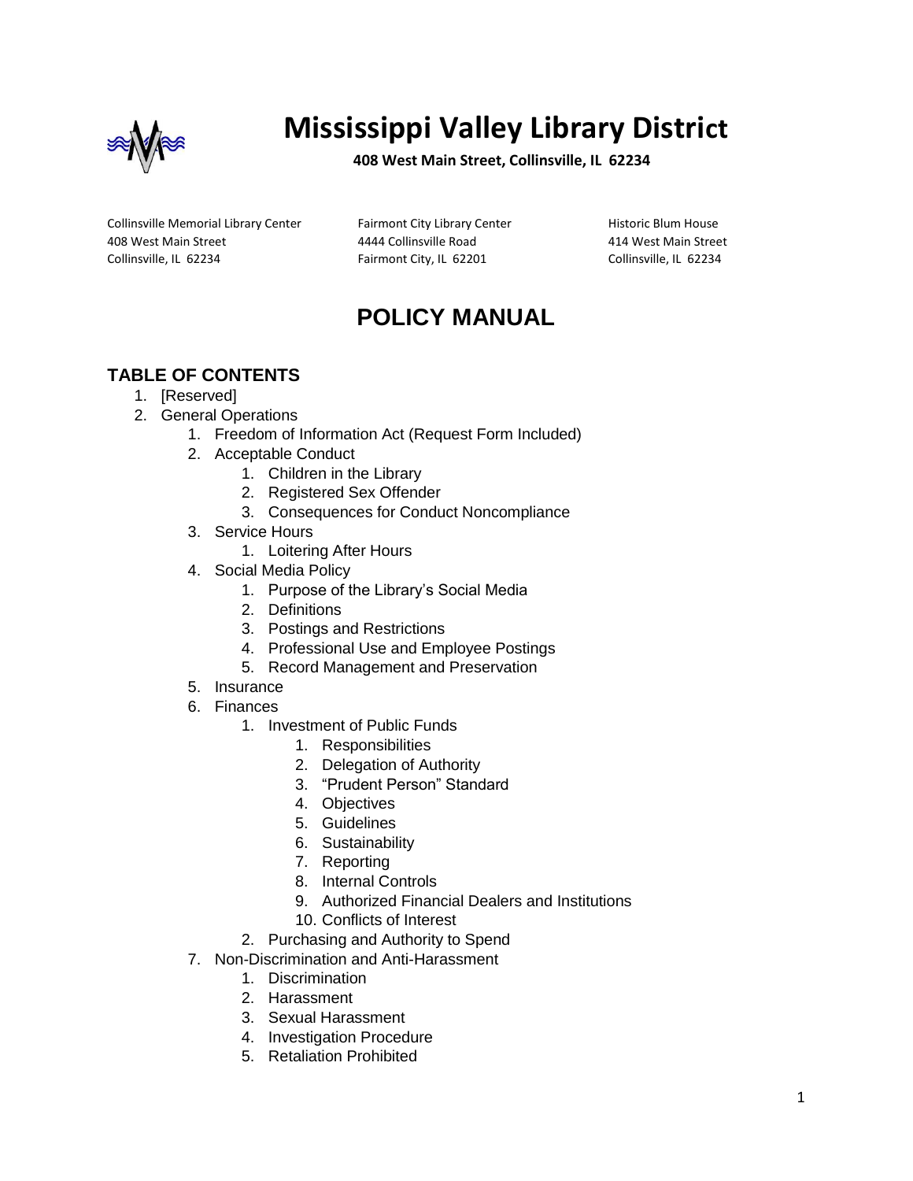# Mississippi Valley Library District

**408 West Main Street, Collinsville, IL 62234**

Collinsville Memorial Library Center
408 West Main Street
Collinsville, IL 62234

Fairmont City Library Center
4444 Collinsville Road
Fairmont City, IL 62201

Historic Blum House
414 West Main Street
Collinsville, IL 62234

# POLICY MANUAL

## TABLE OF CONTENTS

1. [Reserved]
2. General Operations
    1. Freedom of Information Act (Request Form Included)
    2. Acceptable Conduct
        1. Children in the Library
        2. Registered Sex Offender
        3. Consequences for Conduct Noncompliance
    3. Service Hours
        1. Loitering After Hours
    4. Social Media Policy
        1. Purpose of the Library's Social Media
        2. Definitions
        3. Postings and Restrictions
        4. Professional Use and Employee Postings
        5. Record Management and Preservation
    5. Insurance
    6. Finances
        1. Investment of Public Funds
            1. Responsibilities
            2. Delegation of Authority
            3. "Prudent Person" Standard
            4. Objectives
            5. Guidelines
            6. Sustainability
            7. Reporting
            8. Internal Controls
            9. Authorized Financial Dealers and Institutions
            10. Conflicts of Interest
        2. Purchasing and Authority to Spend
    7. Non-Discrimination and Anti-Harassment
        1. Discrimination
        2. Harassment
        3. Sexual Harassment
        4. Investigation Procedure
        5. Retaliation Prohibited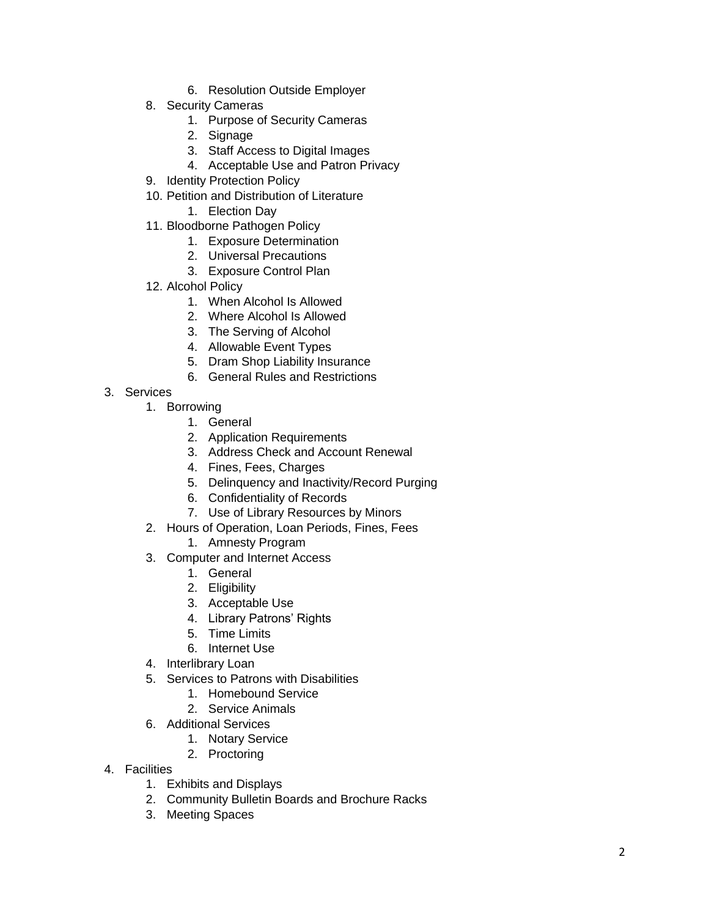6. Resolution Outside Employer
    8. Security Cameras
        1. Purpose of Security Cameras
        2. Signage
        3. Staff Access to Digital Images
        4. Acceptable Use and Patron Privacy
    9. Identity Protection Policy
    10. Petition and Distribution of Literature
        1. Election Day
    11. Bloodborne Pathogen Policy
        1. Exposure Determination
        2. Universal Precautions
        3. Exposure Control Plan
    12. Alcohol Policy
        1. When Alcohol Is Allowed
        2. Where Alcohol Is Allowed
        3. The Serving of Alcohol
        4. Allowable Event Types
        5. Dram Shop Liability Insurance
        6. General Rules and Restrictions
3. Services
    1. Borrowing
        1. General
        2. Application Requirements
        3. Address Check and Account Renewal
        4. Fines, Fees, Charges
        5. Delinquency and Inactivity/Record Purging
        6. Confidentiality of Records
        7. Use of Library Resources by Minors
    2. Hours of Operation, Loan Periods, Fines, Fees
        1. Amnesty Program
    3. Computer and Internet Access
        1. General
        2. Eligibility
        3. Acceptable Use
        4. Library Patrons' Rights
        5. Time Limits
        6. Internet Use
    4. Interlibrary Loan
    5. Services to Patrons with Disabilities
        1. Homebound Service
        2. Service Animals
    6. Additional Services
        1. Notary Service
        2. Proctoring
4. Facilities
    1. Exhibits and Displays
    2. Community Bulletin Boards and Brochure Racks
    3. Meeting Spaces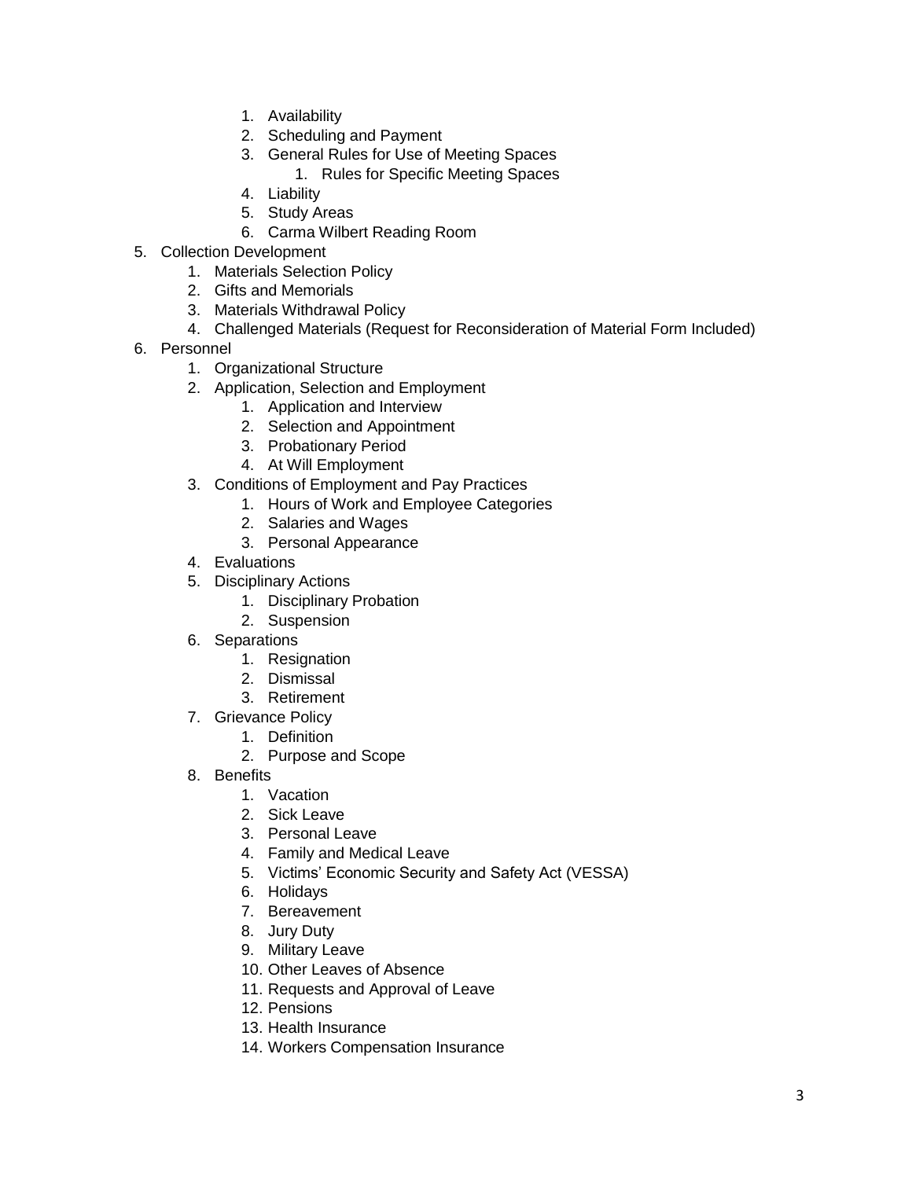1. Availability
      2. Scheduling and Payment
      3. General Rules for Use of Meeting Spaces
         1. Rules for Specific Meeting Spaces
      4. Liability
      5. Study Areas
      6. Carma Wilbert Reading Room
5. Collection Development
   1. Materials Selection Policy
   2. Gifts and Memorials
   3. Materials Withdrawal Policy
   4. Challenged Materials (Request for Reconsideration of Material Form Included)
6. Personnel
   1. Organizational Structure
   2. Application, Selection and Employment
      1. Application and Interview
      2. Selection and Appointment
      3. Probationary Period
      4. At Will Employment
   3. Conditions of Employment and Pay Practices
      1. Hours of Work and Employee Categories
      2. Salaries and Wages
      3. Personal Appearance
   4. Evaluations
   5. Disciplinary Actions
      1. Disciplinary Probation
      2. Suspension
   6. Separations
      1. Resignation
      2. Dismissal
      3. Retirement
   7. Grievance Policy
      1. Definition
      2. Purpose and Scope
   8. Benefits
      1. Vacation
      2. Sick Leave
      3. Personal Leave
      4. Family and Medical Leave
      5. Victims' Economic Security and Safety Act (VESSA)
      6. Holidays
      7. Bereavement
      8. Jury Duty
      9. Military Leave
      10. Other Leaves of Absence
      11. Requests and Approval of Leave
      12. Pensions
      13. Health Insurance
      14. Workers Compensation Insurance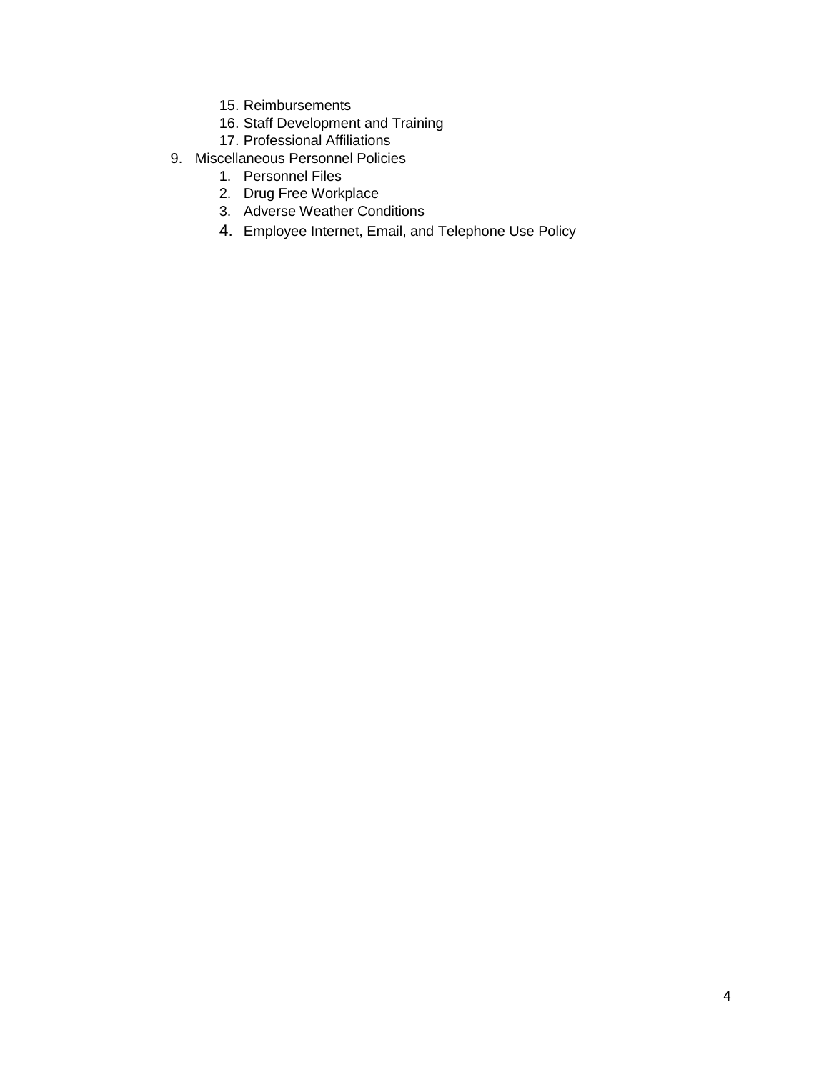15. Reimbursements
    16. Staff Development and Training
    17. Professional Affiliations
9. Miscellaneous Personnel Policies
    1. Personnel Files
    2. Drug Free Workplace
    3. Adverse Weather Conditions
    4. Employee Internet, Email, and Telephone Use Policy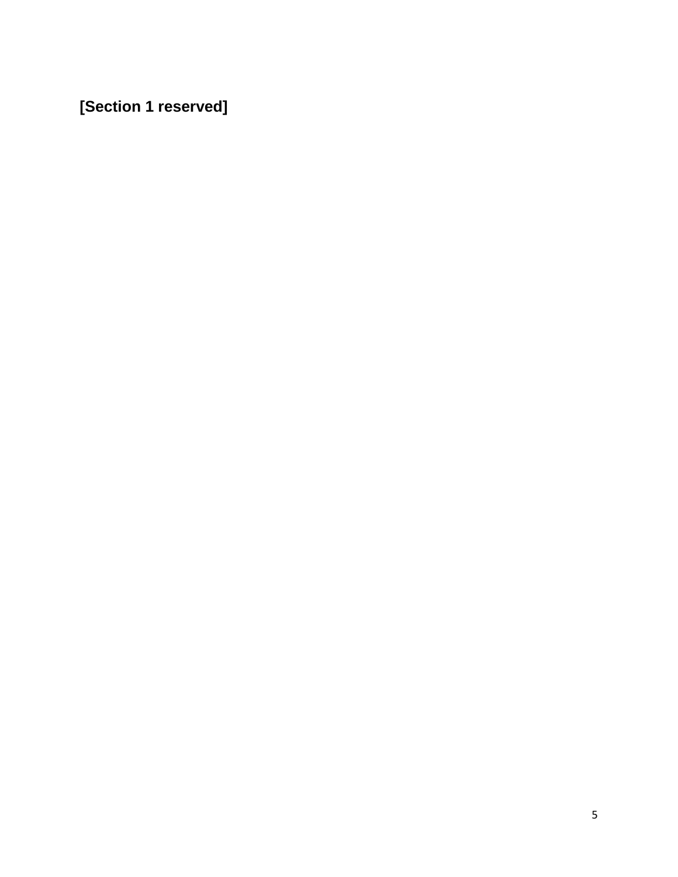**[Section 1 reserved]**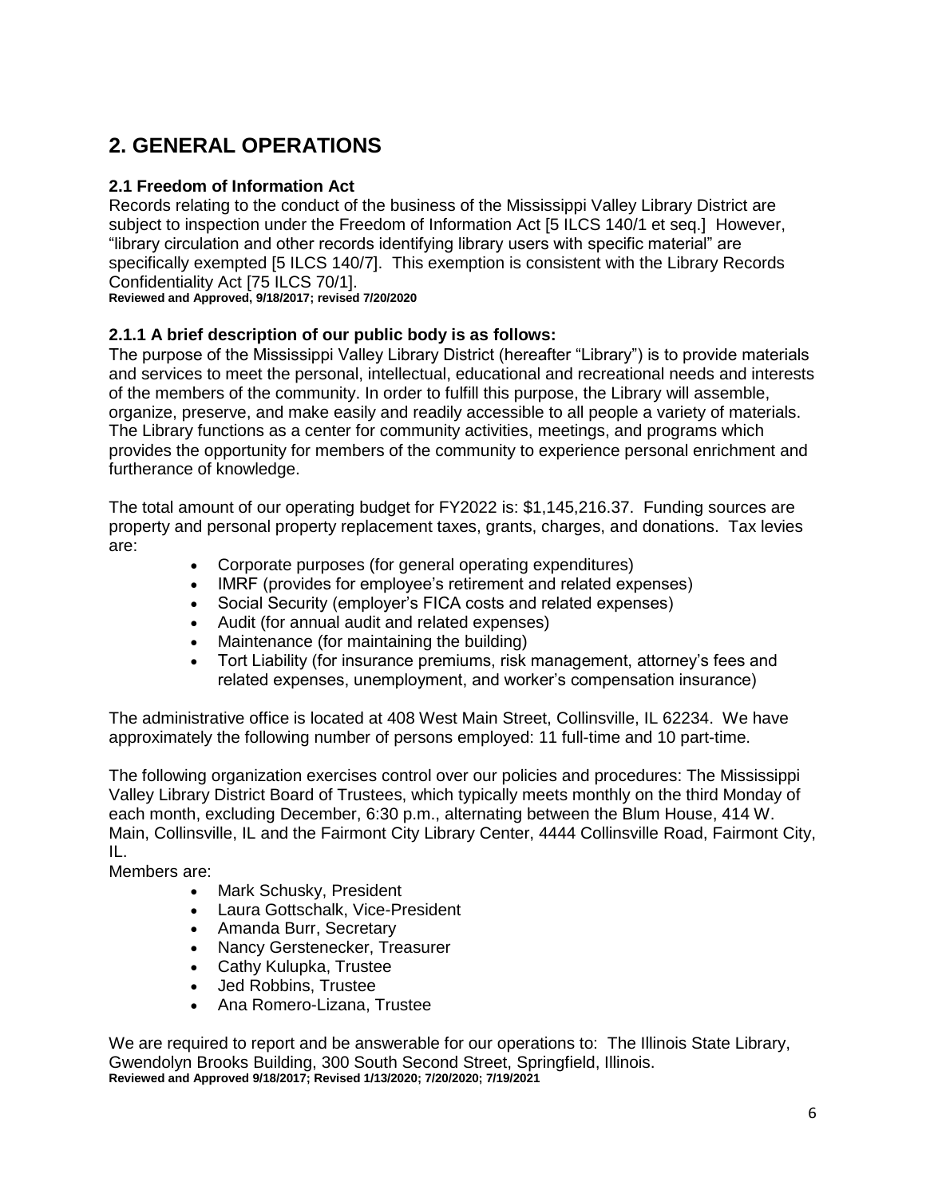# 2. GENERAL OPERATIONS

### 2.1 Freedom of Information Act

Records relating to the conduct of the business of the Mississippi Valley Library District are subject to inspection under the Freedom of Information Act [5 ILCS 140/1 et seq.] However, "library circulation and other records identifying library users with specific material" are specifically exempted [5 ILCS 140/7]. This exemption is consistent with the Library Records Confidentiality Act [75 ILCS 70/1].

**Reviewed and Approved, 9/18/2017; revised 7/20/2020**

### 2.1.1 A brief description of our public body is as follows:

The purpose of the Mississippi Valley Library District (hereafter "Library") is to provide materials and services to meet the personal, intellectual, educational and recreational needs and interests of the members of the community. In order to fulfill this purpose, the Library will assemble, organize, preserve, and make easily and readily accessible to all people a variety of materials. The Library functions as a center for community activities, meetings, and programs which provides the opportunity for members of the community to experience personal enrichment and furtherance of knowledge.

The total amount of our operating budget for FY2022 is: $1,145,216.37. Funding sources are property and personal property replacement taxes, grants, charges, and donations. Tax levies are:

- Corporate purposes (for general operating expenditures)
- IMRF (provides for employee's retirement and related expenses)
- Social Security (employer's FICA costs and related expenses)
- Audit (for annual audit and related expenses)
- Maintenance (for maintaining the building)
- Tort Liability (for insurance premiums, risk management, attorney's fees and related expenses, unemployment, and worker's compensation insurance)

The administrative office is located at 408 West Main Street, Collinsville, IL 62234. We have approximately the following number of persons employed: 11 full-time and 10 part-time.

The following organization exercises control over our policies and procedures: The Mississippi Valley Library District Board of Trustees, which typically meets monthly on the third Monday of each month, excluding December, 6:30 p.m., alternating between the Blum House, 414 W. Main, Collinsville, IL and the Fairmont City Library Center, 4444 Collinsville Road, Fairmont City, IL.

Members are:

- Mark Schusky, President
- Laura Gottschalk, Vice-President
- Amanda Burr, Secretary
- Nancy Gerstenecker, Treasurer
- Cathy Kulupka, Trustee
- Jed Robbins, Trustee
- Ana Romero-Lizana, Trustee

We are required to report and be answerable for our operations to: The Illinois State Library, Gwendolyn Brooks Building, 300 South Second Street, Springfield, Illinois.

**Reviewed and Approved 9/18/2017; Revised 1/13/2020; 7/20/2020; 7/19/2021**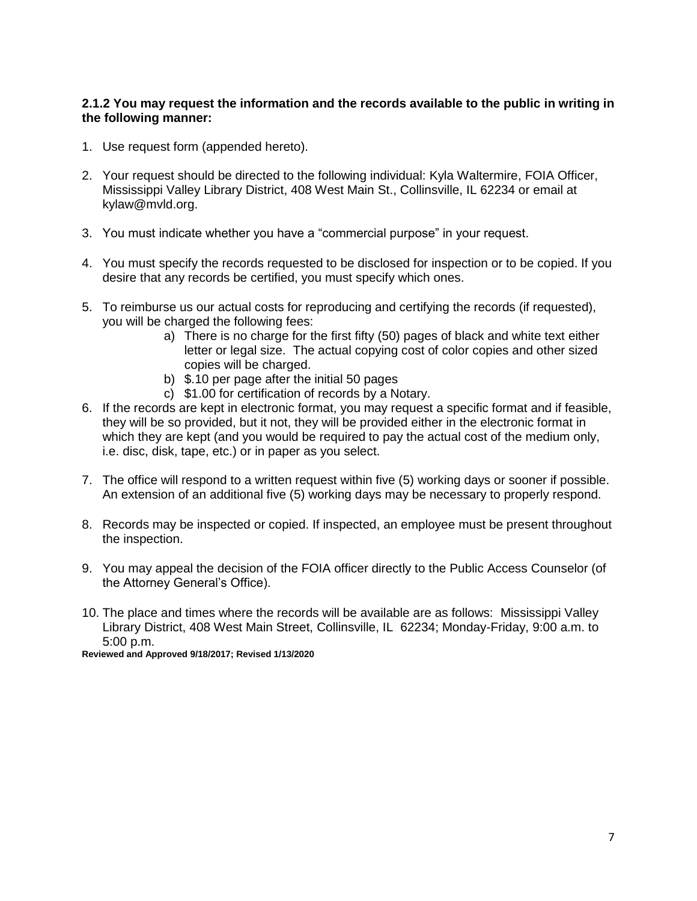**2.1.2 You may request the information and the records available to the public in writing in the following manner:**

1. Use request form (appended hereto).

2. Your request should be directed to the following individual: Kyla Waltermire, FOIA Officer, Mississippi Valley Library District, 408 West Main St., Collinsville, IL 62234 or email at kylaw@mvld.org.

3. You must indicate whether you have a "commercial purpose" in your request.

4. You must specify the records requested to be disclosed for inspection or to be copied. If you desire that any records be certified, you must specify which ones.

5. To reimburse us our actual costs for reproducing and certifying the records (if requested), you will be charged the following fees:
   a) There is no charge for the first fifty (50) pages of black and white text either letter or legal size. The actual copying cost of color copies and other sized copies will be charged.
   b) $.10 per page after the initial 50 pages
   c) $1.00 for certification of records by a Notary.

6. If the records are kept in electronic format, you may request a specific format and if feasible, they will be so provided, but it not, they will be provided either in the electronic format in which they are kept (and you would be required to pay the actual cost of the medium only, i.e. disc, disk, tape, etc.) or in paper as you select.

7. The office will respond to a written request within five (5) working days or sooner if possible. An extension of an additional five (5) working days may be necessary to properly respond.

8. Records may be inspected or copied. If inspected, an employee must be present throughout the inspection.

9. You may appeal the decision of the FOIA officer directly to the Public Access Counselor (of the Attorney General's Office).

10. The place and times where the records will be available are as follows: Mississippi Valley Library District, 408 West Main Street, Collinsville, IL 62234; Monday-Friday, 9:00 a.m. to 5:00 p.m.

**Reviewed and Approved 9/18/2017; Revised 1/13/2020**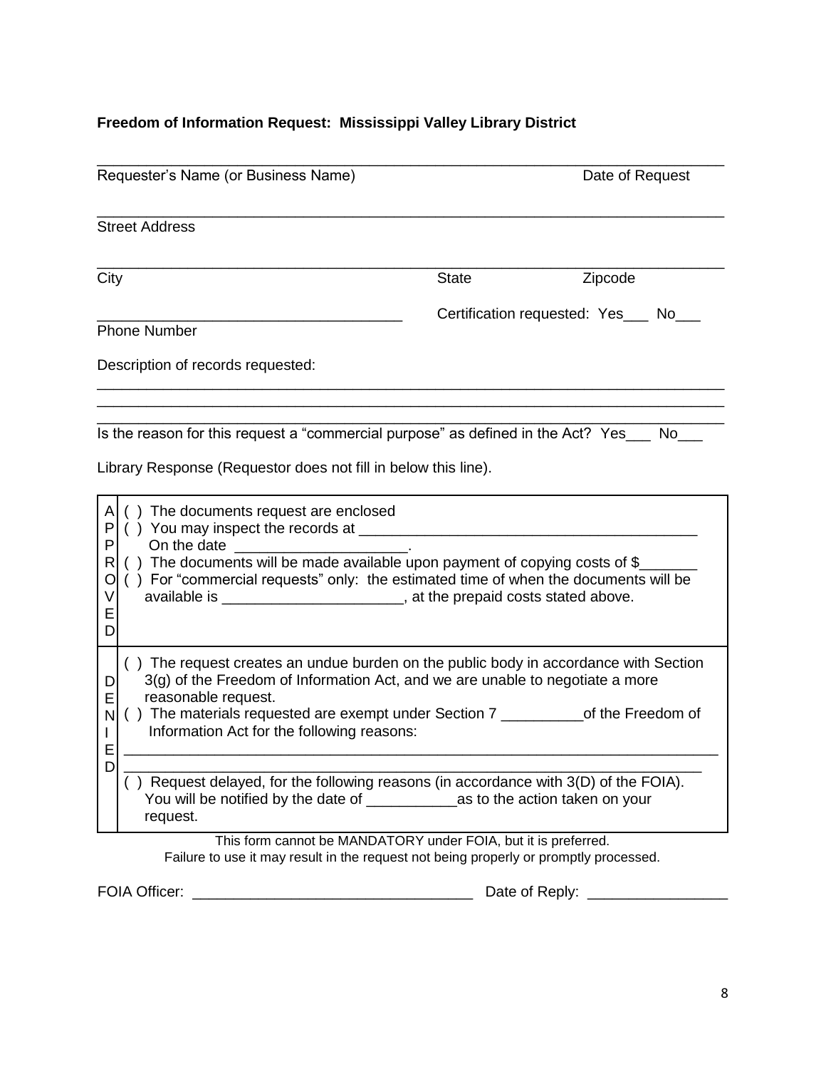**Freedom of Information Request: Mississippi Valley Library District**

_______________________________________________________________________________
Requester's Name (or Business Name) Date of Request

_______________________________________________________________________________
Street Address

_______________________________________________________________________________
City State Zipcode

_____________________________________ Certification requested: Yes___ No___
Phone Number

Description of records requested:

_______________________________________________________________________________
_______________________________________________________________________________
_______________________________________________________________________________

Is the reason for this request a "commercial purpose" as defined in the Act? Yes___ No___

Library Response (Requestor does not fill in below this line).

| | |
|---|---|
| APPROVED | ( ) The documents request are enclosed<br>( ) You may inspect the records at ________________________________________<br>On the date ____________________.<br>( ) The documents will be made available upon payment of copying costs of $_______<br>( ) For "commercial requests" only: the estimated time of when the documents will be available is _____________________, at the prepaid costs stated above. |
| DENIED | ( ) The request creates an undue burden on the public body in accordance with Section 3(g) of the Freedom of Information Act, and we are unable to negotiate a more reasonable request.<br>( ) The materials requested are exempt under Section 7 __________of the Freedom of Information Act for the following reasons:<br>_______________________________________________________________________<br>_______________________________________________________________________<br>( ) Request delayed, for the following reasons (in accordance with 3(D) of the FOIA). You will be notified by the date of ___________as to the action taken on your request. |

This form cannot be MANDATORY under FOIA, but it is preferred.
Failure to use it may result in the request not being properly or promptly processed.

FOIA Officer: __________________________________ Date of Reply: _________________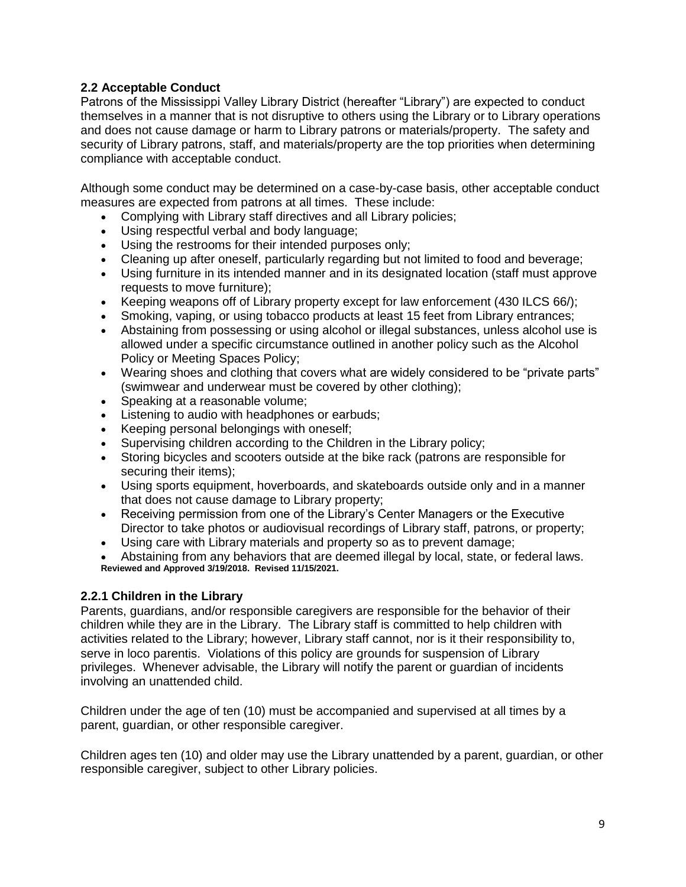### 2.2 Acceptable Conduct

Patrons of the Mississippi Valley Library District (hereafter "Library") are expected to conduct themselves in a manner that is not disruptive to others using the Library or to Library operations and does not cause damage or harm to Library patrons or materials/property. The safety and security of Library patrons, staff, and materials/property are the top priorities when determining compliance with acceptable conduct.

Although some conduct may be determined on a case-by-case basis, other acceptable conduct measures are expected from patrons at all times. These include:

- Complying with Library staff directives and all Library policies;
- Using respectful verbal and body language;
- Using the restrooms for their intended purposes only;
- Cleaning up after oneself, particularly regarding but not limited to food and beverage;
- Using furniture in its intended manner and in its designated location (staff must approve requests to move furniture);
- Keeping weapons off of Library property except for law enforcement (430 ILCS 66/);
- Smoking, vaping, or using tobacco products at least 15 feet from Library entrances;
- Abstaining from possessing or using alcohol or illegal substances, unless alcohol use is allowed under a specific circumstance outlined in another policy such as the Alcohol Policy or Meeting Spaces Policy;
- Wearing shoes and clothing that covers what are widely considered to be "private parts" (swimwear and underwear must be covered by other clothing);
- Speaking at a reasonable volume;
- Listening to audio with headphones or earbuds;
- Keeping personal belongings with oneself;
- Supervising children according to the Children in the Library policy;
- Storing bicycles and scooters outside at the bike rack (patrons are responsible for securing their items);
- Using sports equipment, hoverboards, and skateboards outside only and in a manner that does not cause damage to Library property;
- Receiving permission from one of the Library's Center Managers or the Executive Director to take photos or audiovisual recordings of Library staff, patrons, or property;
- Using care with Library materials and property so as to prevent damage;
- Abstaining from any behaviors that are deemed illegal by local, state, or federal laws.

**Reviewed and Approved 3/19/2018. Revised 11/15/2021.**

### 2.2.1 Children in the Library

Parents, guardians, and/or responsible caregivers are responsible for the behavior of their children while they are in the Library. The Library staff is committed to help children with activities related to the Library; however, Library staff cannot, nor is it their responsibility to, serve in loco parentis. Violations of this policy are grounds for suspension of Library privileges. Whenever advisable, the Library will notify the parent or guardian of incidents involving an unattended child.

Children under the age of ten (10) must be accompanied and supervised at all times by a parent, guardian, or other responsible caregiver.

Children ages ten (10) and older may use the Library unattended by a parent, guardian, or other responsible caregiver, subject to other Library policies.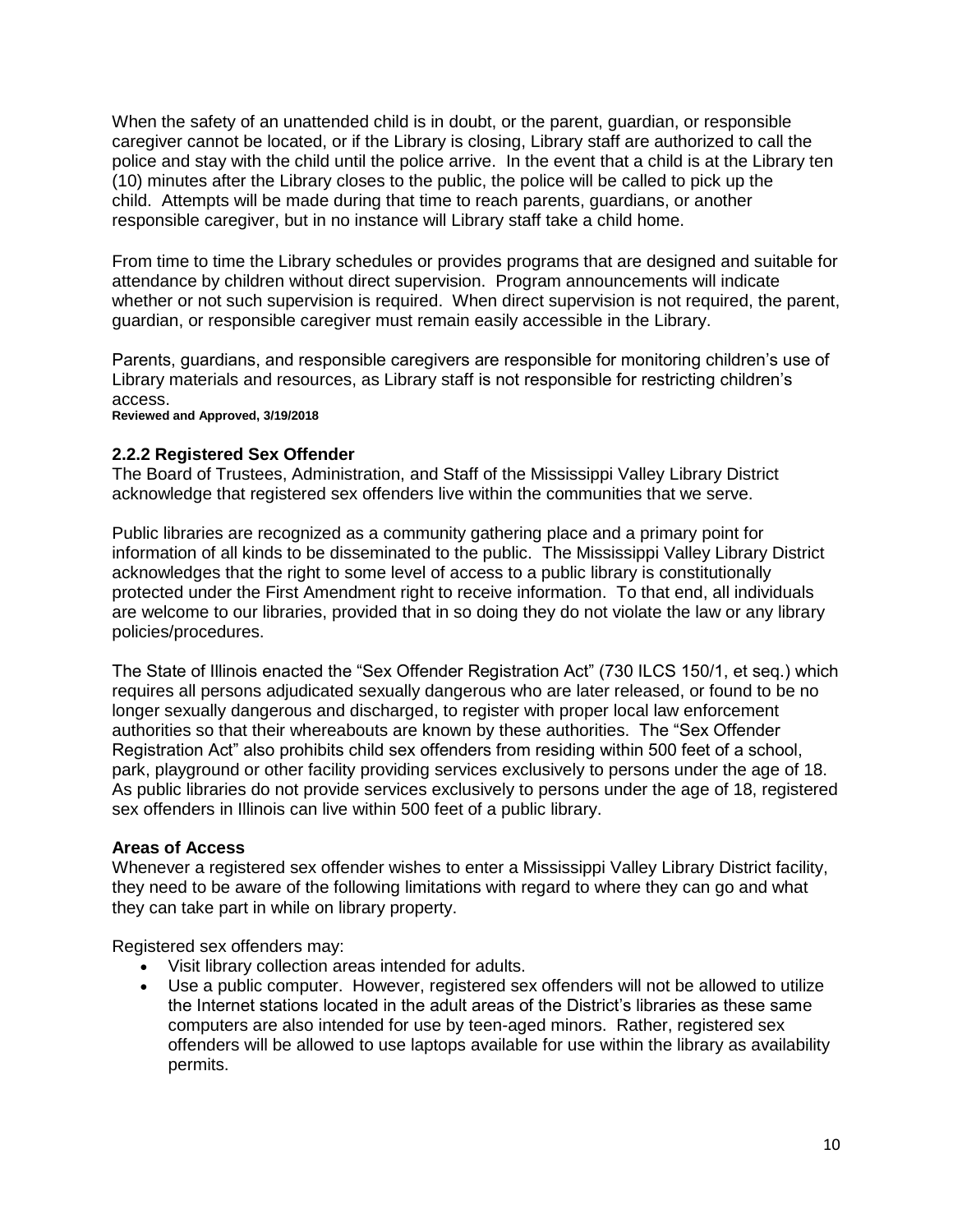When the safety of an unattended child is in doubt, or the parent, guardian, or responsible caregiver cannot be located, or if the Library is closing, Library staff are authorized to call the police and stay with the child until the police arrive. In the event that a child is at the Library ten (10) minutes after the Library closes to the public, the police will be called to pick up the child. Attempts will be made during that time to reach parents, guardians, or another responsible caregiver, but in no instance will Library staff take a child home.

From time to time the Library schedules or provides programs that are designed and suitable for attendance by children without direct supervision. Program announcements will indicate whether or not such supervision is required. When direct supervision is not required, the parent, guardian, or responsible caregiver must remain easily accessible in the Library.

Parents, guardians, and responsible caregivers are responsible for monitoring children's use of Library materials and resources, as Library staff is not responsible for restricting children's access.
**Reviewed and Approved, 3/19/2018**

### 2.2.2 Registered Sex Offender

The Board of Trustees, Administration, and Staff of the Mississippi Valley Library District acknowledge that registered sex offenders live within the communities that we serve.

Public libraries are recognized as a community gathering place and a primary point for information of all kinds to be disseminated to the public. The Mississippi Valley Library District acknowledges that the right to some level of access to a public library is constitutionally protected under the First Amendment right to receive information. To that end, all individuals are welcome to our libraries, provided that in so doing they do not violate the law or any library policies/procedures.

The State of Illinois enacted the "Sex Offender Registration Act" (730 ILCS 150/1, et seq.) which requires all persons adjudicated sexually dangerous who are later released, or found to be no longer sexually dangerous and discharged, to register with proper local law enforcement authorities so that their whereabouts are known by these authorities. The "Sex Offender Registration Act" also prohibits child sex offenders from residing within 500 feet of a school, park, playground or other facility providing services exclusively to persons under the age of 18. As public libraries do not provide services exclusively to persons under the age of 18, registered sex offenders in Illinois can live within 500 feet of a public library.

**Areas of Access**

Whenever a registered sex offender wishes to enter a Mississippi Valley Library District facility, they need to be aware of the following limitations with regard to where they can go and what they can take part in while on library property.

Registered sex offenders may:

- Visit library collection areas intended for adults.
- Use a public computer. However, registered sex offenders will not be allowed to utilize the Internet stations located in the adult areas of the District's libraries as these same computers are also intended for use by teen-aged minors. Rather, registered sex offenders will be allowed to use laptops available for use within the library as availability permits.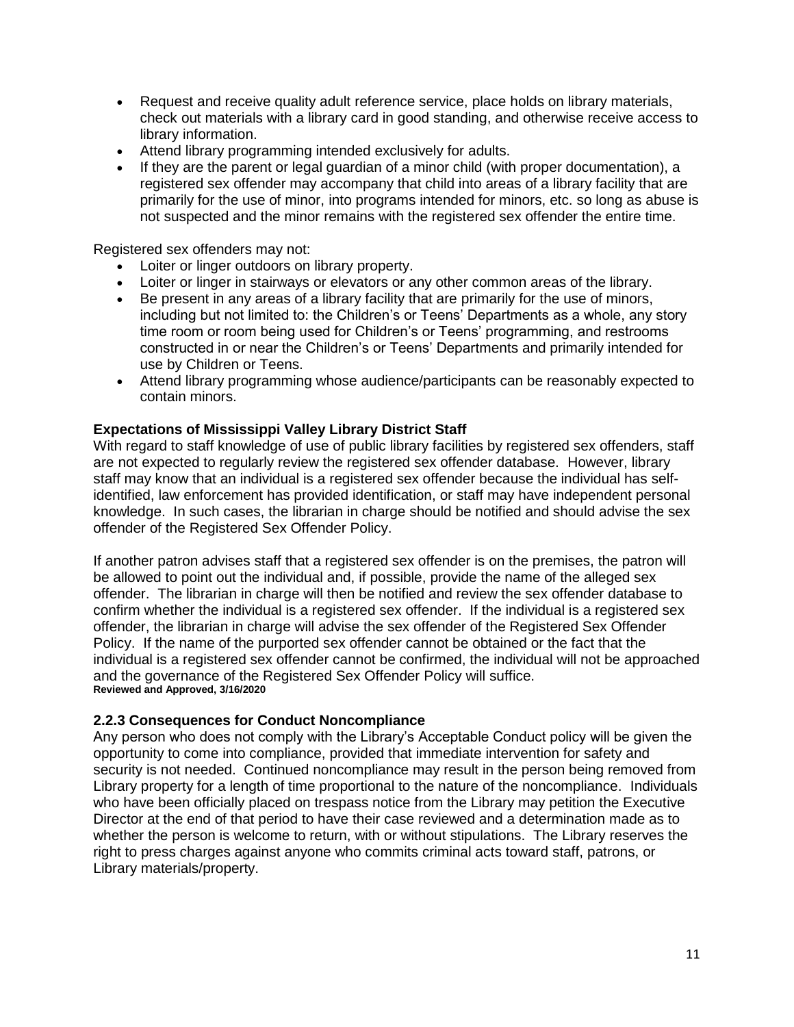- Request and receive quality adult reference service, place holds on library materials, check out materials with a library card in good standing, and otherwise receive access to library information.
- Attend library programming intended exclusively for adults.
- If they are the parent or legal guardian of a minor child (with proper documentation), a registered sex offender may accompany that child into areas of a library facility that are primarily for the use of minor, into programs intended for minors, etc. so long as abuse is not suspected and the minor remains with the registered sex offender the entire time.

Registered sex offenders may not:

- Loiter or linger outdoors on library property.
- Loiter or linger in stairways or elevators or any other common areas of the library.
- Be present in any areas of a library facility that are primarily for the use of minors, including but not limited to: the Children's or Teens' Departments as a whole, any story time room or room being used for Children's or Teens' programming, and restrooms constructed in or near the Children's or Teens' Departments and primarily intended for use by Children or Teens.
- Attend library programming whose audience/participants can be reasonably expected to contain minors.

**Expectations of Mississippi Valley Library District Staff**

With regard to staff knowledge of use of public library facilities by registered sex offenders, staff are not expected to regularly review the registered sex offender database. However, library staff may know that an individual is a registered sex offender because the individual has self-identified, law enforcement has provided identification, or staff may have independent personal knowledge. In such cases, the librarian in charge should be notified and should advise the sex offender of the Registered Sex Offender Policy.

If another patron advises staff that a registered sex offender is on the premises, the patron will be allowed to point out the individual and, if possible, provide the name of the alleged sex offender. The librarian in charge will then be notified and review the sex offender database to confirm whether the individual is a registered sex offender. If the individual is a registered sex offender, the librarian in charge will advise the sex offender of the Registered Sex Offender Policy. If the name of the purported sex offender cannot be obtained or the fact that the individual is a registered sex offender cannot be confirmed, the individual will not be approached and the governance of the Registered Sex Offender Policy will suffice.
**Reviewed and Approved, 3/16/2020**

### 2.2.3 Consequences for Conduct Noncompliance

Any person who does not comply with the Library's Acceptable Conduct policy will be given the opportunity to come into compliance, provided that immediate intervention for safety and security is not needed. Continued noncompliance may result in the person being removed from Library property for a length of time proportional to the nature of the noncompliance. Individuals who have been officially placed on trespass notice from the Library may petition the Executive Director at the end of that period to have their case reviewed and a determination made as to whether the person is welcome to return, with or without stipulations. The Library reserves the right to press charges against anyone who commits criminal acts toward staff, patrons, or Library materials/property.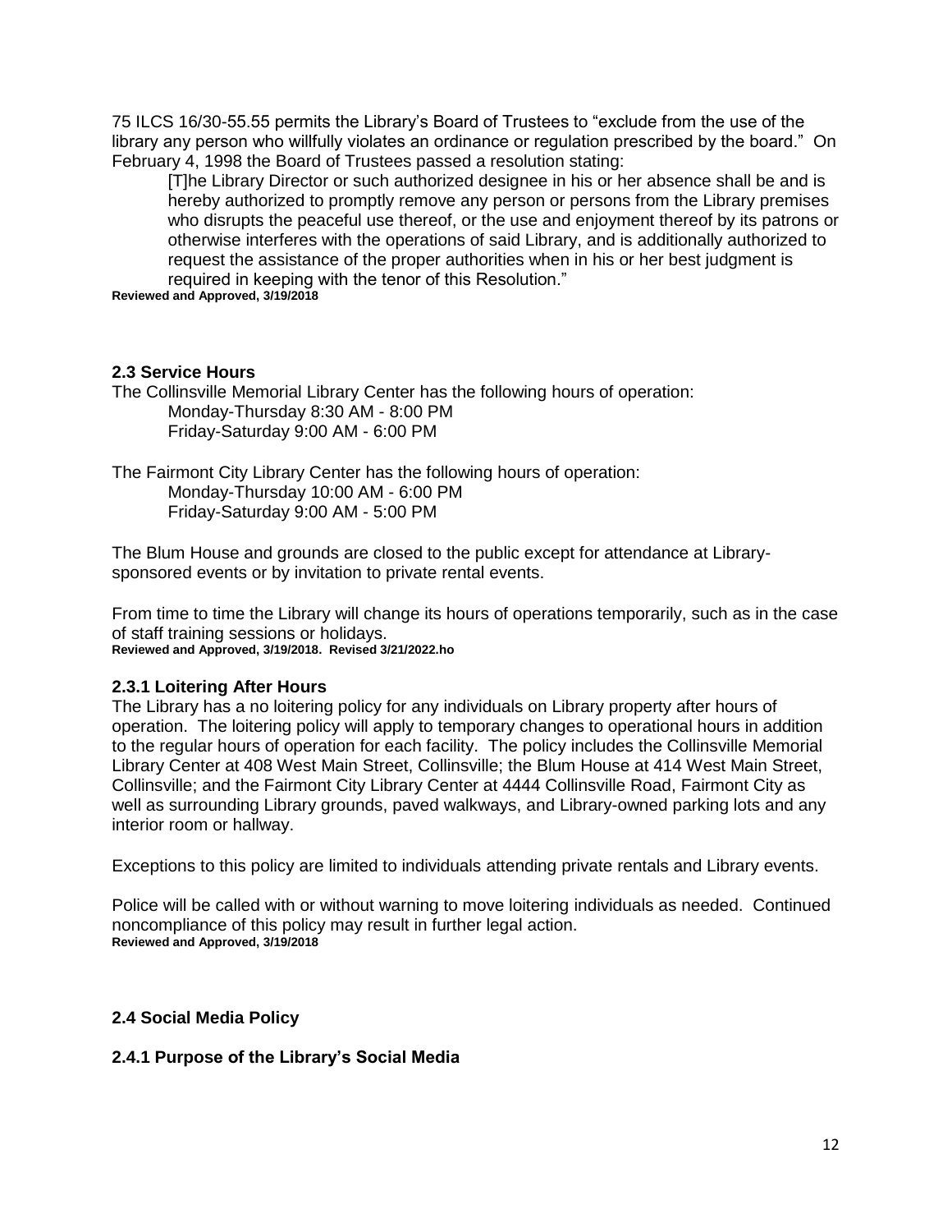75 ILCS 16/30-55.55 permits the Library's Board of Trustees to "exclude from the use of the library any person who willfully violates an ordinance or regulation prescribed by the board." On February 4, 1998 the Board of Trustees passed a resolution stating:

> [T]he Library Director or such authorized designee in his or her absence shall be and is hereby authorized to promptly remove any person or persons from the Library premises who disrupts the peaceful use thereof, or the use and enjoyment thereof by its patrons or otherwise interferes with the operations of said Library, and is additionally authorized to request the assistance of the proper authorities when in his or her best judgment is required in keeping with the tenor of this Resolution."

**Reviewed and Approved, 3/19/2018**

### 2.3 Service Hours

The Collinsville Memorial Library Center has the following hours of operation:

Monday-Thursday 8:30 AM - 8:00 PM
Friday-Saturday 9:00 AM - 6:00 PM

The Fairmont City Library Center has the following hours of operation:

Monday-Thursday 10:00 AM - 6:00 PM
Friday-Saturday 9:00 AM - 5:00 PM

The Blum House and grounds are closed to the public except for attendance at Library-sponsored events or by invitation to private rental events.

From time to time the Library will change its hours of operations temporarily, such as in the case of staff training sessions or holidays.

**Reviewed and Approved, 3/19/2018. Revised 3/21/2022.ho**

#### 2.3.1 Loitering After Hours

The Library has a no loitering policy for any individuals on Library property after hours of operation. The loitering policy will apply to temporary changes to operational hours in addition to the regular hours of operation for each facility. The policy includes the Collinsville Memorial Library Center at 408 West Main Street, Collinsville; the Blum House at 414 West Main Street, Collinsville; and the Fairmont City Library Center at 4444 Collinsville Road, Fairmont City as well as surrounding Library grounds, paved walkways, and Library-owned parking lots and any interior room or hallway.

Exceptions to this policy are limited to individuals attending private rentals and Library events.

Police will be called with or without warning to move loitering individuals as needed. Continued noncompliance of this policy may result in further legal action.

**Reviewed and Approved, 3/19/2018**

### 2.4 Social Media Policy

#### 2.4.1 Purpose of the Library's Social Media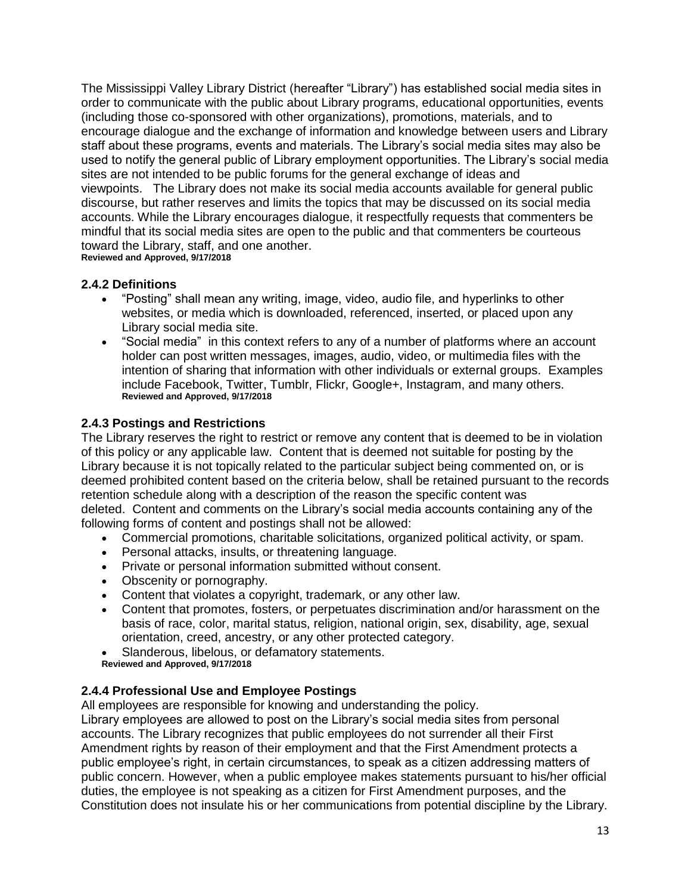The Mississippi Valley Library District (hereafter “Library”) has established social media sites in order to communicate with the public about Library programs, educational opportunities, events (including those co-sponsored with other organizations), promotions, materials, and to encourage dialogue and the exchange of information and knowledge between users and Library staff about these programs, events and materials. The Library’s social media sites may also be used to notify the general public of Library employment opportunities. The Library’s social media sites are not intended to be public forums for the general exchange of ideas and viewpoints. The Library does not make its social media accounts available for general public discourse, but rather reserves and limits the topics that may be discussed on its social media accounts. While the Library encourages dialogue, it respectfully requests that commenters be mindful that its social media sites are open to the public and that commenters be courteous toward the Library, staff, and one another.
**Reviewed and Approved, 9/17/2018**

### 2.4.2 Definitions

- “Posting” shall mean any writing, image, video, audio file, and hyperlinks to other websites, or media which is downloaded, referenced, inserted, or placed upon any Library social media site.
- “Social media” in this context refers to any of a number of platforms where an account holder can post written messages, images, audio, video, or multimedia files with the intention of sharing that information with other individuals or external groups. Examples include Facebook, Twitter, Tumblr, Flickr, Google+, Instagram, and many others.
**Reviewed and Approved, 9/17/2018**

### 2.4.3 Postings and Restrictions

The Library reserves the right to restrict or remove any content that is deemed to be in violation of this policy or any applicable law. Content that is deemed not suitable for posting by the Library because it is not topically related to the particular subject being commented on, or is deemed prohibited content based on the criteria below, shall be retained pursuant to the records retention schedule along with a description of the reason the specific content was deleted. Content and comments on the Library’s social media accounts containing any of the following forms of content and postings shall not be allowed:

- Commercial promotions, charitable solicitations, organized political activity, or spam.
- Personal attacks, insults, or threatening language.
- Private or personal information submitted without consent.
- Obscenity or pornography.
- Content that violates a copyright, trademark, or any other law.
- Content that promotes, fosters, or perpetuates discrimination and/or harassment on the basis of race, color, marital status, religion, national origin, sex, disability, age, sexual orientation, creed, ancestry, or any other protected category.
- Slanderous, libelous, or defamatory statements.

**Reviewed and Approved, 9/17/2018**

### 2.4.4 Professional Use and Employee Postings

All employees are responsible for knowing and understanding the policy.
Library employees are allowed to post on the Library’s social media sites from personal accounts. The Library recognizes that public employees do not surrender all their First Amendment rights by reason of their employment and that the First Amendment protects a public employee’s right, in certain circumstances, to speak as a citizen addressing matters of public concern. However, when a public employee makes statements pursuant to his/her official duties, the employee is not speaking as a citizen for First Amendment purposes, and the Constitution does not insulate his or her communications from potential discipline by the Library.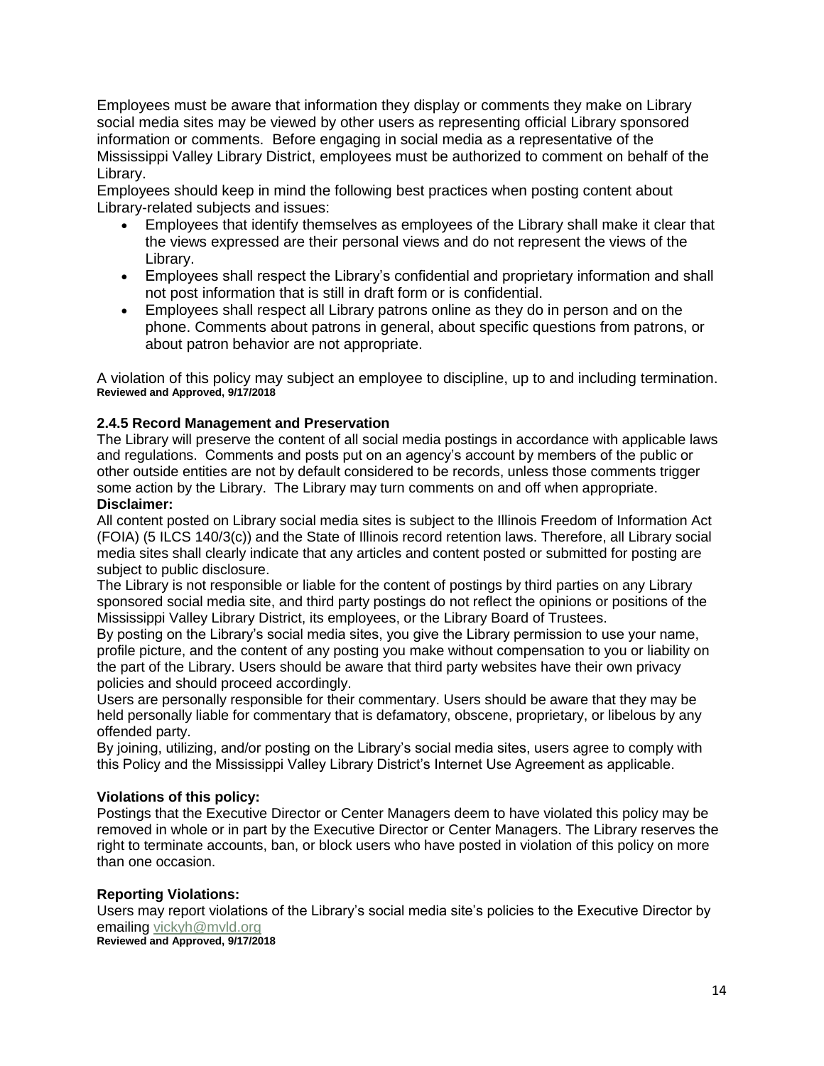Employees must be aware that information they display or comments they make on Library social media sites may be viewed by other users as representing official Library sponsored information or comments. Before engaging in social media as a representative of the Mississippi Valley Library District, employees must be authorized to comment on behalf of the Library.

Employees should keep in mind the following best practices when posting content about Library-related subjects and issues:

- Employees that identify themselves as employees of the Library shall make it clear that the views expressed are their personal views and do not represent the views of the Library.
- Employees shall respect the Library's confidential and proprietary information and shall not post information that is still in draft form or is confidential.
- Employees shall respect all Library patrons online as they do in person and on the phone. Comments about patrons in general, about specific questions from patrons, or about patron behavior are not appropriate.

A violation of this policy may subject an employee to discipline, up to and including termination.
**Reviewed and Approved, 9/17/2018**

### 2.4.5 Record Management and Preservation

The Library will preserve the content of all social media postings in accordance with applicable laws and regulations. Comments and posts put on an agency's account by members of the public or other outside entities are not by default considered to be records, unless those comments trigger some action by the Library. The Library may turn comments on and off when appropriate.

**Disclaimer:**

All content posted on Library social media sites is subject to the Illinois Freedom of Information Act (FOIA) (5 ILCS 140/3(c)) and the State of Illinois record retention laws. Therefore, all Library social media sites shall clearly indicate that any articles and content posted or submitted for posting are subject to public disclosure.

The Library is not responsible or liable for the content of postings by third parties on any Library sponsored social media site, and third party postings do not reflect the opinions or positions of the Mississippi Valley Library District, its employees, or the Library Board of Trustees.

By posting on the Library's social media sites, you give the Library permission to use your name, profile picture, and the content of any posting you make without compensation to you or liability on the part of the Library. Users should be aware that third party websites have their own privacy policies and should proceed accordingly.

Users are personally responsible for their commentary. Users should be aware that they may be held personally liable for commentary that is defamatory, obscene, proprietary, or libelous by any offended party.

By joining, utilizing, and/or posting on the Library's social media sites, users agree to comply with this Policy and the Mississippi Valley Library District's Internet Use Agreement as applicable.

**Violations of this policy:**

Postings that the Executive Director or Center Managers deem to have violated this policy may be removed in whole or in part by the Executive Director or Center Managers. The Library reserves the right to terminate accounts, ban, or block users who have posted in violation of this policy on more than one occasion.

**Reporting Violations:**

Users may report violations of the Library's social media site's policies to the Executive Director by emailing vickyh@mvld.org
**Reviewed and Approved, 9/17/2018**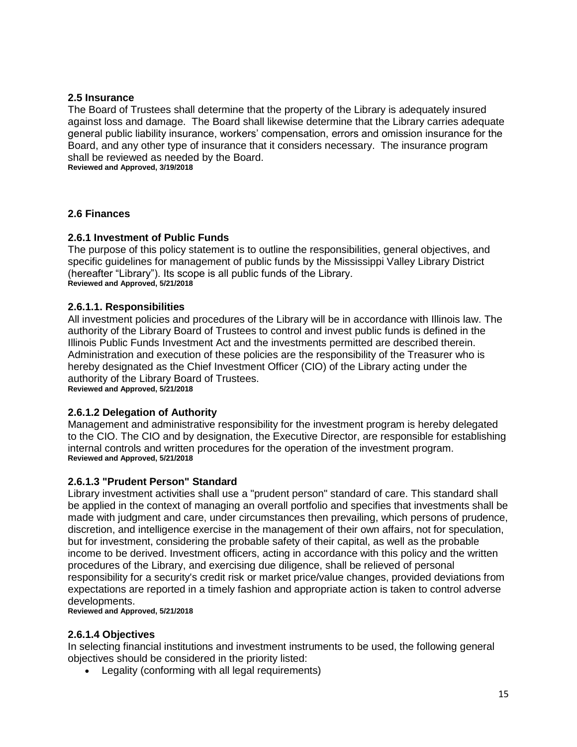## 2.5 Insurance

The Board of Trustees shall determine that the property of the Library is adequately insured against loss and damage. The Board shall likewise determine that the Library carries adequate general public liability insurance, workers' compensation, errors and omission insurance for the Board, and any other type of insurance that it considers necessary. The insurance program shall be reviewed as needed by the Board.

**Reviewed and Approved, 3/19/2018**

## 2.6 Finances

### 2.6.1 Investment of Public Funds

The purpose of this policy statement is to outline the responsibilities, general objectives, and specific guidelines for management of public funds by the Mississippi Valley Library District (hereafter "Library"). Its scope is all public funds of the Library.

**Reviewed and Approved, 5/21/2018**

#### 2.6.1.1. Responsibilities

All investment policies and procedures of the Library will be in accordance with Illinois law. The authority of the Library Board of Trustees to control and invest public funds is defined in the Illinois Public Funds Investment Act and the investments permitted are described therein. Administration and execution of these policies are the responsibility of the Treasurer who is hereby designated as the Chief Investment Officer (CIO) of the Library acting under the authority of the Library Board of Trustees.

**Reviewed and Approved, 5/21/2018**

#### 2.6.1.2 Delegation of Authority

Management and administrative responsibility for the investment program is hereby delegated to the CIO. The CIO and by designation, the Executive Director, are responsible for establishing internal controls and written procedures for the operation of the investment program.

**Reviewed and Approved, 5/21/2018**

#### 2.6.1.3 "Prudent Person" Standard

Library investment activities shall use a "prudent person" standard of care. This standard shall be applied in the context of managing an overall portfolio and specifies that investments shall be made with judgment and care, under circumstances then prevailing, which persons of prudence, discretion, and intelligence exercise in the management of their own affairs, not for speculation, but for investment, considering the probable safety of their capital, as well as the probable income to be derived. Investment officers, acting in accordance with this policy and the written procedures of the Library, and exercising due diligence, shall be relieved of personal responsibility for a security's credit risk or market price/value changes, provided deviations from expectations are reported in a timely fashion and appropriate action is taken to control adverse developments.

**Reviewed and Approved, 5/21/2018**

#### 2.6.1.4 Objectives

In selecting financial institutions and investment instruments to be used, the following general objectives should be considered in the priority listed:

- Legality (conforming with all legal requirements)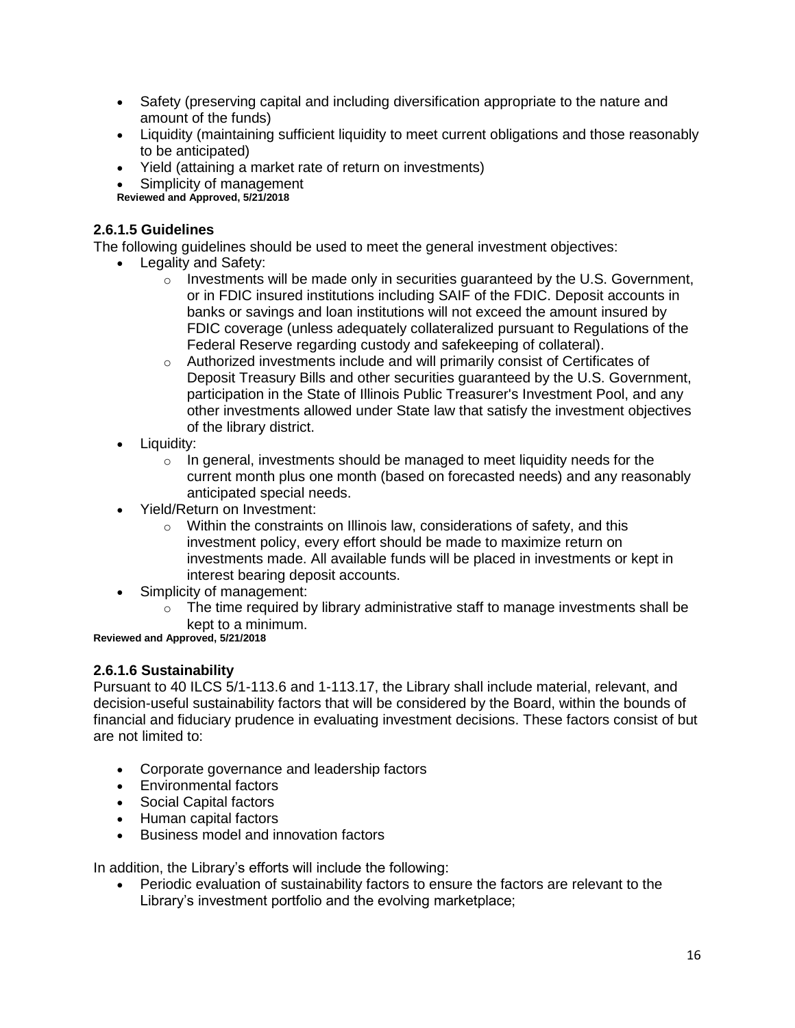- Safety (preserving capital and including diversification appropriate to the nature and amount of the funds)
- Liquidity (maintaining sufficient liquidity to meet current obligations and those reasonably to be anticipated)
- Yield (attaining a market rate of return on investments)
- Simplicity of management

**Reviewed and Approved, 5/21/2018**

### 2.6.1.5 Guidelines

The following guidelines should be used to meet the general investment objectives:

- Legality and Safety:
  - Investments will be made only in securities guaranteed by the U.S. Government, or in FDIC insured institutions including SAIF of the FDIC. Deposit accounts in banks or savings and loan institutions will not exceed the amount insured by FDIC coverage (unless adequately collateralized pursuant to Regulations of the Federal Reserve regarding custody and safekeeping of collateral).
  - Authorized investments include and will primarily consist of Certificates of Deposit Treasury Bills and other securities guaranteed by the U.S. Government, participation in the State of Illinois Public Treasurer's Investment Pool, and any other investments allowed under State law that satisfy the investment objectives of the library district.
- Liquidity:
  - In general, investments should be managed to meet liquidity needs for the current month plus one month (based on forecasted needs) and any reasonably anticipated special needs.
- Yield/Return on Investment:
  - Within the constraints on Illinois law, considerations of safety, and this investment policy, every effort should be made to maximize return on investments made. All available funds will be placed in investments or kept in interest bearing deposit accounts.
- Simplicity of management:
  - The time required by library administrative staff to manage investments shall be kept to a minimum.

**Reviewed and Approved, 5/21/2018**

### 2.6.1.6 Sustainability

Pursuant to 40 ILCS 5/1-113.6 and 1-113.17, the Library shall include material, relevant, and decision-useful sustainability factors that will be considered by the Board, within the bounds of financial and fiduciary prudence in evaluating investment decisions. These factors consist of but are not limited to:

- Corporate governance and leadership factors
- Environmental factors
- Social Capital factors
- Human capital factors
- Business model and innovation factors

In addition, the Library's efforts will include the following:

- Periodic evaluation of sustainability factors to ensure the factors are relevant to the Library's investment portfolio and the evolving marketplace;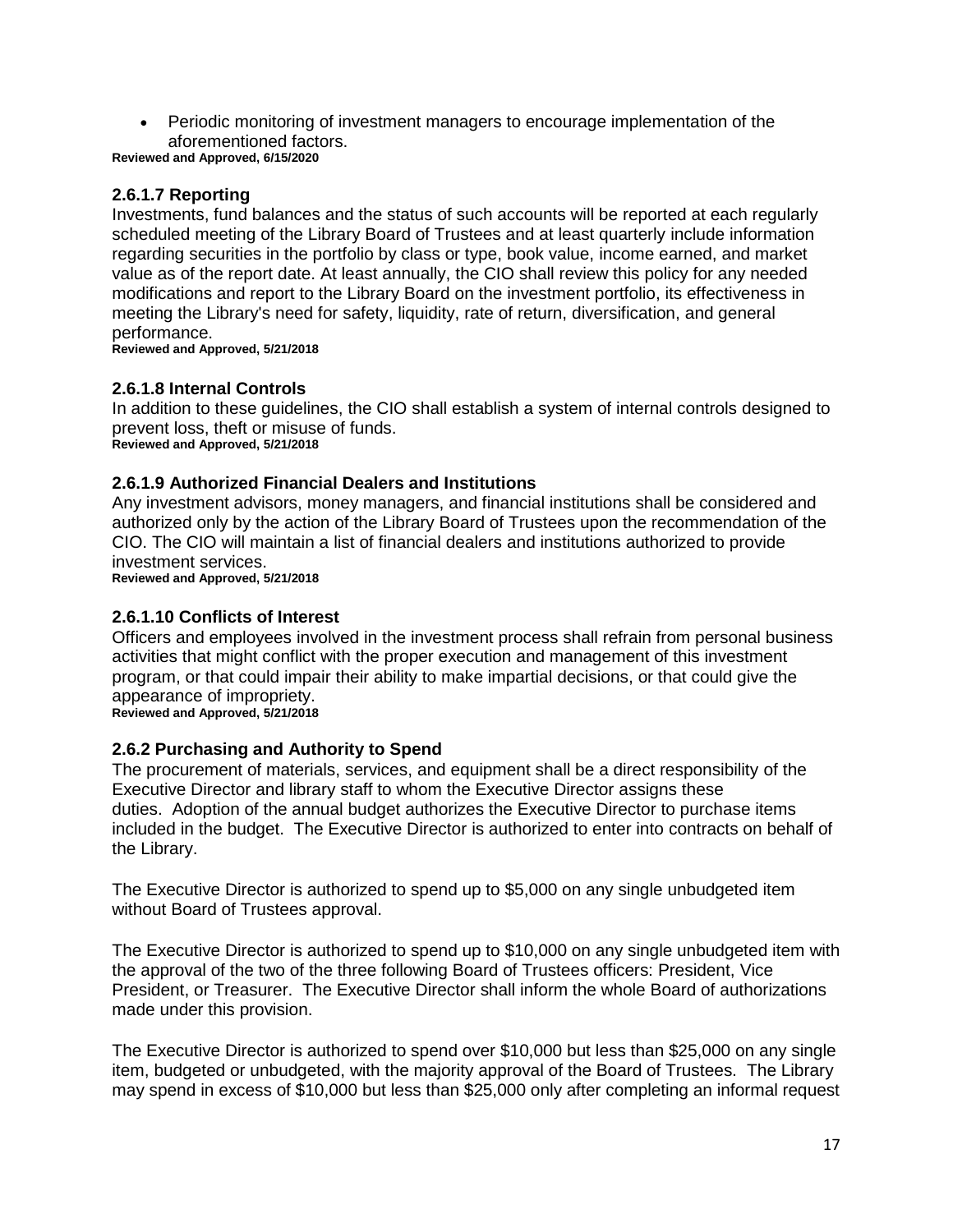- Periodic monitoring of investment managers to encourage implementation of the aforementioned factors.

**Reviewed and Approved, 6/15/2020**

### 2.6.1.7 Reporting

Investments, fund balances and the status of such accounts will be reported at each regularly scheduled meeting of the Library Board of Trustees and at least quarterly include information regarding securities in the portfolio by class or type, book value, income earned, and market value as of the report date. At least annually, the CIO shall review this policy for any needed modifications and report to the Library Board on the investment portfolio, its effectiveness in meeting the Library's need for safety, liquidity, rate of return, diversification, and general performance.

**Reviewed and Approved, 5/21/2018**

### 2.6.1.8 Internal Controls

In addition to these guidelines, the CIO shall establish a system of internal controls designed to prevent loss, theft or misuse of funds.

**Reviewed and Approved, 5/21/2018**

### 2.6.1.9 Authorized Financial Dealers and Institutions

Any investment advisors, money managers, and financial institutions shall be considered and authorized only by the action of the Library Board of Trustees upon the recommendation of the CIO. The CIO will maintain a list of financial dealers and institutions authorized to provide investment services.

**Reviewed and Approved, 5/21/2018**

### 2.6.1.10 Conflicts of Interest

Officers and employees involved in the investment process shall refrain from personal business activities that might conflict with the proper execution and management of this investment program, or that could impair their ability to make impartial decisions, or that could give the appearance of impropriety.

**Reviewed and Approved, 5/21/2018**

### 2.6.2 Purchasing and Authority to Spend

The procurement of materials, services, and equipment shall be a direct responsibility of the Executive Director and library staff to whom the Executive Director assigns these duties. Adoption of the annual budget authorizes the Executive Director to purchase items included in the budget. The Executive Director is authorized to enter into contracts on behalf of the Library.

The Executive Director is authorized to spend up to $5,000 on any single unbudgeted item without Board of Trustees approval.

The Executive Director is authorized to spend up to $10,000 on any single unbudgeted item with the approval of the two of the three following Board of Trustees officers: President, Vice President, or Treasurer. The Executive Director shall inform the whole Board of authorizations made under this provision.

The Executive Director is authorized to spend over $10,000 but less than $25,000 on any single item, budgeted or unbudgeted, with the majority approval of the Board of Trustees. The Library may spend in excess of $10,000 but less than $25,000 only after completing an informal request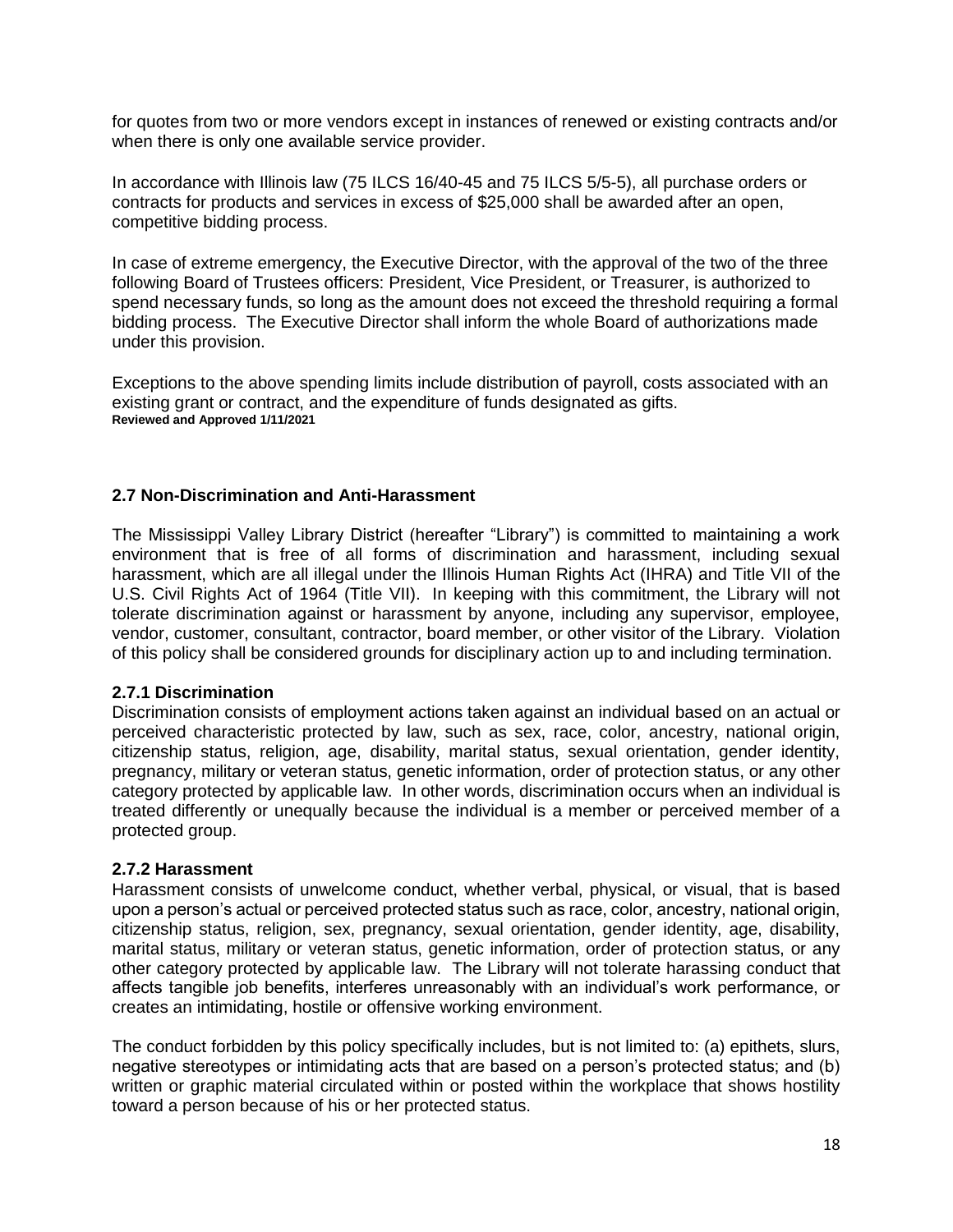for quotes from two or more vendors except in instances of renewed or existing contracts and/or when there is only one available service provider.

In accordance with Illinois law (75 ILCS 16/40-45 and 75 ILCS 5/5-5), all purchase orders or contracts for products and services in excess of $25,000 shall be awarded after an open, competitive bidding process.

In case of extreme emergency, the Executive Director, with the approval of the two of the three following Board of Trustees officers: President, Vice President, or Treasurer, is authorized to spend necessary funds, so long as the amount does not exceed the threshold requiring a formal bidding process. The Executive Director shall inform the whole Board of authorizations made under this provision.

Exceptions to the above spending limits include distribution of payroll, costs associated with an existing grant or contract, and the expenditure of funds designated as gifts.
**Reviewed and Approved 1/11/2021**

### 2.7 Non-Discrimination and Anti-Harassment

The Mississippi Valley Library District (hereafter "Library") is committed to maintaining a work environment that is free of all forms of discrimination and harassment, including sexual harassment, which are all illegal under the Illinois Human Rights Act (IHRA) and Title VII of the U.S. Civil Rights Act of 1964 (Title VII). In keeping with this commitment, the Library will not tolerate discrimination against or harassment by anyone, including any supervisor, employee, vendor, customer, consultant, contractor, board member, or other visitor of the Library. Violation of this policy shall be considered grounds for disciplinary action up to and including termination.

#### 2.7.1 Discrimination

Discrimination consists of employment actions taken against an individual based on an actual or perceived characteristic protected by law, such as sex, race, color, ancestry, national origin, citizenship status, religion, age, disability, marital status, sexual orientation, gender identity, pregnancy, military or veteran status, genetic information, order of protection status, or any other category protected by applicable law. In other words, discrimination occurs when an individual is treated differently or unequally because the individual is a member or perceived member of a protected group.

#### 2.7.2 Harassment

Harassment consists of unwelcome conduct, whether verbal, physical, or visual, that is based upon a person's actual or perceived protected status such as race, color, ancestry, national origin, citizenship status, religion, sex, pregnancy, sexual orientation, gender identity, age, disability, marital status, military or veteran status, genetic information, order of protection status, or any other category protected by applicable law. The Library will not tolerate harassing conduct that affects tangible job benefits, interferes unreasonably with an individual's work performance, or creates an intimidating, hostile or offensive working environment.

The conduct forbidden by this policy specifically includes, but is not limited to: (a) epithets, slurs, negative stereotypes or intimidating acts that are based on a person's protected status; and (b) written or graphic material circulated within or posted within the workplace that shows hostility toward a person because of his or her protected status.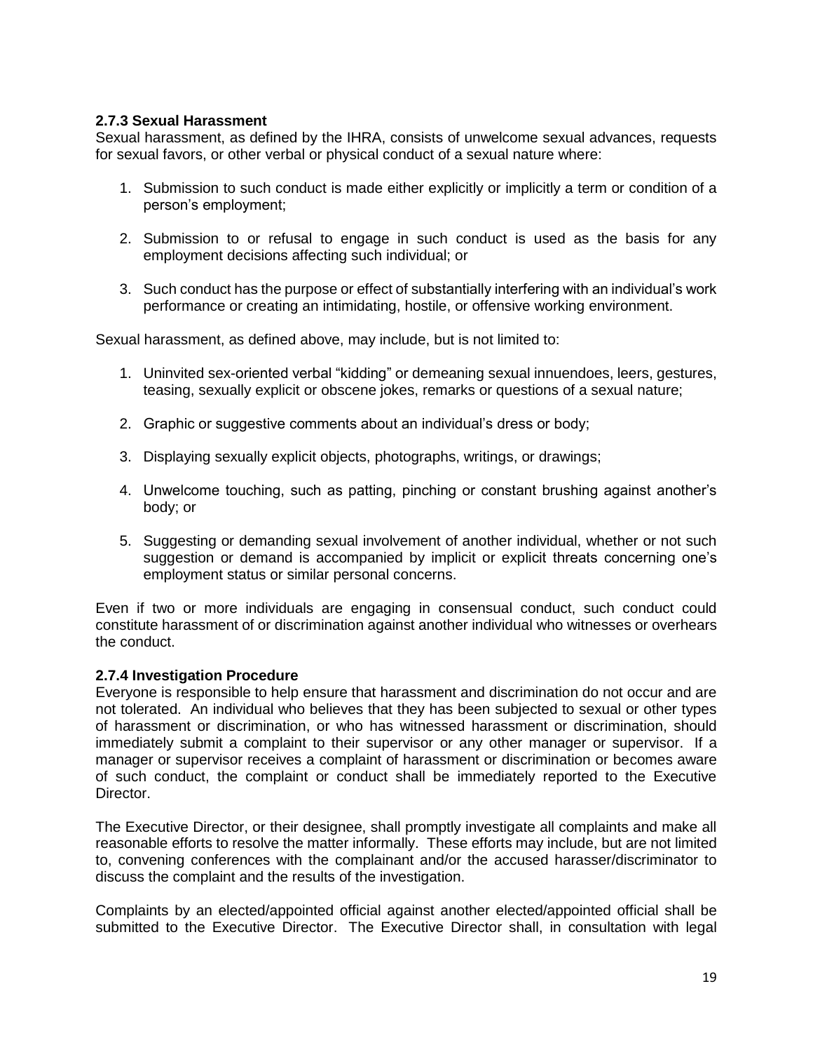### 2.7.3 Sexual Harassment

Sexual harassment, as defined by the IHRA, consists of unwelcome sexual advances, requests for sexual favors, or other verbal or physical conduct of a sexual nature where:

1. Submission to such conduct is made either explicitly or implicitly a term or condition of a person's employment;

2. Submission to or refusal to engage in such conduct is used as the basis for any employment decisions affecting such individual; or

3. Such conduct has the purpose or effect of substantially interfering with an individual's work performance or creating an intimidating, hostile, or offensive working environment.

Sexual harassment, as defined above, may include, but is not limited to:

1. Uninvited sex-oriented verbal "kidding" or demeaning sexual innuendoes, leers, gestures, teasing, sexually explicit or obscene jokes, remarks or questions of a sexual nature;

2. Graphic or suggestive comments about an individual's dress or body;

3. Displaying sexually explicit objects, photographs, writings, or drawings;

4. Unwelcome touching, such as patting, pinching or constant brushing against another's body; or

5. Suggesting or demanding sexual involvement of another individual, whether or not such suggestion or demand is accompanied by implicit or explicit threats concerning one's employment status or similar personal concerns.

Even if two or more individuals are engaging in consensual conduct, such conduct could constitute harassment of or discrimination against another individual who witnesses or overhears the conduct.

### 2.7.4 Investigation Procedure

Everyone is responsible to help ensure that harassment and discrimination do not occur and are not tolerated. An individual who believes that they has been subjected to sexual or other types of harassment or discrimination, or who has witnessed harassment or discrimination, should immediately submit a complaint to their supervisor or any other manager or supervisor. If a manager or supervisor receives a complaint of harassment or discrimination or becomes aware of such conduct, the complaint or conduct shall be immediately reported to the Executive Director.

The Executive Director, or their designee, shall promptly investigate all complaints and make all reasonable efforts to resolve the matter informally. These efforts may include, but are not limited to, convening conferences with the complainant and/or the accused harasser/discriminator to discuss the complaint and the results of the investigation.

Complaints by an elected/appointed official against another elected/appointed official shall be submitted to the Executive Director. The Executive Director shall, in consultation with legal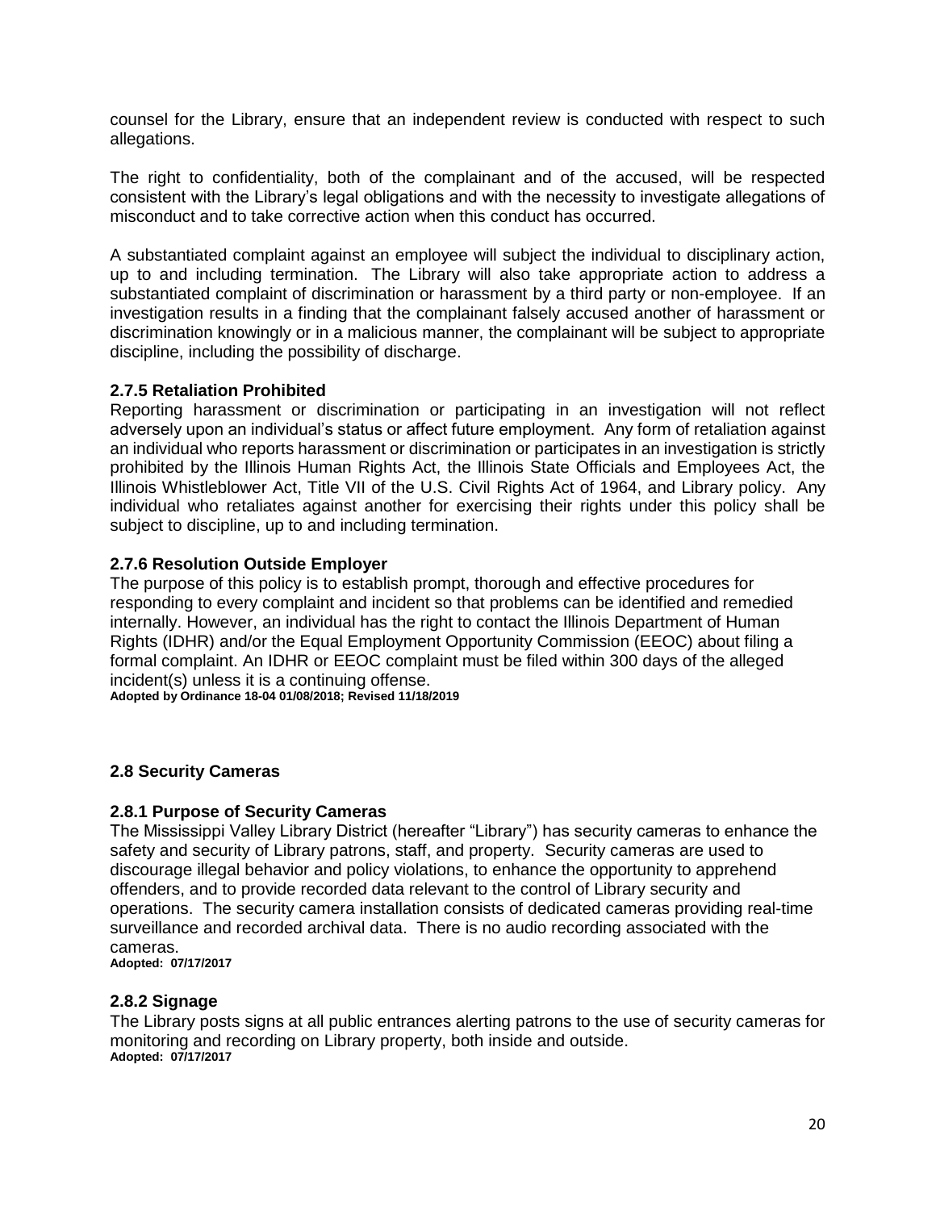counsel for the Library, ensure that an independent review is conducted with respect to such allegations.

The right to confidentiality, both of the complainant and of the accused, will be respected consistent with the Library's legal obligations and with the necessity to investigate allegations of misconduct and to take corrective action when this conduct has occurred.

A substantiated complaint against an employee will subject the individual to disciplinary action, up to and including termination. The Library will also take appropriate action to address a substantiated complaint of discrimination or harassment by a third party or non-employee. If an investigation results in a finding that the complainant falsely accused another of harassment or discrimination knowingly or in a malicious manner, the complainant will be subject to appropriate discipline, including the possibility of discharge.

#### 2.7.5 Retaliation Prohibited

Reporting harassment or discrimination or participating in an investigation will not reflect adversely upon an individual's status or affect future employment. Any form of retaliation against an individual who reports harassment or discrimination or participates in an investigation is strictly prohibited by the Illinois Human Rights Act, the Illinois State Officials and Employees Act, the Illinois Whistleblower Act, Title VII of the U.S. Civil Rights Act of 1964, and Library policy. Any individual who retaliates against another for exercising their rights under this policy shall be subject to discipline, up to and including termination.

#### 2.7.6 Resolution Outside Employer

The purpose of this policy is to establish prompt, thorough and effective procedures for responding to every complaint and incident so that problems can be identified and remedied internally. However, an individual has the right to contact the Illinois Department of Human Rights (IDHR) and/or the Equal Employment Opportunity Commission (EEOC) about filing a formal complaint. An IDHR or EEOC complaint must be filed within 300 days of the alleged incident(s) unless it is a continuing offense.

**Adopted by Ordinance 18-04 01/08/2018; Revised 11/18/2019**

### 2.8 Security Cameras

#### 2.8.1 Purpose of Security Cameras

The Mississippi Valley Library District (hereafter "Library") has security cameras to enhance the safety and security of Library patrons, staff, and property. Security cameras are used to discourage illegal behavior and policy violations, to enhance the opportunity to apprehend offenders, and to provide recorded data relevant to the control of Library security and operations. The security camera installation consists of dedicated cameras providing real-time surveillance and recorded archival data. There is no audio recording associated with the cameras.

**Adopted: 07/17/2017**

#### 2.8.2 Signage

The Library posts signs at all public entrances alerting patrons to the use of security cameras for monitoring and recording on Library property, both inside and outside.

**Adopted: 07/17/2017**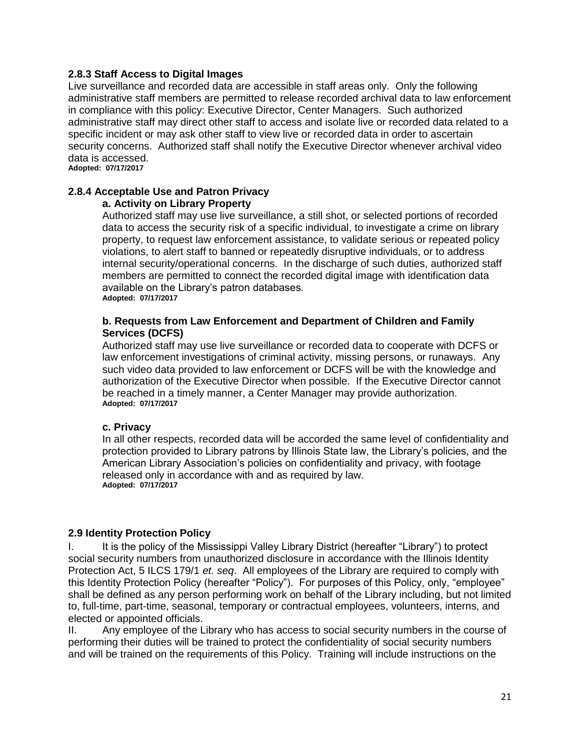### 2.8.3 Staff Access to Digital Images

Live surveillance and recorded data are accessible in staff areas only. Only the following administrative staff members are permitted to release recorded archival data to law enforcement in compliance with this policy: Executive Director, Center Managers. Such authorized administrative staff may direct other staff to access and isolate live or recorded data related to a specific incident or may ask other staff to view live or recorded data in order to ascertain security concerns. Authorized staff shall notify the Executive Director whenever archival video data is accessed.

**Adopted: 07/17/2017**

### 2.8.4 Acceptable Use and Patron Privacy

#### a. Activity on Library Property

Authorized staff may use live surveillance, a still shot, or selected portions of recorded data to access the security risk of a specific individual, to investigate a crime on library property, to request law enforcement assistance, to validate serious or repeated policy violations, to alert staff to banned or repeatedly disruptive individuals, or to address internal security/operational concerns. In the discharge of such duties, authorized staff members are permitted to connect the recorded digital image with identification data available on the Library's patron databases.

**Adopted: 07/17/2017**

#### b. Requests from Law Enforcement and Department of Children and Family Services (DCFS)

Authorized staff may use live surveillance or recorded data to cooperate with DCFS or law enforcement investigations of criminal activity, missing persons, or runaways. Any such video data provided to law enforcement or DCFS will be with the knowledge and authorization of the Executive Director when possible. If the Executive Director cannot be reached in a timely manner, a Center Manager may provide authorization.

**Adopted: 07/17/2017**

#### c. Privacy

In all other respects, recorded data will be accorded the same level of confidentiality and protection provided to Library patrons by Illinois State law, the Library's policies, and the American Library Association's policies on confidentiality and privacy, with footage released only in accordance with and as required by law.

**Adopted: 07/17/2017**

### 2.9 Identity Protection Policy

I. It is the policy of the Mississippi Valley Library District (hereafter "Library") to protect social security numbers from unauthorized disclosure in accordance with the Illinois Identity Protection Act, 5 ILCS 179/1 *et. seq*. All employees of the Library are required to comply with this Identity Protection Policy (hereafter "Policy"). For purposes of this Policy, only, "employee" shall be defined as any person performing work on behalf of the Library including, but not limited to, full-time, part-time, seasonal, temporary or contractual employees, volunteers, interns, and elected or appointed officials.

II. Any employee of the Library who has access to social security numbers in the course of performing their duties will be trained to protect the confidentiality of social security numbers and will be trained on the requirements of this Policy. Training will include instructions on the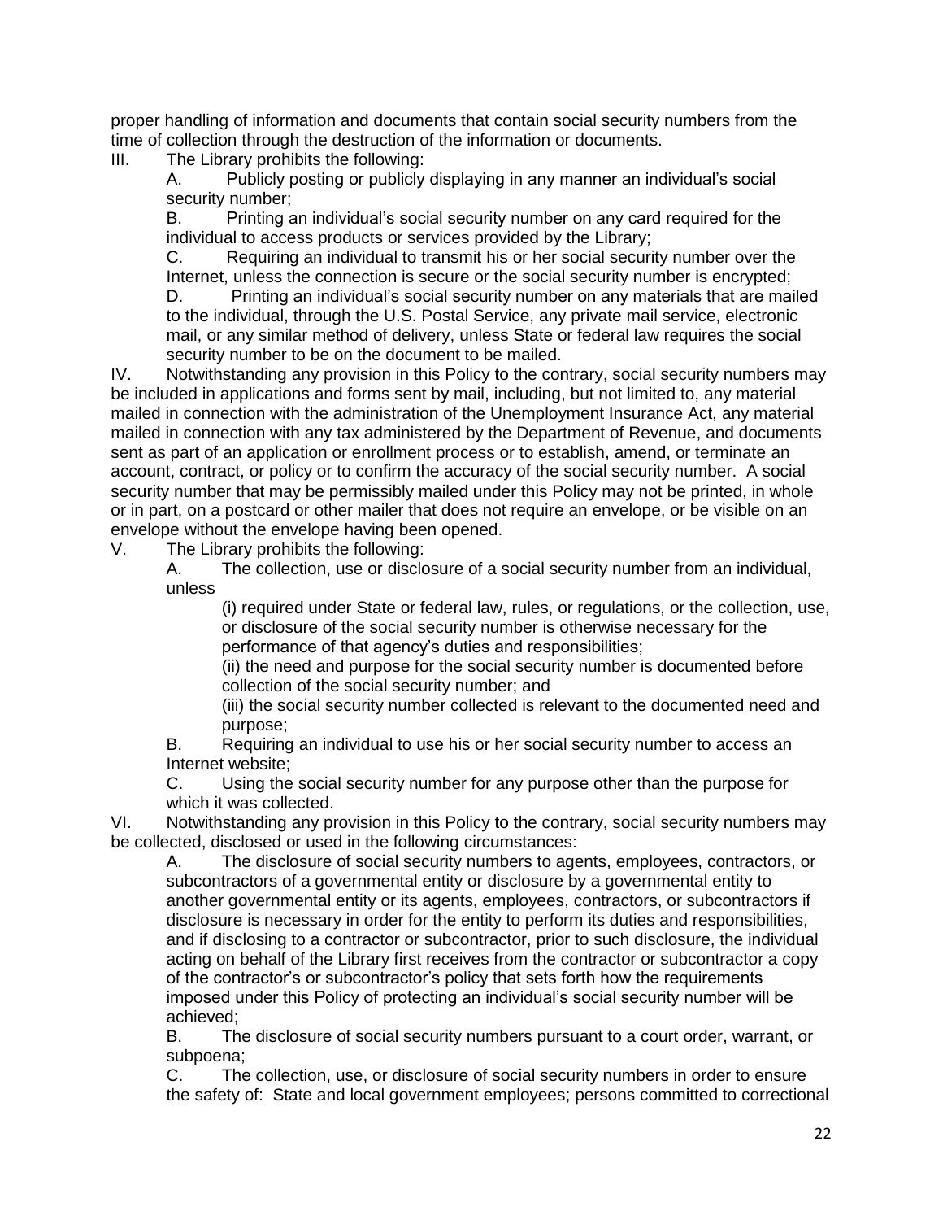proper handling of information and documents that contain social security numbers from the time of collection through the destruction of the information or documents.

III. The Library prohibits the following:

A. Publicly posting or publicly displaying in any manner an individual's social security number;

B. Printing an individual's social security number on any card required for the individual to access products or services provided by the Library;

C. Requiring an individual to transmit his or her social security number over the Internet, unless the connection is secure or the social security number is encrypted;

D. Printing an individual's social security number on any materials that are mailed to the individual, through the U.S. Postal Service, any private mail service, electronic mail, or any similar method of delivery, unless State or federal law requires the social security number to be on the document to be mailed.

IV. Notwithstanding any provision in this Policy to the contrary, social security numbers may be included in applications and forms sent by mail, including, but not limited to, any material mailed in connection with the administration of the Unemployment Insurance Act, any material mailed in connection with any tax administered by the Department of Revenue, and documents sent as part of an application or enrollment process or to establish, amend, or terminate an account, contract, or policy or to confirm the accuracy of the social security number. A social security number that may be permissibly mailed under this Policy may not be printed, in whole or in part, on a postcard or other mailer that does not require an envelope, or be visible on an envelope without the envelope having been opened.

V. The Library prohibits the following:

A. The collection, use or disclosure of a social security number from an individual, unless

(i) required under State or federal law, rules, or regulations, or the collection, use, or disclosure of the social security number is otherwise necessary for the performance of that agency's duties and responsibilities;

(ii) the need and purpose for the social security number is documented before collection of the social security number; and

(iii) the social security number collected is relevant to the documented need and purpose;

B. Requiring an individual to use his or her social security number to access an Internet website;

C. Using the social security number for any purpose other than the purpose for which it was collected.

VI. Notwithstanding any provision in this Policy to the contrary, social security numbers may be collected, disclosed or used in the following circumstances:

A. The disclosure of social security numbers to agents, employees, contractors, or subcontractors of a governmental entity or disclosure by a governmental entity to another governmental entity or its agents, employees, contractors, or subcontractors if disclosure is necessary in order for the entity to perform its duties and responsibilities, and if disclosing to a contractor or subcontractor, prior to such disclosure, the individual acting on behalf of the Library first receives from the contractor or subcontractor a copy of the contractor's or subcontractor's policy that sets forth how the requirements imposed under this Policy of protecting an individual's social security number will be achieved;

B. The disclosure of social security numbers pursuant to a court order, warrant, or subpoena;

C. The collection, use, or disclosure of social security numbers in order to ensure the safety of: State and local government employees; persons committed to correctional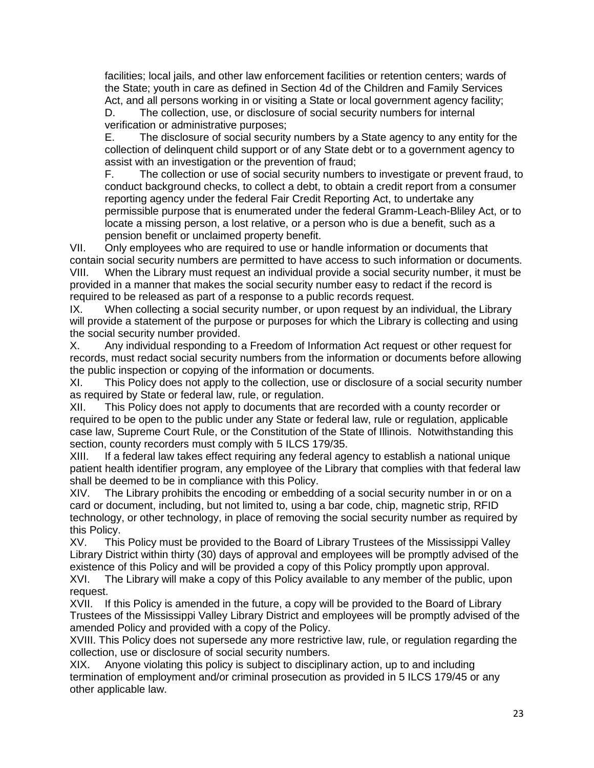facilities; local jails, and other law enforcement facilities or retention centers; wards of the State; youth in care as defined in Section 4d of the Children and Family Services Act, and all persons working in or visiting a State or local government agency facility;

D. The collection, use, or disclosure of social security numbers for internal verification or administrative purposes;

E. The disclosure of social security numbers by a State agency to any entity for the collection of delinquent child support or of any State debt or to a government agency to assist with an investigation or the prevention of fraud;

F. The collection or use of social security numbers to investigate or prevent fraud, to conduct background checks, to collect a debt, to obtain a credit report from a consumer reporting agency under the federal Fair Credit Reporting Act, to undertake any permissible purpose that is enumerated under the federal Gramm-Leach-Bliley Act, or to locate a missing person, a lost relative, or a person who is due a benefit, such as a pension benefit or unclaimed property benefit.

VII. Only employees who are required to use or handle information or documents that contain social security numbers are permitted to have access to such information or documents.

VIII. When the Library must request an individual provide a social security number, it must be provided in a manner that makes the social security number easy to redact if the record is required to be released as part of a response to a public records request.

IX. When collecting a social security number, or upon request by an individual, the Library will provide a statement of the purpose or purposes for which the Library is collecting and using the social security number provided.

X. Any individual responding to a Freedom of Information Act request or other request for records, must redact social security numbers from the information or documents before allowing the public inspection or copying of the information or documents.

XI. This Policy does not apply to the collection, use or disclosure of a social security number as required by State or federal law, rule, or regulation.

XII. This Policy does not apply to documents that are recorded with a county recorder or required to be open to the public under any State or federal law, rule or regulation, applicable case law, Supreme Court Rule, or the Constitution of the State of Illinois. Notwithstanding this section, county recorders must comply with 5 ILCS 179/35.

XIII. If a federal law takes effect requiring any federal agency to establish a national unique patient health identifier program, any employee of the Library that complies with that federal law shall be deemed to be in compliance with this Policy.

XIV. The Library prohibits the encoding or embedding of a social security number in or on a card or document, including, but not limited to, using a bar code, chip, magnetic strip, RFID technology, or other technology, in place of removing the social security number as required by this Policy.

XV. This Policy must be provided to the Board of Library Trustees of the Mississippi Valley Library District within thirty (30) days of approval and employees will be promptly advised of the existence of this Policy and will be provided a copy of this Policy promptly upon approval.

XVI. The Library will make a copy of this Policy available to any member of the public, upon request.

XVII. If this Policy is amended in the future, a copy will be provided to the Board of Library Trustees of the Mississippi Valley Library District and employees will be promptly advised of the amended Policy and provided with a copy of the Policy.

XVIII. This Policy does not supersede any more restrictive law, rule, or regulation regarding the collection, use or disclosure of social security numbers.

XIX. Anyone violating this policy is subject to disciplinary action, up to and including termination of employment and/or criminal prosecution as provided in 5 ILCS 179/45 or any other applicable law.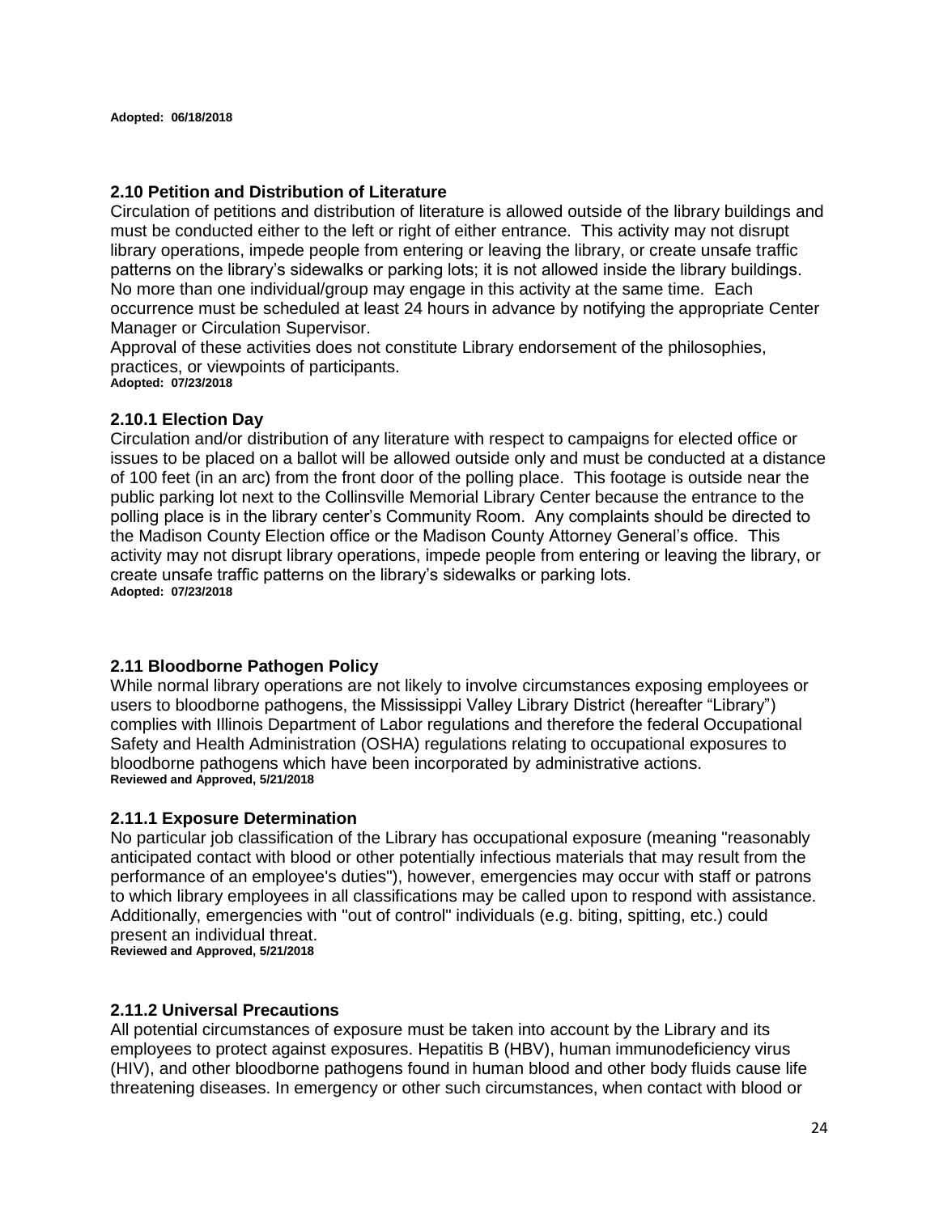**Adopted: 06/18/2018**

### 2.10 Petition and Distribution of Literature

Circulation of petitions and distribution of literature is allowed outside of the library buildings and must be conducted either to the left or right of either entrance. This activity may not disrupt library operations, impede people from entering or leaving the library, or create unsafe traffic patterns on the library's sidewalks or parking lots; it is not allowed inside the library buildings. No more than one individual/group may engage in this activity at the same time. Each occurrence must be scheduled at least 24 hours in advance by notifying the appropriate Center Manager or Circulation Supervisor.

Approval of these activities does not constitute Library endorsement of the philosophies, practices, or viewpoints of participants.

**Adopted: 07/23/2018**

### 2.10.1 Election Day

Circulation and/or distribution of any literature with respect to campaigns for elected office or issues to be placed on a ballot will be allowed outside only and must be conducted at a distance of 100 feet (in an arc) from the front door of the polling place. This footage is outside near the public parking lot next to the Collinsville Memorial Library Center because the entrance to the polling place is in the library center's Community Room. Any complaints should be directed to the Madison County Election office or the Madison County Attorney General's office. This activity may not disrupt library operations, impede people from entering or leaving the library, or create unsafe traffic patterns on the library's sidewalks or parking lots.

**Adopted: 07/23/2018**

### 2.11 Bloodborne Pathogen Policy

While normal library operations are not likely to involve circumstances exposing employees or users to bloodborne pathogens, the Mississippi Valley Library District (hereafter "Library") complies with Illinois Department of Labor regulations and therefore the federal Occupational Safety and Health Administration (OSHA) regulations relating to occupational exposures to bloodborne pathogens which have been incorporated by administrative actions.

**Reviewed and Approved, 5/21/2018**

### 2.11.1 Exposure Determination

No particular job classification of the Library has occupational exposure (meaning "reasonably anticipated contact with blood or other potentially infectious materials that may result from the performance of an employee's duties"), however, emergencies may occur with staff or patrons to which library employees in all classifications may be called upon to respond with assistance. Additionally, emergencies with "out of control" individuals (e.g. biting, spitting, etc.) could present an individual threat.

**Reviewed and Approved, 5/21/2018**

### 2.11.2 Universal Precautions

All potential circumstances of exposure must be taken into account by the Library and its employees to protect against exposures. Hepatitis B (HBV), human immunodeficiency virus (HIV), and other bloodborne pathogens found in human blood and other body fluids cause life threatening diseases. In emergency or other such circumstances, when contact with blood or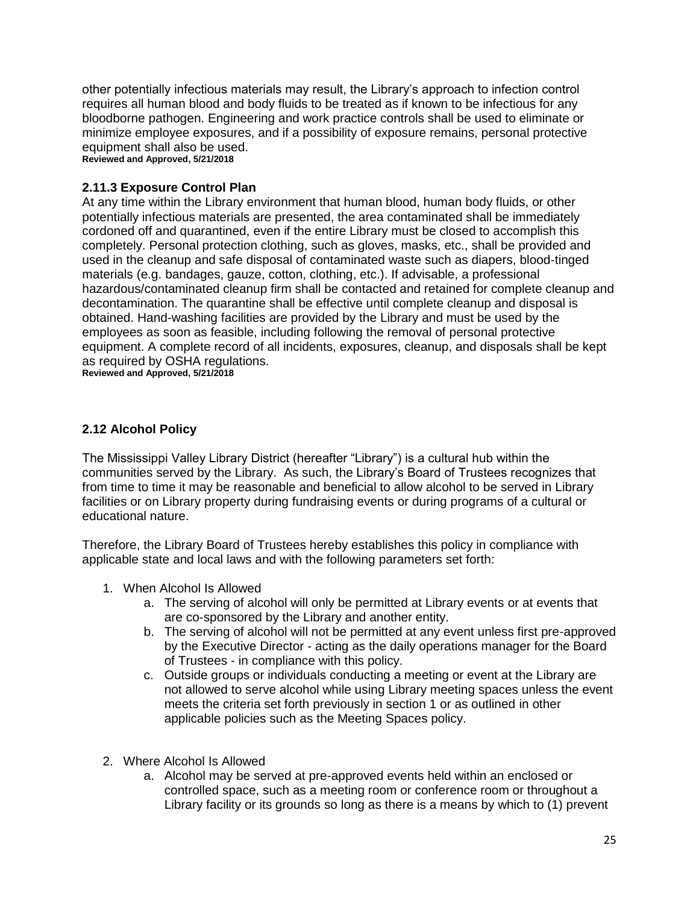other potentially infectious materials may result, the Library's approach to infection control requires all human blood and body fluids to be treated as if known to be infectious for any bloodborne pathogen. Engineering and work practice controls shall be used to eliminate or minimize employee exposures, and if a possibility of exposure remains, personal protective equipment shall also be used.
**Reviewed and Approved, 5/21/2018**

### 2.11.3 Exposure Control Plan

At any time within the Library environment that human blood, human body fluids, or other potentially infectious materials are presented, the area contaminated shall be immediately cordoned off and quarantined, even if the entire Library must be closed to accomplish this completely. Personal protection clothing, such as gloves, masks, etc., shall be provided and used in the cleanup and safe disposal of contaminated waste such as diapers, blood-tinged materials (e.g. bandages, gauze, cotton, clothing, etc.). If advisable, a professional hazardous/contaminated cleanup firm shall be contacted and retained for complete cleanup and decontamination. The quarantine shall be effective until complete cleanup and disposal is obtained. Hand-washing facilities are provided by the Library and must be used by the employees as soon as feasible, including following the removal of personal protective equipment. A complete record of all incidents, exposures, cleanup, and disposals shall be kept as required by OSHA regulations.
**Reviewed and Approved, 5/21/2018**

## 2.12 Alcohol Policy

The Mississippi Valley Library District (hereafter "Library") is a cultural hub within the communities served by the Library. As such, the Library's Board of Trustees recognizes that from time to time it may be reasonable and beneficial to allow alcohol to be served in Library facilities or on Library property during fundraising events or during programs of a cultural or educational nature.

Therefore, the Library Board of Trustees hereby establishes this policy in compliance with applicable state and local laws and with the following parameters set forth:

1. When Alcohol Is Allowed
   a. The serving of alcohol will only be permitted at Library events or at events that are co-sponsored by the Library and another entity.
   b. The serving of alcohol will not be permitted at any event unless first pre-approved by the Executive Director - acting as the daily operations manager for the Board of Trustees - in compliance with this policy.
   c. Outside groups or individuals conducting a meeting or event at the Library are not allowed to serve alcohol while using Library meeting spaces unless the event meets the criteria set forth previously in section 1 or as outlined in other applicable policies such as the Meeting Spaces policy.

2. Where Alcohol Is Allowed
   a. Alcohol may be served at pre-approved events held within an enclosed or controlled space, such as a meeting room or conference room or throughout a Library facility or its grounds so long as there is a means by which to (1) prevent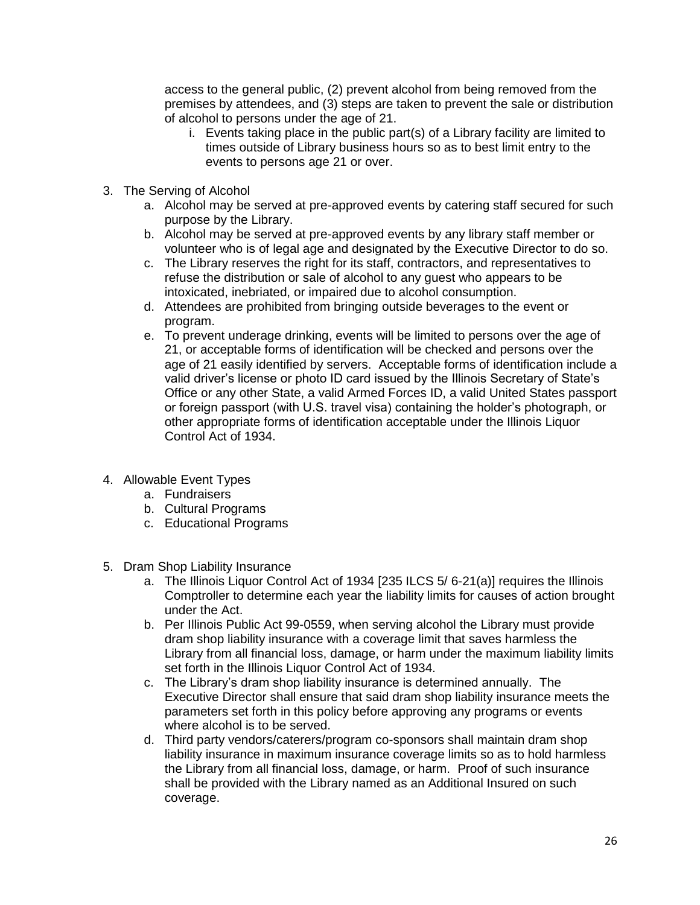access to the general public, (2) prevent alcohol from being removed from the premises by attendees, and (3) steps are taken to prevent the sale or distribution of alcohol to persons under the age of 21.

   i. Events taking place in the public part(s) of a Library facility are limited to times outside of Library business hours so as to best limit entry to the events to persons age 21 or over.

3. The Serving of Alcohol
   a. Alcohol may be served at pre-approved events by catering staff secured for such purpose by the Library.
   b. Alcohol may be served at pre-approved events by any library staff member or volunteer who is of legal age and designated by the Executive Director to do so.
   c. The Library reserves the right for its staff, contractors, and representatives to refuse the distribution or sale of alcohol to any guest who appears to be intoxicated, inebriated, or impaired due to alcohol consumption.
   d. Attendees are prohibited from bringing outside beverages to the event or program.
   e. To prevent underage drinking, events will be limited to persons over the age of 21, or acceptable forms of identification will be checked and persons over the age of 21 easily identified by servers. Acceptable forms of identification include a valid driver's license or photo ID card issued by the Illinois Secretary of State's Office or any other State, a valid Armed Forces ID, a valid United States passport or foreign passport (with U.S. travel visa) containing the holder's photograph, or other appropriate forms of identification acceptable under the Illinois Liquor Control Act of 1934.

4. Allowable Event Types
   a. Fundraisers
   b. Cultural Programs
   c. Educational Programs

5. Dram Shop Liability Insurance
   a. The Illinois Liquor Control Act of 1934 [235 ILCS 5/ 6-21(a)] requires the Illinois Comptroller to determine each year the liability limits for causes of action brought under the Act.
   b. Per Illinois Public Act 99-0559, when serving alcohol the Library must provide dram shop liability insurance with a coverage limit that saves harmless the Library from all financial loss, damage, or harm under the maximum liability limits set forth in the Illinois Liquor Control Act of 1934.
   c. The Library's dram shop liability insurance is determined annually. The Executive Director shall ensure that said dram shop liability insurance meets the parameters set forth in this policy before approving any programs or events where alcohol is to be served.
   d. Third party vendors/caterers/program co-sponsors shall maintain dram shop liability insurance in maximum insurance coverage limits so as to hold harmless the Library from all financial loss, damage, or harm. Proof of such insurance shall be provided with the Library named as an Additional Insured on such coverage.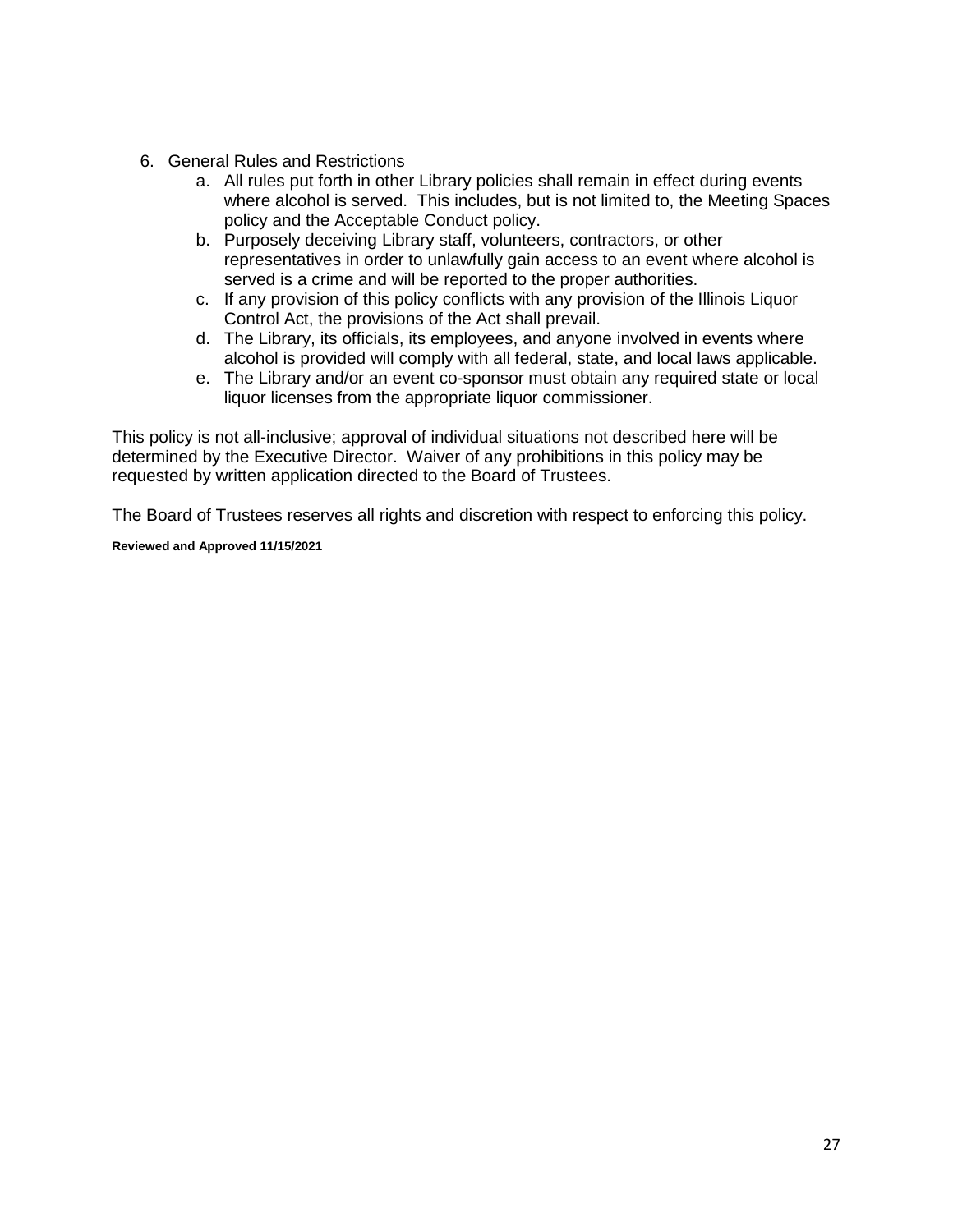6. General Rules and Restrictions
    a. All rules put forth in other Library policies shall remain in effect during events where alcohol is served. This includes, but is not limited to, the Meeting Spaces policy and the Acceptable Conduct policy.
    b. Purposely deceiving Library staff, volunteers, contractors, or other representatives in order to unlawfully gain access to an event where alcohol is served is a crime and will be reported to the proper authorities.
    c. If any provision of this policy conflicts with any provision of the Illinois Liquor Control Act, the provisions of the Act shall prevail.
    d. The Library, its officials, its employees, and anyone involved in events where alcohol is provided will comply with all federal, state, and local laws applicable.
    e. The Library and/or an event co-sponsor must obtain any required state or local liquor licenses from the appropriate liquor commissioner.

This policy is not all-inclusive; approval of individual situations not described here will be determined by the Executive Director. Waiver of any prohibitions in this policy may be requested by written application directed to the Board of Trustees.

The Board of Trustees reserves all rights and discretion with respect to enforcing this policy.

**Reviewed and Approved 11/15/2021**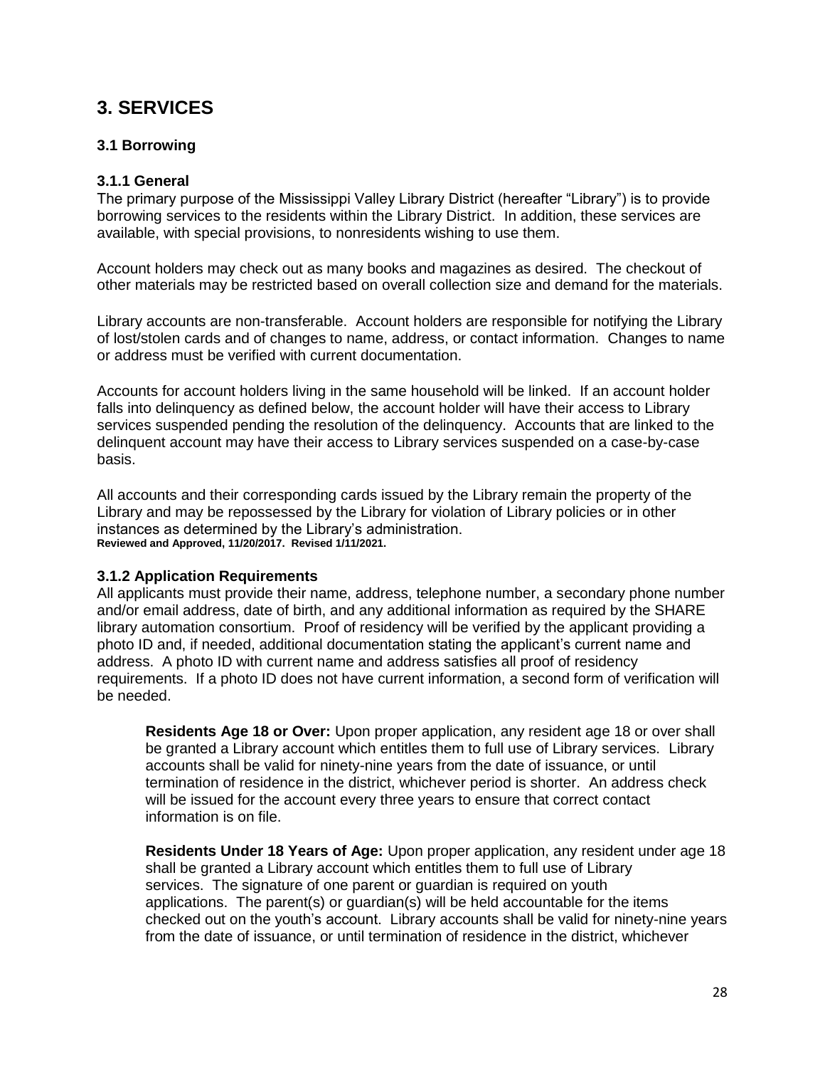# 3. SERVICES

## 3.1 Borrowing

### 3.1.1 General

The primary purpose of the Mississippi Valley Library District (hereafter "Library") is to provide borrowing services to the residents within the Library District. In addition, these services are available, with special provisions, to nonresidents wishing to use them.

Account holders may check out as many books and magazines as desired. The checkout of other materials may be restricted based on overall collection size and demand for the materials.

Library accounts are non-transferable. Account holders are responsible for notifying the Library of lost/stolen cards and of changes to name, address, or contact information. Changes to name or address must be verified with current documentation.

Accounts for account holders living in the same household will be linked. If an account holder falls into delinquency as defined below, the account holder will have their access to Library services suspended pending the resolution of the delinquency. Accounts that are linked to the delinquent account may have their access to Library services suspended on a case-by-case basis.

All accounts and their corresponding cards issued by the Library remain the property of the Library and may be repossessed by the Library for violation of Library policies or in other instances as determined by the Library's administration.
**Reviewed and Approved, 11/20/2017. Revised 1/11/2021.**

### 3.1.2 Application Requirements

All applicants must provide their name, address, telephone number, a secondary phone number and/or email address, date of birth, and any additional information as required by the SHARE library automation consortium. Proof of residency will be verified by the applicant providing a photo ID and, if needed, additional documentation stating the applicant's current name and address. A photo ID with current name and address satisfies all proof of residency requirements. If a photo ID does not have current information, a second form of verification will be needed.

**Residents Age 18 or Over:** Upon proper application, any resident age 18 or over shall be granted a Library account which entitles them to full use of Library services. Library accounts shall be valid for ninety-nine years from the date of issuance, or until termination of residence in the district, whichever period is shorter. An address check will be issued for the account every three years to ensure that correct contact information is on file.

**Residents Under 18 Years of Age:** Upon proper application, any resident under age 18 shall be granted a Library account which entitles them to full use of Library services. The signature of one parent or guardian is required on youth applications. The parent(s) or guardian(s) will be held accountable for the items checked out on the youth's account. Library accounts shall be valid for ninety-nine years from the date of issuance, or until termination of residence in the district, whichever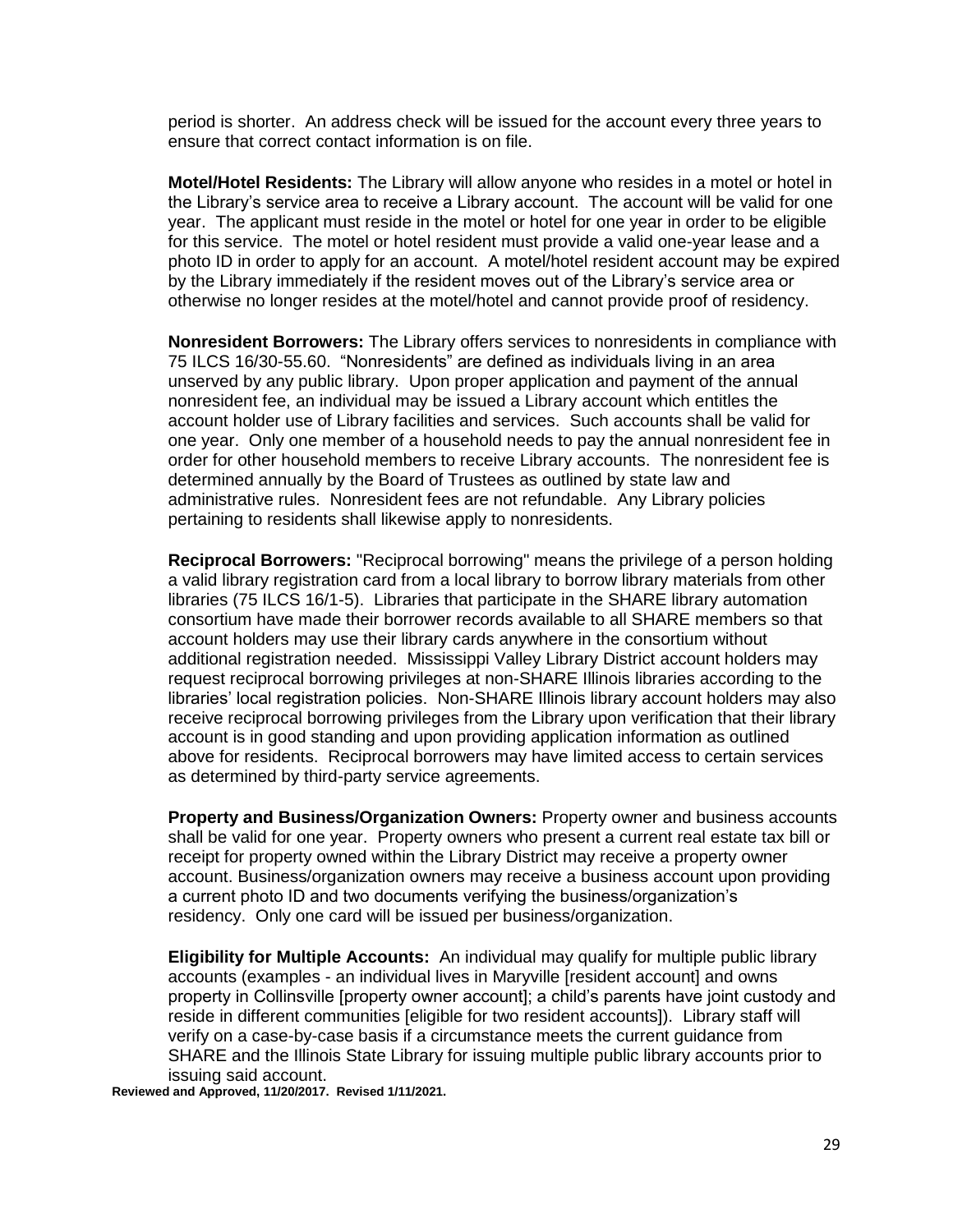period is shorter. An address check will be issued for the account every three years to ensure that correct contact information is on file.

**Motel/Hotel Residents:** The Library will allow anyone who resides in a motel or hotel in the Library's service area to receive a Library account. The account will be valid for one year. The applicant must reside in the motel or hotel for one year in order to be eligible for this service. The motel or hotel resident must provide a valid one-year lease and a photo ID in order to apply for an account. A motel/hotel resident account may be expired by the Library immediately if the resident moves out of the Library's service area or otherwise no longer resides at the motel/hotel and cannot provide proof of residency.

**Nonresident Borrowers:** The Library offers services to nonresidents in compliance with 75 ILCS 16/30-55.60. "Nonresidents" are defined as individuals living in an area unserved by any public library. Upon proper application and payment of the annual nonresident fee, an individual may be issued a Library account which entitles the account holder use of Library facilities and services. Such accounts shall be valid for one year. Only one member of a household needs to pay the annual nonresident fee in order for other household members to receive Library accounts. The nonresident fee is determined annually by the Board of Trustees as outlined by state law and administrative rules. Nonresident fees are not refundable. Any Library policies pertaining to residents shall likewise apply to nonresidents.

**Reciprocal Borrowers:** "Reciprocal borrowing" means the privilege of a person holding a valid library registration card from a local library to borrow library materials from other libraries (75 ILCS 16/1-5). Libraries that participate in the SHARE library automation consortium have made their borrower records available to all SHARE members so that account holders may use their library cards anywhere in the consortium without additional registration needed. Mississippi Valley Library District account holders may request reciprocal borrowing privileges at non-SHARE Illinois libraries according to the libraries' local registration policies. Non-SHARE Illinois library account holders may also receive reciprocal borrowing privileges from the Library upon verification that their library account is in good standing and upon providing application information as outlined above for residents. Reciprocal borrowers may have limited access to certain services as determined by third-party service agreements.

**Property and Business/Organization Owners:** Property owner and business accounts shall be valid for one year. Property owners who present a current real estate tax bill or receipt for property owned within the Library District may receive a property owner account. Business/organization owners may receive a business account upon providing a current photo ID and two documents verifying the business/organization's residency. Only one card will be issued per business/organization.

**Eligibility for Multiple Accounts:** An individual may qualify for multiple public library accounts (examples - an individual lives in Maryville [resident account] and owns property in Collinsville [property owner account]; a child's parents have joint custody and reside in different communities [eligible for two resident accounts]). Library staff will verify on a case-by-case basis if a circumstance meets the current guidance from SHARE and the Illinois State Library for issuing multiple public library accounts prior to issuing said account.

**Reviewed and Approved, 11/20/2017. Revised 1/11/2021.**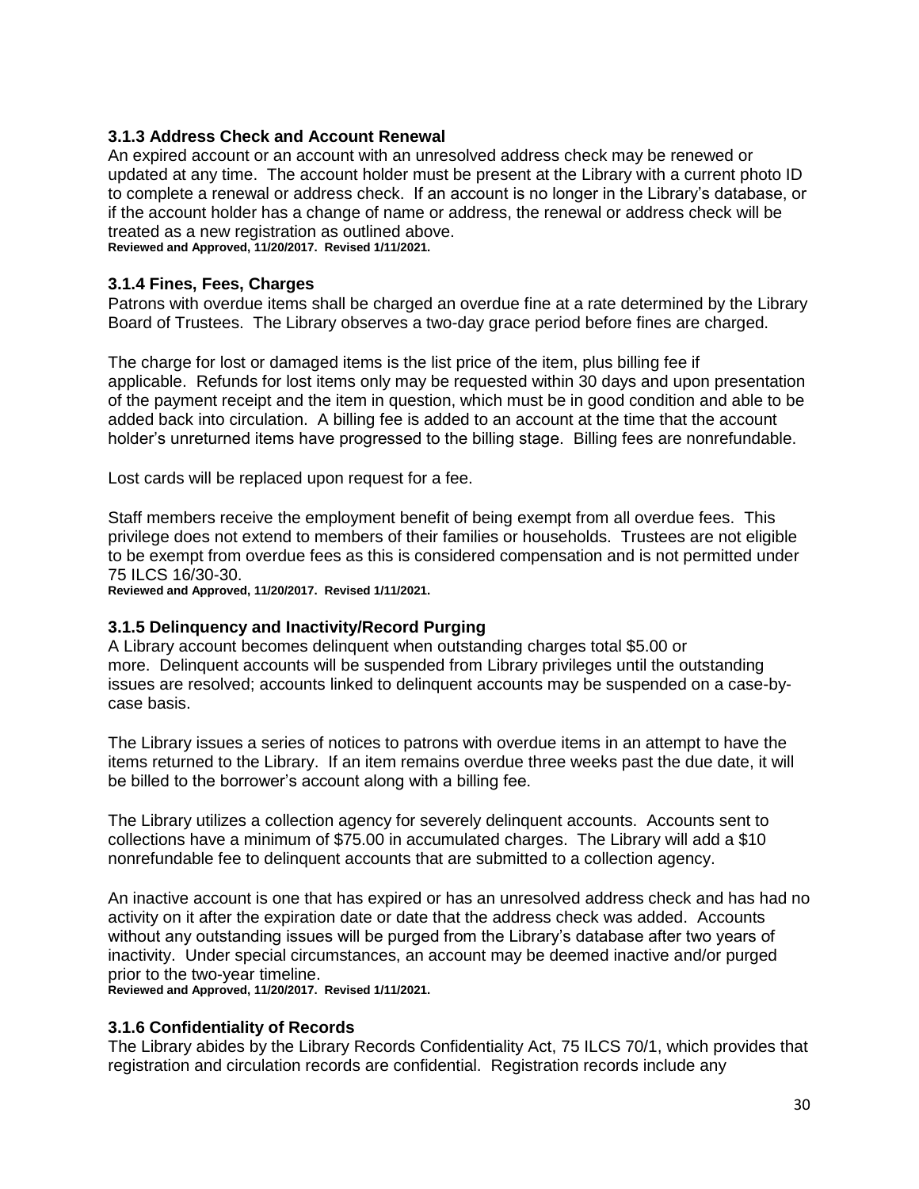### 3.1.3 Address Check and Account Renewal

An expired account or an account with an unresolved address check may be renewed or updated at any time. The account holder must be present at the Library with a current photo ID to complete a renewal or address check. If an account is no longer in the Library's database, or if the account holder has a change of name or address, the renewal or address check will be treated as a new registration as outlined above.

**Reviewed and Approved, 11/20/2017. Revised 1/11/2021.**

### 3.1.4 Fines, Fees, Charges

Patrons with overdue items shall be charged an overdue fine at a rate determined by the Library Board of Trustees. The Library observes a two-day grace period before fines are charged.

The charge for lost or damaged items is the list price of the item, plus billing fee if applicable. Refunds for lost items only may be requested within 30 days and upon presentation of the payment receipt and the item in question, which must be in good condition and able to be added back into circulation. A billing fee is added to an account at the time that the account holder's unreturned items have progressed to the billing stage. Billing fees are nonrefundable.

Lost cards will be replaced upon request for a fee.

Staff members receive the employment benefit of being exempt from all overdue fees. This privilege does not extend to members of their families or households. Trustees are not eligible to be exempt from overdue fees as this is considered compensation and is not permitted under 75 ILCS 16/30-30.

**Reviewed and Approved, 11/20/2017. Revised 1/11/2021.**

### 3.1.5 Delinquency and Inactivity/Record Purging

A Library account becomes delinquent when outstanding charges total $5.00 or more. Delinquent accounts will be suspended from Library privileges until the outstanding issues are resolved; accounts linked to delinquent accounts may be suspended on a case-by-case basis.

The Library issues a series of notices to patrons with overdue items in an attempt to have the items returned to the Library. If an item remains overdue three weeks past the due date, it will be billed to the borrower's account along with a billing fee.

The Library utilizes a collection agency for severely delinquent accounts. Accounts sent to collections have a minimum of $75.00 in accumulated charges. The Library will add a $10 nonrefundable fee to delinquent accounts that are submitted to a collection agency.

An inactive account is one that has expired or has an unresolved address check and has had no activity on it after the expiration date or date that the address check was added. Accounts without any outstanding issues will be purged from the Library's database after two years of inactivity. Under special circumstances, an account may be deemed inactive and/or purged prior to the two-year timeline.

**Reviewed and Approved, 11/20/2017. Revised 1/11/2021.**

### 3.1.6 Confidentiality of Records

The Library abides by the Library Records Confidentiality Act, 75 ILCS 70/1, which provides that registration and circulation records are confidential. Registration records include any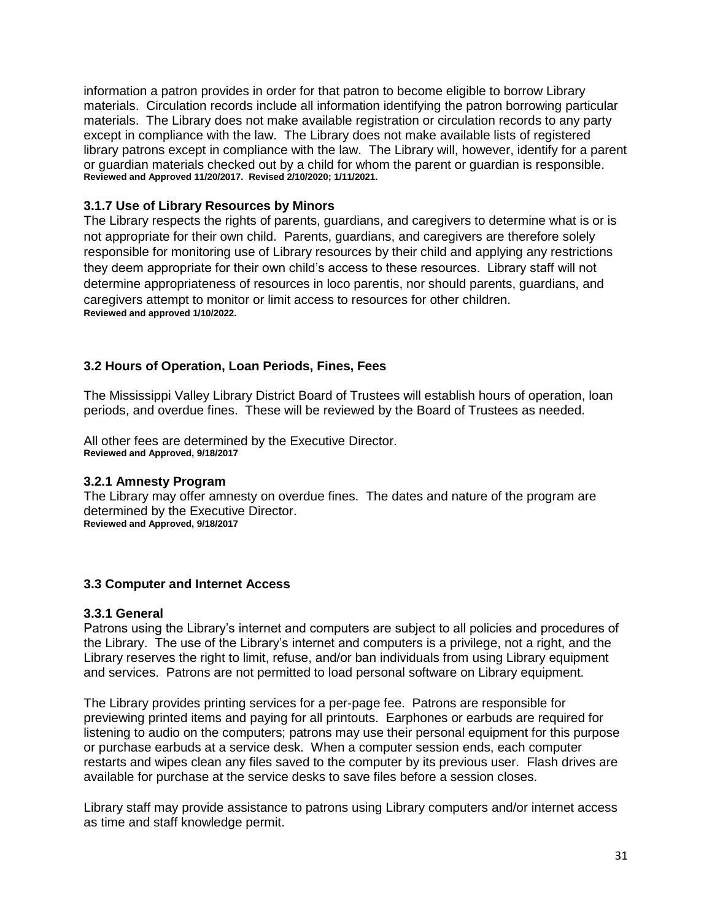information a patron provides in order for that patron to become eligible to borrow Library materials. Circulation records include all information identifying the patron borrowing particular materials. The Library does not make available registration or circulation records to any party except in compliance with the law. The Library does not make available lists of registered library patrons except in compliance with the law. The Library will, however, identify for a parent or guardian materials checked out by a child for whom the parent or guardian is responsible.
**Reviewed and Approved 11/20/2017. Revised 2/10/2020; 1/11/2021.**

### 3.1.7 Use of Library Resources by Minors

The Library respects the rights of parents, guardians, and caregivers to determine what is or is not appropriate for their own child. Parents, guardians, and caregivers are therefore solely responsible for monitoring use of Library resources by their child and applying any restrictions they deem appropriate for their own child's access to these resources. Library staff will not determine appropriateness of resources in loco parentis, nor should parents, guardians, and caregivers attempt to monitor or limit access to resources for other children.
**Reviewed and approved 1/10/2022.**

## 3.2 Hours of Operation, Loan Periods, Fines, Fees

The Mississippi Valley Library District Board of Trustees will establish hours of operation, loan periods, and overdue fines. These will be reviewed by the Board of Trustees as needed.

All other fees are determined by the Executive Director.
**Reviewed and Approved, 9/18/2017**

### 3.2.1 Amnesty Program

The Library may offer amnesty on overdue fines. The dates and nature of the program are determined by the Executive Director.
**Reviewed and Approved, 9/18/2017**

## 3.3 Computer and Internet Access

### 3.3.1 General

Patrons using the Library's internet and computers are subject to all policies and procedures of the Library. The use of the Library's internet and computers is a privilege, not a right, and the Library reserves the right to limit, refuse, and/or ban individuals from using Library equipment and services. Patrons are not permitted to load personal software on Library equipment.

The Library provides printing services for a per-page fee. Patrons are responsible for previewing printed items and paying for all printouts. Earphones or earbuds are required for listening to audio on the computers; patrons may use their personal equipment for this purpose or purchase earbuds at a service desk. When a computer session ends, each computer restarts and wipes clean any files saved to the computer by its previous user. Flash drives are available for purchase at the service desks to save files before a session closes.

Library staff may provide assistance to patrons using Library computers and/or internet access as time and staff knowledge permit.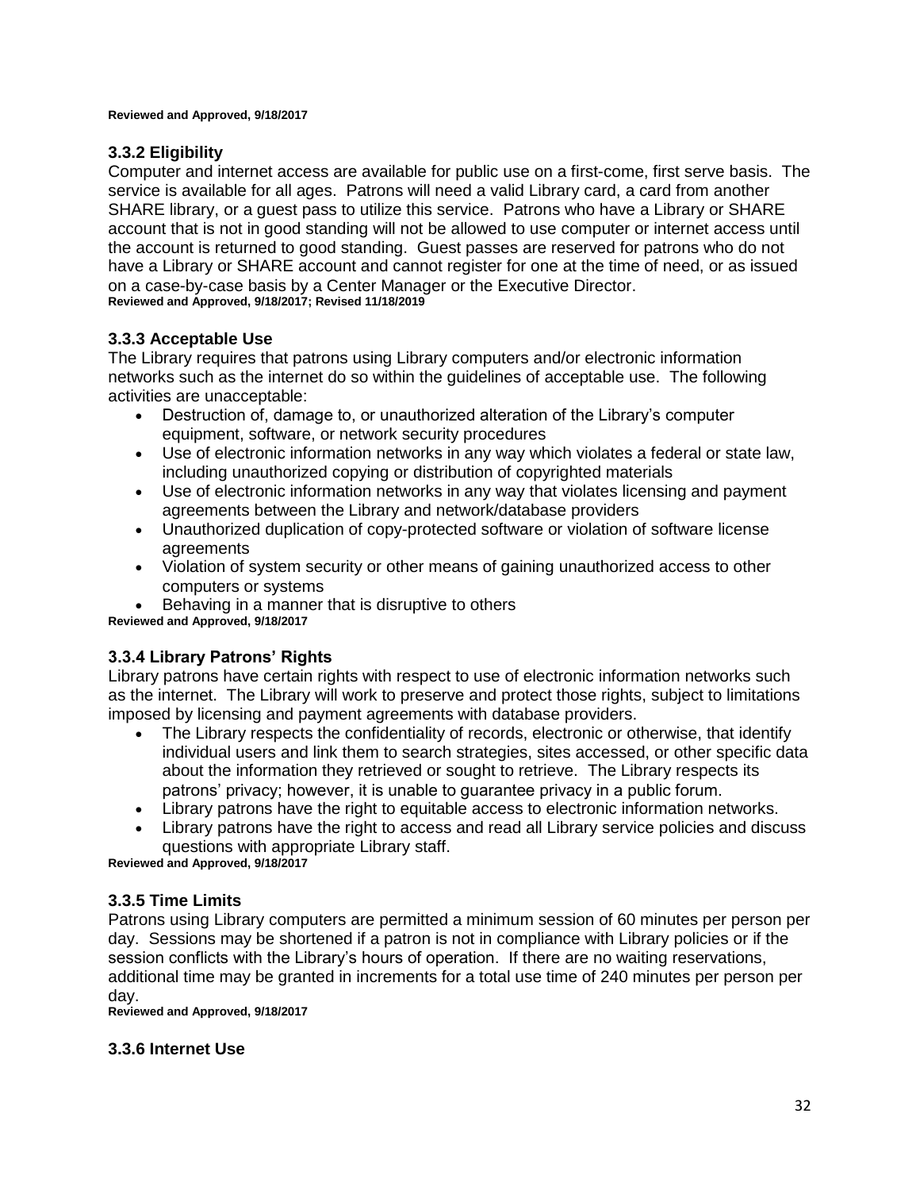**Reviewed and Approved, 9/18/2017**

### 3.3.2 Eligibility

Computer and internet access are available for public use on a first-come, first serve basis. The service is available for all ages. Patrons will need a valid Library card, a card from another SHARE library, or a guest pass to utilize this service. Patrons who have a Library or SHARE account that is not in good standing will not be allowed to use computer or internet access until the account is returned to good standing. Guest passes are reserved for patrons who do not have a Library or SHARE account and cannot register for one at the time of need, or as issued on a case-by-case basis by a Center Manager or the Executive Director.
**Reviewed and Approved, 9/18/2017; Revised 11/18/2019**

### 3.3.3 Acceptable Use

The Library requires that patrons using Library computers and/or electronic information networks such as the internet do so within the guidelines of acceptable use. The following activities are unacceptable:

- Destruction of, damage to, or unauthorized alteration of the Library's computer equipment, software, or network security procedures
- Use of electronic information networks in any way which violates a federal or state law, including unauthorized copying or distribution of copyrighted materials
- Use of electronic information networks in any way that violates licensing and payment agreements between the Library and network/database providers
- Unauthorized duplication of copy-protected software or violation of software license agreements
- Violation of system security or other means of gaining unauthorized access to other computers or systems
- Behaving in a manner that is disruptive to others

**Reviewed and Approved, 9/18/2017**

### 3.3.4 Library Patrons' Rights

Library patrons have certain rights with respect to use of electronic information networks such as the internet. The Library will work to preserve and protect those rights, subject to limitations imposed by licensing and payment agreements with database providers.

- The Library respects the confidentiality of records, electronic or otherwise, that identify individual users and link them to search strategies, sites accessed, or other specific data about the information they retrieved or sought to retrieve. The Library respects its patrons' privacy; however, it is unable to guarantee privacy in a public forum.
- Library patrons have the right to equitable access to electronic information networks.
- Library patrons have the right to access and read all Library service policies and discuss questions with appropriate Library staff.

**Reviewed and Approved, 9/18/2017**

### 3.3.5 Time Limits

Patrons using Library computers are permitted a minimum session of 60 minutes per person per day. Sessions may be shortened if a patron is not in compliance with Library policies or if the session conflicts with the Library's hours of operation. If there are no waiting reservations, additional time may be granted in increments for a total use time of 240 minutes per person per day.
**Reviewed and Approved, 9/18/2017**

### 3.3.6 Internet Use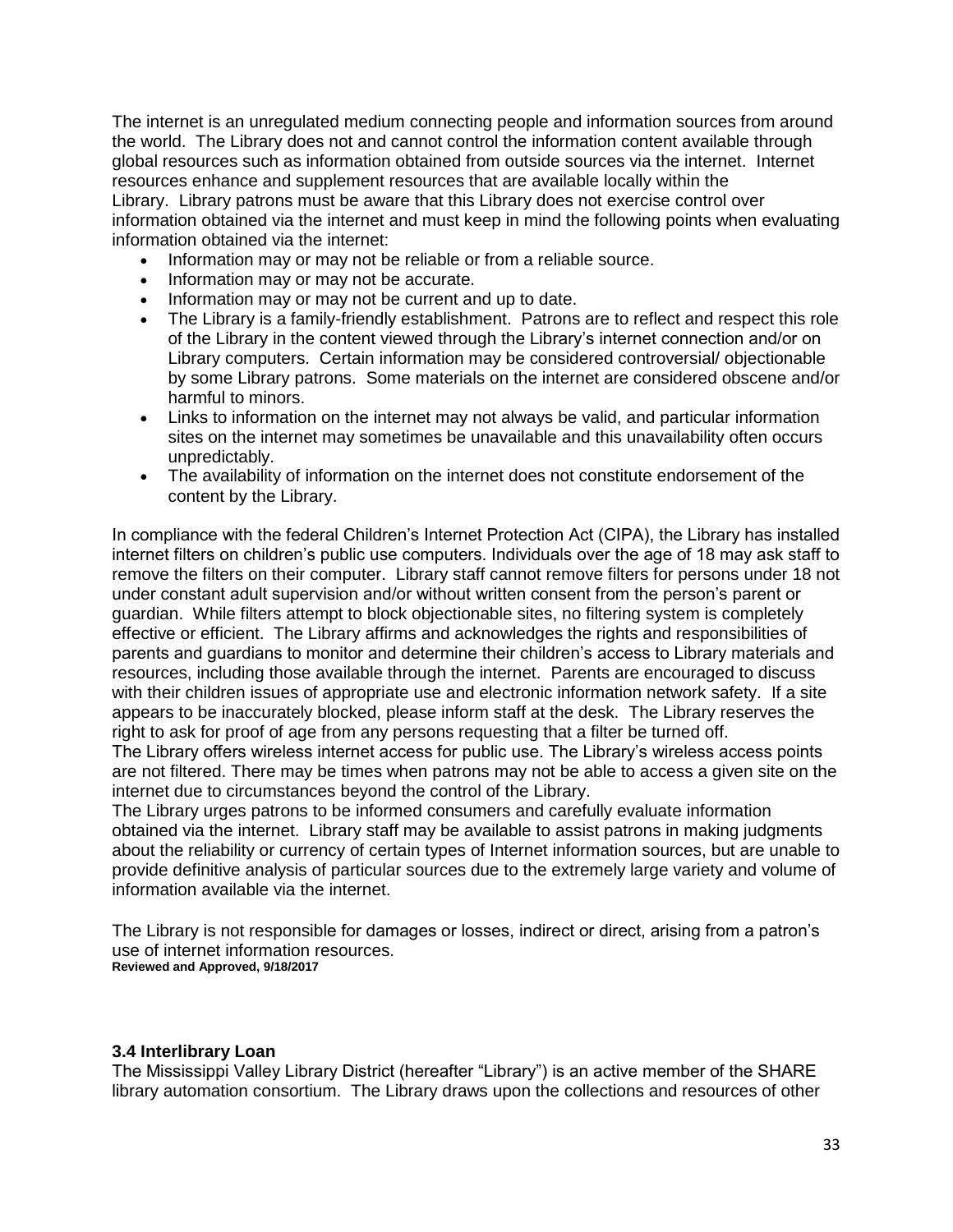The internet is an unregulated medium connecting people and information sources from around the world. The Library does not and cannot control the information content available through global resources such as information obtained from outside sources via the internet. Internet resources enhance and supplement resources that are available locally within the Library. Library patrons must be aware that this Library does not exercise control over information obtained via the internet and must keep in mind the following points when evaluating information obtained via the internet:

- Information may or may not be reliable or from a reliable source.
- Information may or may not be accurate.
- Information may or may not be current and up to date.
- The Library is a family-friendly establishment. Patrons are to reflect and respect this role of the Library in the content viewed through the Library's internet connection and/or on Library computers. Certain information may be considered controversial/ objectionable by some Library patrons. Some materials on the internet are considered obscene and/or harmful to minors.
- Links to information on the internet may not always be valid, and particular information sites on the internet may sometimes be unavailable and this unavailability often occurs unpredictably.
- The availability of information on the internet does not constitute endorsement of the content by the Library.

In compliance with the federal Children's Internet Protection Act (CIPA), the Library has installed internet filters on children's public use computers. Individuals over the age of 18 may ask staff to remove the filters on their computer. Library staff cannot remove filters for persons under 18 not under constant adult supervision and/or without written consent from the person's parent or guardian. While filters attempt to block objectionable sites, no filtering system is completely effective or efficient. The Library affirms and acknowledges the rights and responsibilities of parents and guardians to monitor and determine their children's access to Library materials and resources, including those available through the internet. Parents are encouraged to discuss with their children issues of appropriate use and electronic information network safety. If a site appears to be inaccurately blocked, please inform staff at the desk. The Library reserves the right to ask for proof of age from any persons requesting that a filter be turned off.

The Library offers wireless internet access for public use. The Library's wireless access points are not filtered. There may be times when patrons may not be able to access a given site on the internet due to circumstances beyond the control of the Library.

The Library urges patrons to be informed consumers and carefully evaluate information obtained via the internet. Library staff may be available to assist patrons in making judgments about the reliability or currency of certain types of Internet information sources, but are unable to provide definitive analysis of particular sources due to the extremely large variety and volume of information available via the internet.

The Library is not responsible for damages or losses, indirect or direct, arising from a patron's use of internet information resources.

**Reviewed and Approved, 9/18/2017**

### 3.4 Interlibrary Loan

The Mississippi Valley Library District (hereafter "Library") is an active member of the SHARE library automation consortium. The Library draws upon the collections and resources of other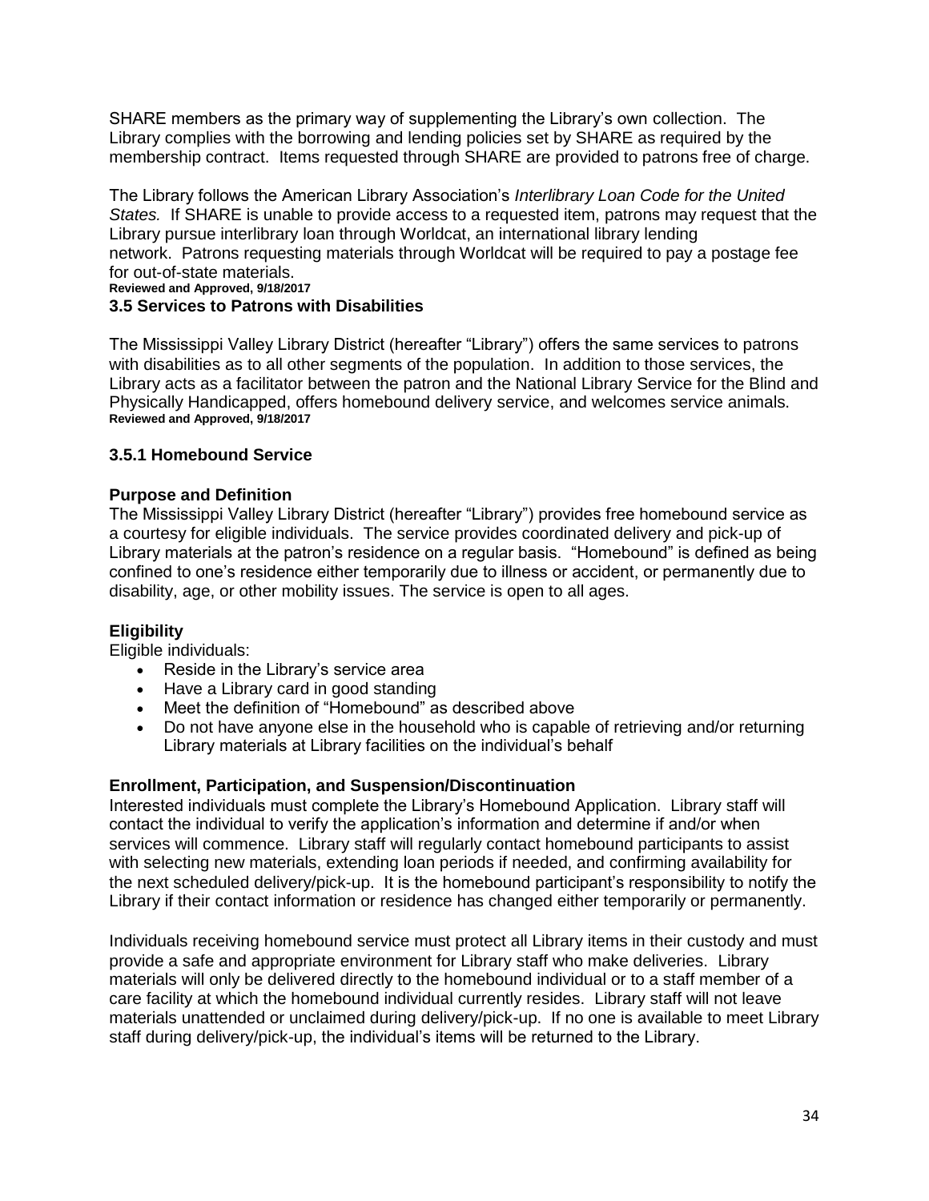SHARE members as the primary way of supplementing the Library's own collection. The Library complies with the borrowing and lending policies set by SHARE as required by the membership contract. Items requested through SHARE are provided to patrons free of charge.

The Library follows the American Library Association's *Interlibrary Loan Code for the United States.* If SHARE is unable to provide access to a requested item, patrons may request that the Library pursue interlibrary loan through Worldcat, an international library lending network. Patrons requesting materials through Worldcat will be required to pay a postage fee for out-of-state materials.

**Reviewed and Approved, 9/18/2017**

### 3.5 Services to Patrons with Disabilities

The Mississippi Valley Library District (hereafter "Library") offers the same services to patrons with disabilities as to all other segments of the population. In addition to those services, the Library acts as a facilitator between the patron and the National Library Service for the Blind and Physically Handicapped, offers homebound delivery service, and welcomes service animals.

**Reviewed and Approved, 9/18/2017**

### 3.5.1 Homebound Service

**Purpose and Definition**

The Mississippi Valley Library District (hereafter "Library") provides free homebound service as a courtesy for eligible individuals. The service provides coordinated delivery and pick-up of Library materials at the patron's residence on a regular basis. "Homebound" is defined as being confined to one's residence either temporarily due to illness or accident, or permanently due to disability, age, or other mobility issues. The service is open to all ages.

**Eligibility**

Eligible individuals:

- Reside in the Library's service area
- Have a Library card in good standing
- Meet the definition of "Homebound" as described above
- Do not have anyone else in the household who is capable of retrieving and/or returning Library materials at Library facilities on the individual's behalf

**Enrollment, Participation, and Suspension/Discontinuation**

Interested individuals must complete the Library's Homebound Application. Library staff will contact the individual to verify the application's information and determine if and/or when services will commence. Library staff will regularly contact homebound participants to assist with selecting new materials, extending loan periods if needed, and confirming availability for the next scheduled delivery/pick-up. It is the homebound participant's responsibility to notify the Library if their contact information or residence has changed either temporarily or permanently.

Individuals receiving homebound service must protect all Library items in their custody and must provide a safe and appropriate environment for Library staff who make deliveries. Library materials will only be delivered directly to the homebound individual or to a staff member of a care facility at which the homebound individual currently resides. Library staff will not leave materials unattended or unclaimed during delivery/pick-up. If no one is available to meet Library staff during delivery/pick-up, the individual's items will be returned to the Library.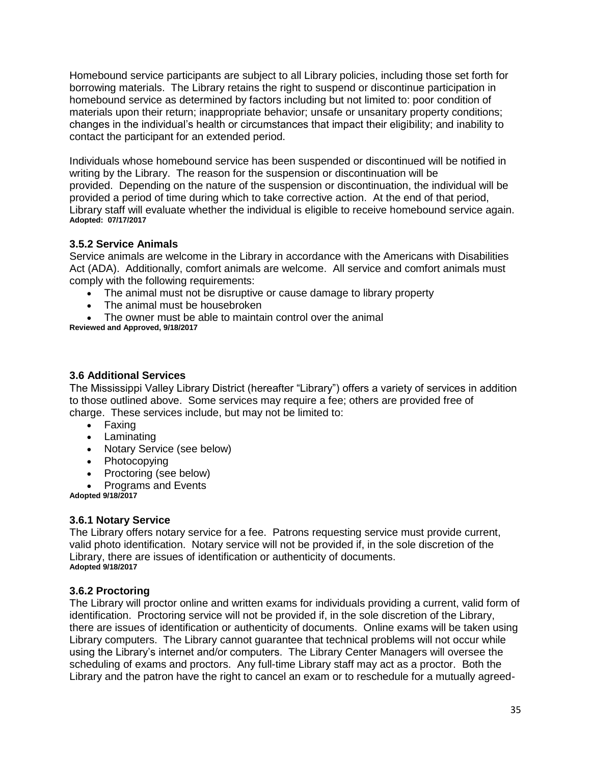Homebound service participants are subject to all Library policies, including those set forth for borrowing materials. The Library retains the right to suspend or discontinue participation in homebound service as determined by factors including but not limited to: poor condition of materials upon their return; inappropriate behavior; unsafe or unsanitary property conditions; changes in the individual's health or circumstances that impact their eligibility; and inability to contact the participant for an extended period.

Individuals whose homebound service has been suspended or discontinued will be notified in writing by the Library. The reason for the suspension or discontinuation will be provided. Depending on the nature of the suspension or discontinuation, the individual will be provided a period of time during which to take corrective action. At the end of that period, Library staff will evaluate whether the individual is eligible to receive homebound service again.
**Adopted: 07/17/2017**

### 3.5.2 Service Animals

Service animals are welcome in the Library in accordance with the Americans with Disabilities Act (ADA). Additionally, comfort animals are welcome. All service and comfort animals must comply with the following requirements:

- The animal must not be disruptive or cause damage to library property
- The animal must be housebroken
- The owner must be able to maintain control over the animal

**Reviewed and Approved, 9/18/2017**

### 3.6 Additional Services

The Mississippi Valley Library District (hereafter "Library") offers a variety of services in addition to those outlined above. Some services may require a fee; others are provided free of charge. These services include, but may not be limited to:

- Faxing
- Laminating
- Notary Service (see below)
- Photocopying
- Proctoring (see below)
- Programs and Events

**Adopted 9/18/2017**

### 3.6.1 Notary Service

The Library offers notary service for a fee. Patrons requesting service must provide current, valid photo identification. Notary service will not be provided if, in the sole discretion of the Library, there are issues of identification or authenticity of documents.
**Adopted 9/18/2017**

### 3.6.2 Proctoring

The Library will proctor online and written exams for individuals providing a current, valid form of identification. Proctoring service will not be provided if, in the sole discretion of the Library, there are issues of identification or authenticity of documents. Online exams will be taken using Library computers. The Library cannot guarantee that technical problems will not occur while using the Library's internet and/or computers. The Library Center Managers will oversee the scheduling of exams and proctors. Any full-time Library staff may act as a proctor. Both the Library and the patron have the right to cancel an exam or to reschedule for a mutually agreed-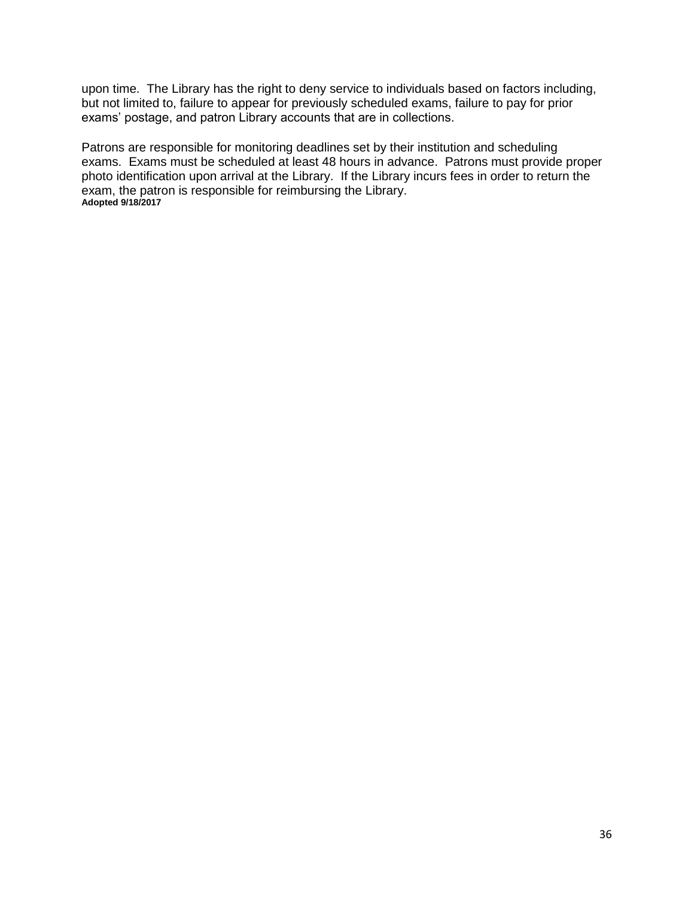upon time. The Library has the right to deny service to individuals based on factors including, but not limited to, failure to appear for previously scheduled exams, failure to pay for prior exams' postage, and patron Library accounts that are in collections.

Patrons are responsible for monitoring deadlines set by their institution and scheduling exams. Exams must be scheduled at least 48 hours in advance. Patrons must provide proper photo identification upon arrival at the Library. If the Library incurs fees in order to return the exam, the patron is responsible for reimbursing the Library.

**Adopted 9/18/2017**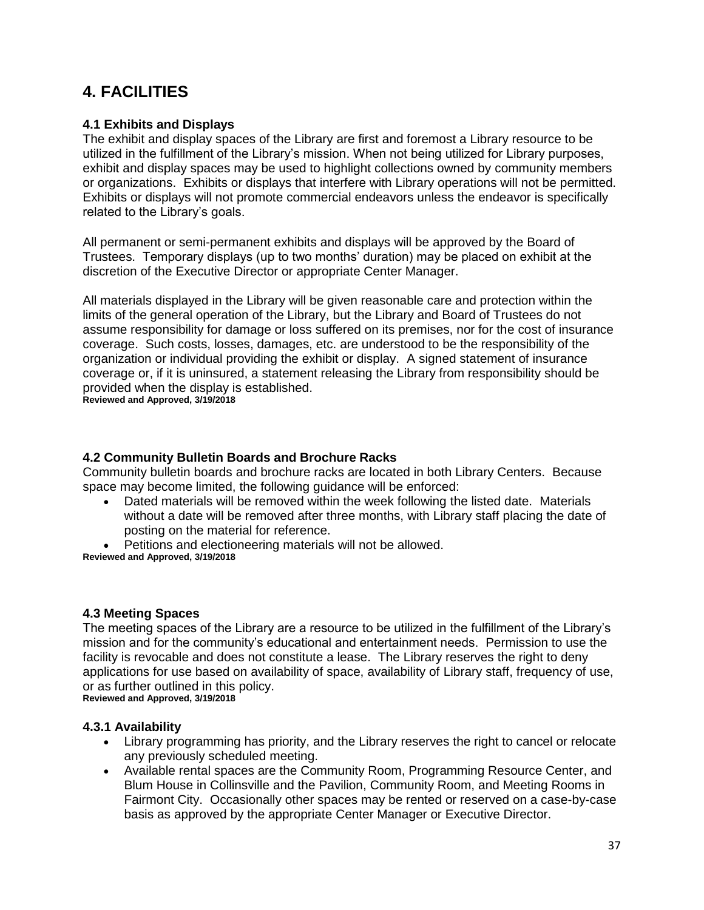# 4. FACILITIES

### 4.1 Exhibits and Displays

The exhibit and display spaces of the Library are first and foremost a Library resource to be utilized in the fulfillment of the Library's mission. When not being utilized for Library purposes, exhibit and display spaces may be used to highlight collections owned by community members or organizations. Exhibits or displays that interfere with Library operations will not be permitted. Exhibits or displays will not promote commercial endeavors unless the endeavor is specifically related to the Library's goals.

All permanent or semi-permanent exhibits and displays will be approved by the Board of Trustees. Temporary displays (up to two months' duration) may be placed on exhibit at the discretion of the Executive Director or appropriate Center Manager.

All materials displayed in the Library will be given reasonable care and protection within the limits of the general operation of the Library, but the Library and Board of Trustees do not assume responsibility for damage or loss suffered on its premises, nor for the cost of insurance coverage. Such costs, losses, damages, etc. are understood to be the responsibility of the organization or individual providing the exhibit or display. A signed statement of insurance coverage or, if it is uninsured, a statement releasing the Library from responsibility should be provided when the display is established.

**Reviewed and Approved, 3/19/2018**

### 4.2 Community Bulletin Boards and Brochure Racks

Community bulletin boards and brochure racks are located in both Library Centers. Because space may become limited, the following guidance will be enforced:

- Dated materials will be removed within the week following the listed date. Materials without a date will be removed after three months, with Library staff placing the date of posting on the material for reference.
- Petitions and electioneering materials will not be allowed.

**Reviewed and Approved, 3/19/2018**

### 4.3 Meeting Spaces

The meeting spaces of the Library are a resource to be utilized in the fulfillment of the Library's mission and for the community's educational and entertainment needs. Permission to use the facility is revocable and does not constitute a lease. The Library reserves the right to deny applications for use based on availability of space, availability of Library staff, frequency of use, or as further outlined in this policy.

**Reviewed and Approved, 3/19/2018**

#### 4.3.1 Availability

- Library programming has priority, and the Library reserves the right to cancel or relocate any previously scheduled meeting.
- Available rental spaces are the Community Room, Programming Resource Center, and Blum House in Collinsville and the Pavilion, Community Room, and Meeting Rooms in Fairmont City. Occasionally other spaces may be rented or reserved on a case-by-case basis as approved by the appropriate Center Manager or Executive Director.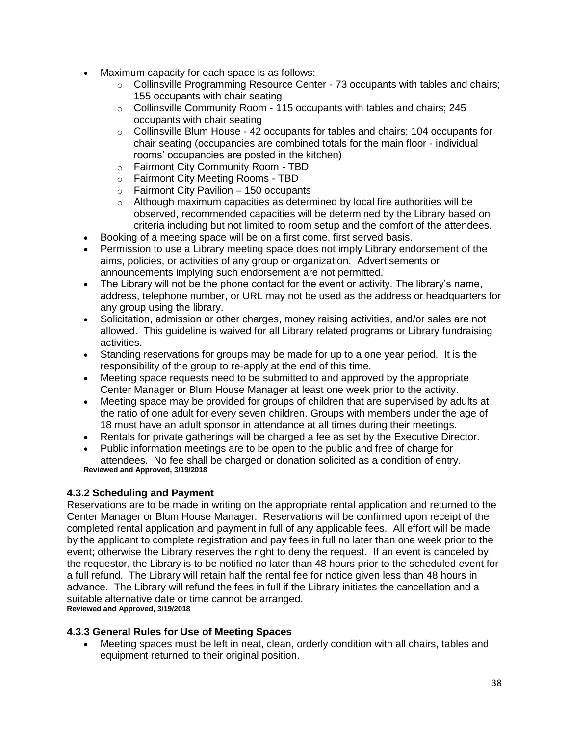- Maximum capacity for each space is as follows:
  - Collinsville Programming Resource Center - 73 occupants with tables and chairs; 155 occupants with chair seating
  - Collinsville Community Room - 115 occupants with tables and chairs; 245 occupants with chair seating
  - Collinsville Blum House - 42 occupants for tables and chairs; 104 occupants for chair seating (occupancies are combined totals for the main floor - individual rooms' occupancies are posted in the kitchen)
  - Fairmont City Community Room - TBD
  - Fairmont City Meeting Rooms - TBD
  - Fairmont City Pavilion – 150 occupants
  - Although maximum capacities as determined by local fire authorities will be observed, recommended capacities will be determined by the Library based on criteria including but not limited to room setup and the comfort of the attendees.
- Booking of a meeting space will be on a first come, first served basis.
- Permission to use a Library meeting space does not imply Library endorsement of the aims, policies, or activities of any group or organization. Advertisements or announcements implying such endorsement are not permitted.
- The Library will not be the phone contact for the event or activity. The library's name, address, telephone number, or URL may not be used as the address or headquarters for any group using the library.
- Solicitation, admission or other charges, money raising activities, and/or sales are not allowed. This guideline is waived for all Library related programs or Library fundraising activities.
- Standing reservations for groups may be made for up to a one year period. It is the responsibility of the group to re-apply at the end of this time.
- Meeting space requests need to be submitted to and approved by the appropriate Center Manager or Blum House Manager at least one week prior to the activity.
- Meeting space may be provided for groups of children that are supervised by adults at the ratio of one adult for every seven children. Groups with members under the age of 18 must have an adult sponsor in attendance at all times during their meetings.
- Rentals for private gatherings will be charged a fee as set by the Executive Director.
- Public information meetings are to be open to the public and free of charge for attendees. No fee shall be charged or donation solicited as a condition of entry.

**Reviewed and Approved, 3/19/2018**

### 4.3.2 Scheduling and Payment

Reservations are to be made in writing on the appropriate rental application and returned to the Center Manager or Blum House Manager. Reservations will be confirmed upon receipt of the completed rental application and payment in full of any applicable fees. All effort will be made by the applicant to complete registration and pay fees in full no later than one week prior to the event; otherwise the Library reserves the right to deny the request. If an event is canceled by the requestor, the Library is to be notified no later than 48 hours prior to the scheduled event for a full refund. The Library will retain half the rental fee for notice given less than 48 hours in advance. The Library will refund the fees in full if the Library initiates the cancellation and a suitable alternative date or time cannot be arranged.

**Reviewed and Approved, 3/19/2018**

### 4.3.3 General Rules for Use of Meeting Spaces

- Meeting spaces must be left in neat, clean, orderly condition with all chairs, tables and equipment returned to their original position.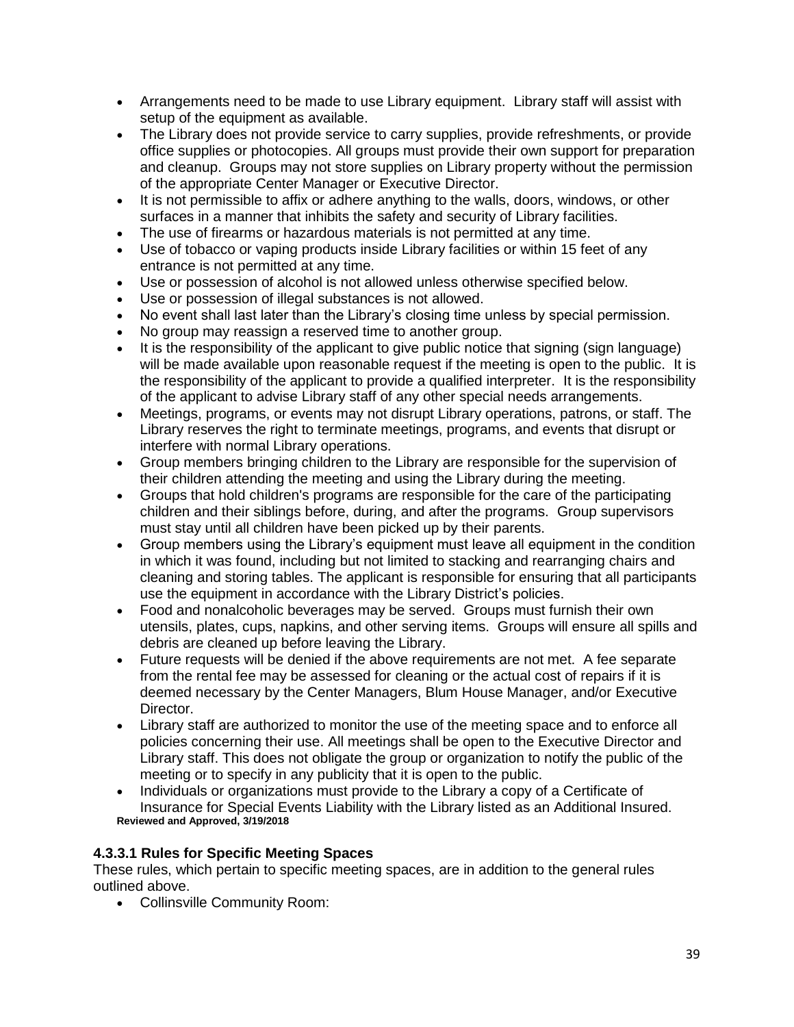- Arrangements need to be made to use Library equipment. Library staff will assist with setup of the equipment as available.
- The Library does not provide service to carry supplies, provide refreshments, or provide office supplies or photocopies. All groups must provide their own support for preparation and cleanup. Groups may not store supplies on Library property without the permission of the appropriate Center Manager or Executive Director.
- It is not permissible to affix or adhere anything to the walls, doors, windows, or other surfaces in a manner that inhibits the safety and security of Library facilities.
- The use of firearms or hazardous materials is not permitted at any time.
- Use of tobacco or vaping products inside Library facilities or within 15 feet of any entrance is not permitted at any time.
- Use or possession of alcohol is not allowed unless otherwise specified below.
- Use or possession of illegal substances is not allowed.
- No event shall last later than the Library's closing time unless by special permission.
- No group may reassign a reserved time to another group.
- It is the responsibility of the applicant to give public notice that signing (sign language) will be made available upon reasonable request if the meeting is open to the public. It is the responsibility of the applicant to provide a qualified interpreter. It is the responsibility of the applicant to advise Library staff of any other special needs arrangements.
- Meetings, programs, or events may not disrupt Library operations, patrons, or staff. The Library reserves the right to terminate meetings, programs, and events that disrupt or interfere with normal Library operations.
- Group members bringing children to the Library are responsible for the supervision of their children attending the meeting and using the Library during the meeting.
- Groups that hold children's programs are responsible for the care of the participating children and their siblings before, during, and after the programs. Group supervisors must stay until all children have been picked up by their parents.
- Group members using the Library's equipment must leave all equipment in the condition in which it was found, including but not limited to stacking and rearranging chairs and cleaning and storing tables. The applicant is responsible for ensuring that all participants use the equipment in accordance with the Library District's policies.
- Food and nonalcoholic beverages may be served. Groups must furnish their own utensils, plates, cups, napkins, and other serving items. Groups will ensure all spills and debris are cleaned up before leaving the Library.
- Future requests will be denied if the above requirements are not met. A fee separate from the rental fee may be assessed for cleaning or the actual cost of repairs if it is deemed necessary by the Center Managers, Blum House Manager, and/or Executive Director.
- Library staff are authorized to monitor the use of the meeting space and to enforce all policies concerning their use. All meetings shall be open to the Executive Director and Library staff. This does not obligate the group or organization to notify the public of the meeting or to specify in any publicity that it is open to the public.
- Individuals or organizations must provide to the Library a copy of a Certificate of Insurance for Special Events Liability with the Library listed as an Additional Insured.

**Reviewed and Approved, 3/19/2018**

#### 4.3.3.1 Rules for Specific Meeting Spaces

These rules, which pertain to specific meeting spaces, are in addition to the general rules outlined above.

- Collinsville Community Room: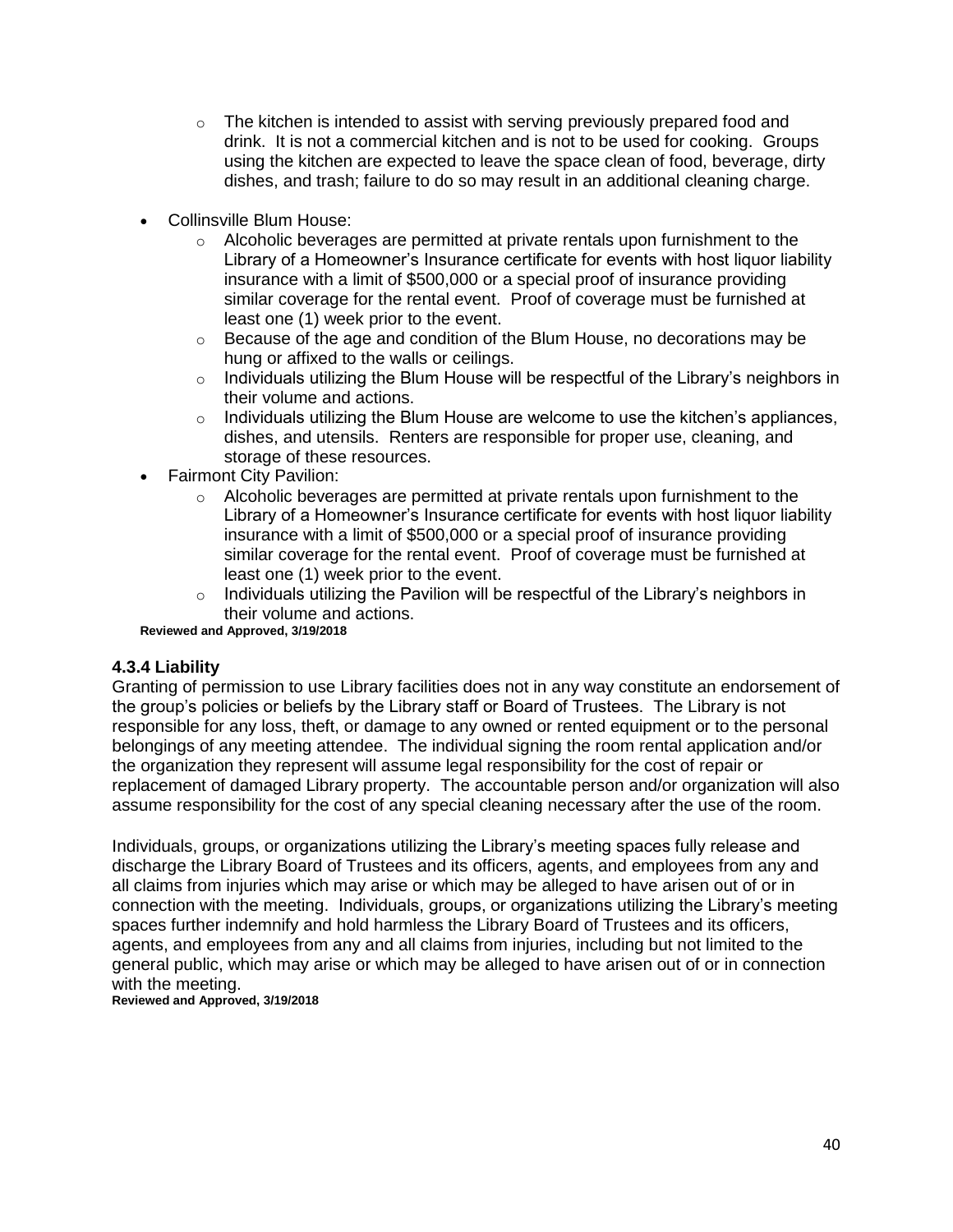- The kitchen is intended to assist with serving previously prepared food and drink. It is not a commercial kitchen and is not to be used for cooking. Groups using the kitchen are expected to leave the space clean of food, beverage, dirty dishes, and trash; failure to do so may result in an additional cleaning charge.

- Collinsville Blum House:
  - Alcoholic beverages are permitted at private rentals upon furnishment to the Library of a Homeowner's Insurance certificate for events with host liquor liability insurance with a limit of $500,000 or a special proof of insurance providing similar coverage for the rental event. Proof of coverage must be furnished at least one (1) week prior to the event.
  - Because of the age and condition of the Blum House, no decorations may be hung or affixed to the walls or ceilings.
  - Individuals utilizing the Blum House will be respectful of the Library's neighbors in their volume and actions.
  - Individuals utilizing the Blum House are welcome to use the kitchen's appliances, dishes, and utensils. Renters are responsible for proper use, cleaning, and storage of these resources.
- Fairmont City Pavilion:
  - Alcoholic beverages are permitted at private rentals upon furnishment to the Library of a Homeowner's Insurance certificate for events with host liquor liability insurance with a limit of $500,000 or a special proof of insurance providing similar coverage for the rental event. Proof of coverage must be furnished at least one (1) week prior to the event.
  - Individuals utilizing the Pavilion will be respectful of the Library's neighbors in their volume and actions.

**Reviewed and Approved, 3/19/2018**

### 4.3.4 Liability

Granting of permission to use Library facilities does not in any way constitute an endorsement of the group's policies or beliefs by the Library staff or Board of Trustees. The Library is not responsible for any loss, theft, or damage to any owned or rented equipment or to the personal belongings of any meeting attendee. The individual signing the room rental application and/or the organization they represent will assume legal responsibility for the cost of repair or replacement of damaged Library property. The accountable person and/or organization will also assume responsibility for the cost of any special cleaning necessary after the use of the room.

Individuals, groups, or organizations utilizing the Library's meeting spaces fully release and discharge the Library Board of Trustees and its officers, agents, and employees from any and all claims from injuries which may arise or which may be alleged to have arisen out of or in connection with the meeting. Individuals, groups, or organizations utilizing the Library's meeting spaces further indemnify and hold harmless the Library Board of Trustees and its officers, agents, and employees from any and all claims from injuries, including but not limited to the general public, which may arise or which may be alleged to have arisen out of or in connection with the meeting.

**Reviewed and Approved, 3/19/2018**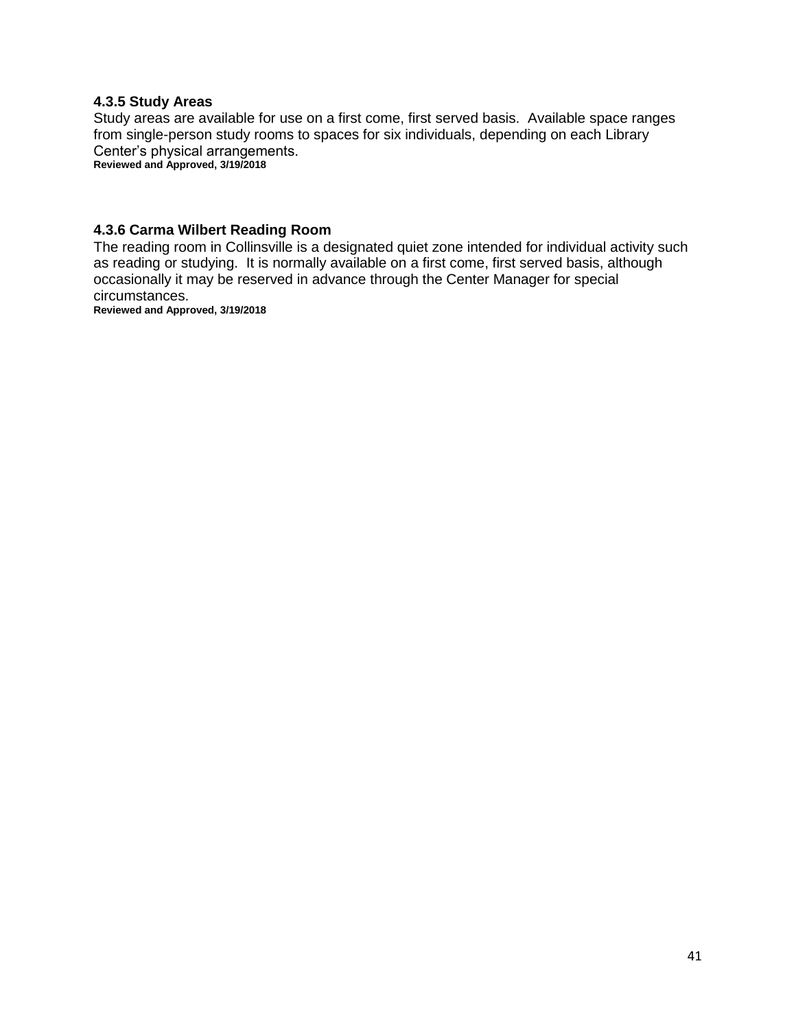### 4.3.5 Study Areas

Study areas are available for use on a first come, first served basis. Available space ranges from single-person study rooms to spaces for six individuals, depending on each Library Center’s physical arrangements.

**Reviewed and Approved, 3/19/2018**

### 4.3.6 Carma Wilbert Reading Room

The reading room in Collinsville is a designated quiet zone intended for individual activity such as reading or studying. It is normally available on a first come, first served basis, although occasionally it may be reserved in advance through the Center Manager for special circumstances.

**Reviewed and Approved, 3/19/2018**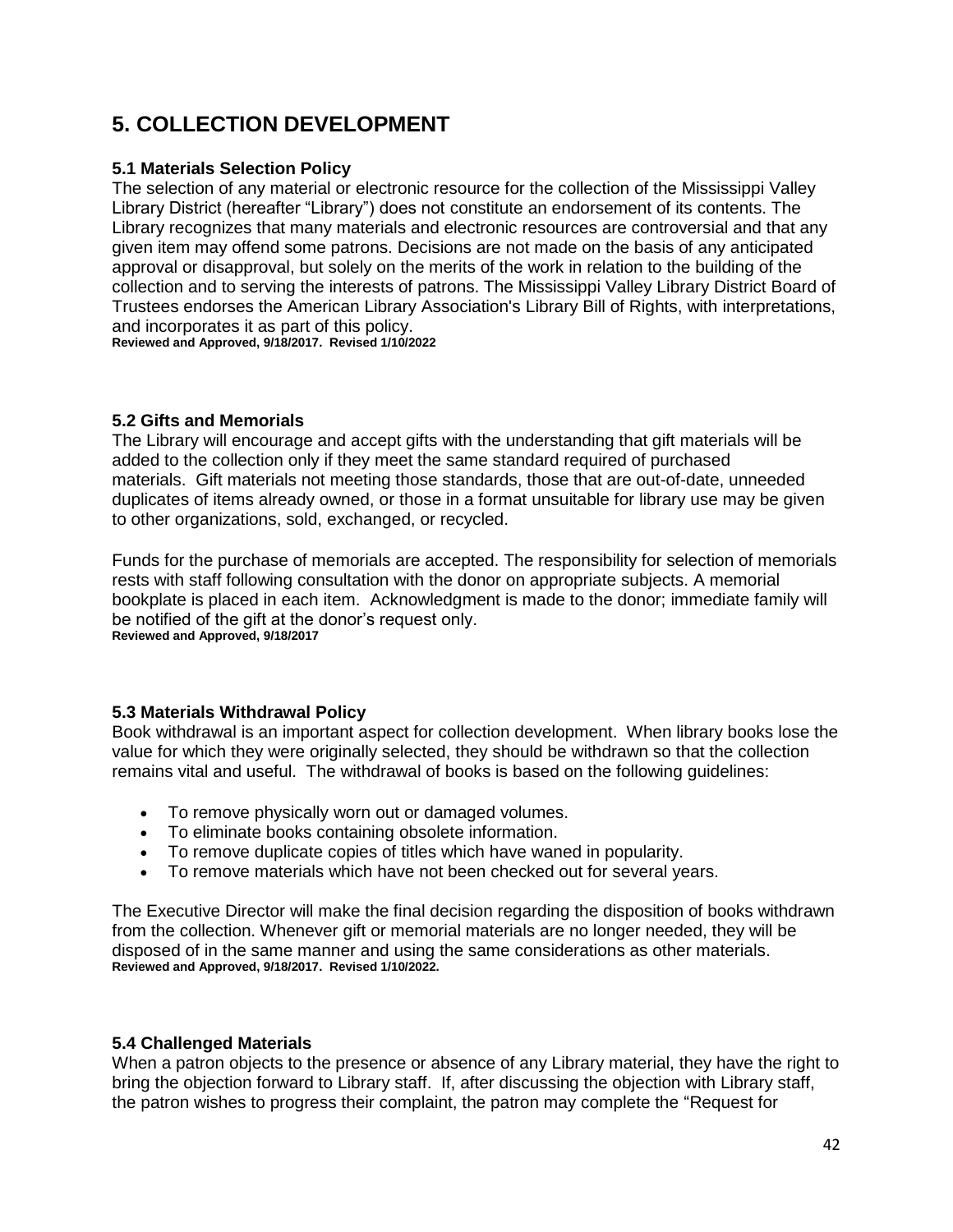# 5. COLLECTION DEVELOPMENT

### 5.1 Materials Selection Policy

The selection of any material or electronic resource for the collection of the Mississippi Valley Library District (hereafter "Library") does not constitute an endorsement of its contents. The Library recognizes that many materials and electronic resources are controversial and that any given item may offend some patrons. Decisions are not made on the basis of any anticipated approval or disapproval, but solely on the merits of the work in relation to the building of the collection and to serving the interests of patrons. The Mississippi Valley Library District Board of Trustees endorses the American Library Association's Library Bill of Rights, with interpretations, and incorporates it as part of this policy.

**Reviewed and Approved, 9/18/2017. Revised 1/10/2022**

### 5.2 Gifts and Memorials

The Library will encourage and accept gifts with the understanding that gift materials will be added to the collection only if they meet the same standard required of purchased materials. Gift materials not meeting those standards, those that are out-of-date, unneeded duplicates of items already owned, or those in a format unsuitable for library use may be given to other organizations, sold, exchanged, or recycled.

Funds for the purchase of memorials are accepted. The responsibility for selection of memorials rests with staff following consultation with the donor on appropriate subjects. A memorial bookplate is placed in each item. Acknowledgment is made to the donor; immediate family will be notified of the gift at the donor's request only.

**Reviewed and Approved, 9/18/2017**

### 5.3 Materials Withdrawal Policy

Book withdrawal is an important aspect for collection development. When library books lose the value for which they were originally selected, they should be withdrawn so that the collection remains vital and useful. The withdrawal of books is based on the following guidelines:

- To remove physically worn out or damaged volumes.
- To eliminate books containing obsolete information.
- To remove duplicate copies of titles which have waned in popularity.
- To remove materials which have not been checked out for several years.

The Executive Director will make the final decision regarding the disposition of books withdrawn from the collection. Whenever gift or memorial materials are no longer needed, they will be disposed of in the same manner and using the same considerations as other materials.

**Reviewed and Approved, 9/18/2017. Revised 1/10/2022.**

### 5.4 Challenged Materials

When a patron objects to the presence or absence of any Library material, they have the right to bring the objection forward to Library staff. If, after discussing the objection with Library staff, the patron wishes to progress their complaint, the patron may complete the "Request for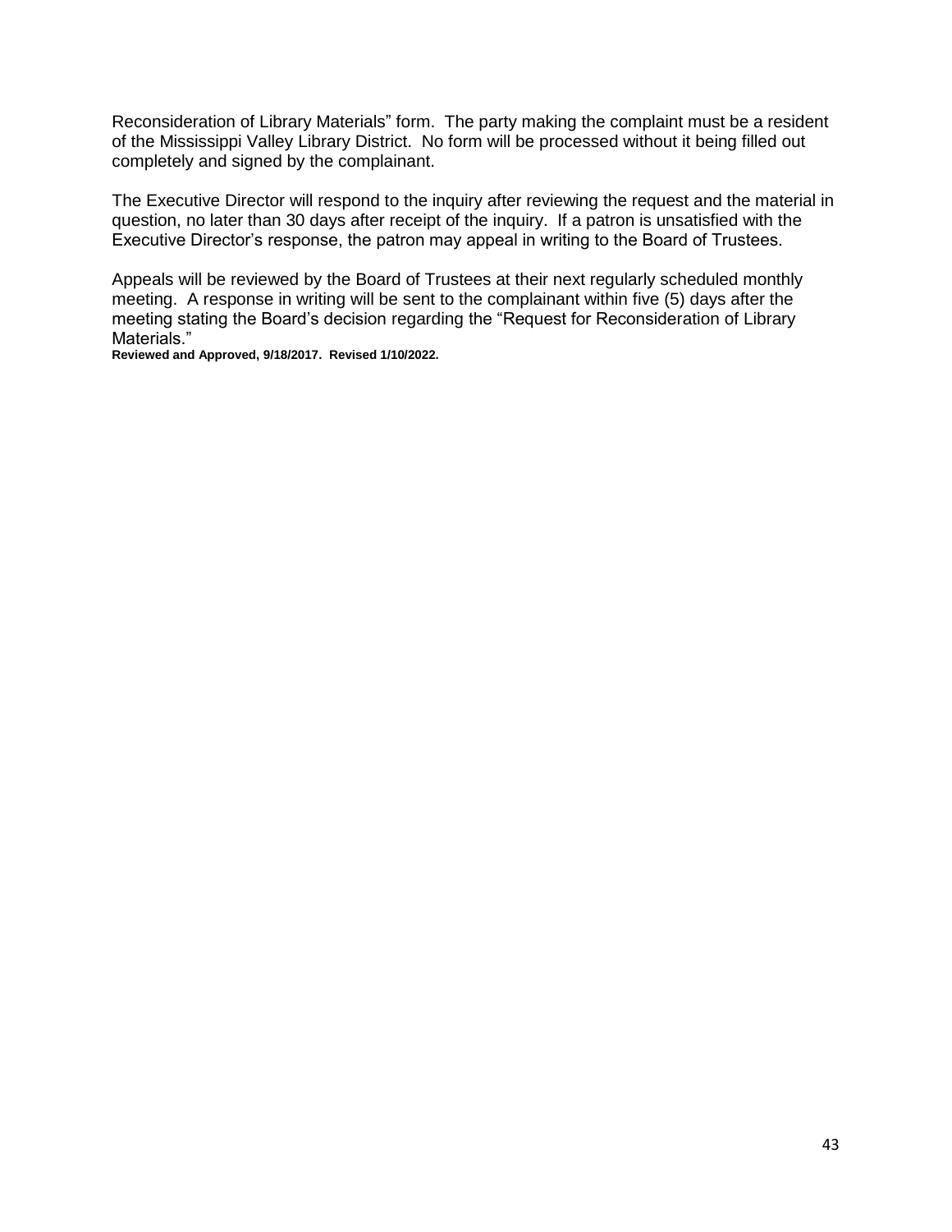Reconsideration of Library Materials" form. The party making the complaint must be a resident of the Mississippi Valley Library District. No form will be processed without it being filled out completely and signed by the complainant.

The Executive Director will respond to the inquiry after reviewing the request and the material in question, no later than 30 days after receipt of the inquiry. If a patron is unsatisfied with the Executive Director's response, the patron may appeal in writing to the Board of Trustees.

Appeals will be reviewed by the Board of Trustees at their next regularly scheduled monthly meeting. A response in writing will be sent to the complainant within five (5) days after the meeting stating the Board's decision regarding the "Request for Reconsideration of Library Materials."

**Reviewed and Approved, 9/18/2017. Revised 1/10/2022.**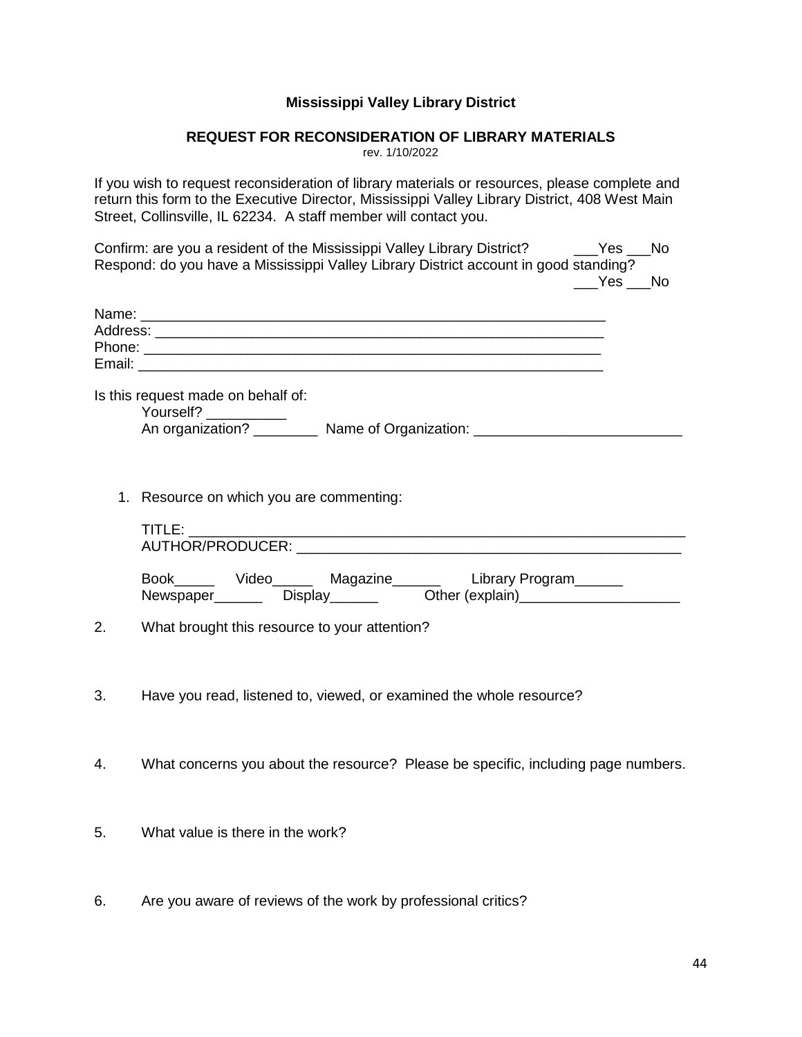**Mississippi Valley Library District**

**REQUEST FOR RECONSIDERATION OF LIBRARY MATERIALS**

rev. 1/10/2022

If you wish to request reconsideration of library materials or resources, please complete and return this form to the Executive Director, Mississippi Valley Library District, 408 West Main Street, Collinsville, IL 62234. A staff member will contact you.

Confirm: are you a resident of the Mississippi Valley Library District? ___Yes ___No

Respond: do you have a Mississippi Valley Library District account in good standing? ___Yes ___No

Name: ___________________________________________________________

Address: _________________________________________________________

Phone: __________________________________________________________

Email: ___________________________________________________________

Is this request made on behalf of:

Yourself? __________

An organization? ________ Name of Organization: __________________________

1. Resource on which you are commenting:

   TITLE: _________________________________________________________________

   AUTHOR/PRODUCER: ______________________________________________________

   Book_____ Video_____ Magazine______ Library Program______

   Newspaper______ Display______ Other (explain)____________________

2. What brought this resource to your attention?

3. Have you read, listened to, viewed, or examined the whole resource?

4. What concerns you about the resource? Please be specific, including page numbers.

5. What value is there in the work?

6. Are you aware of reviews of the work by professional critics?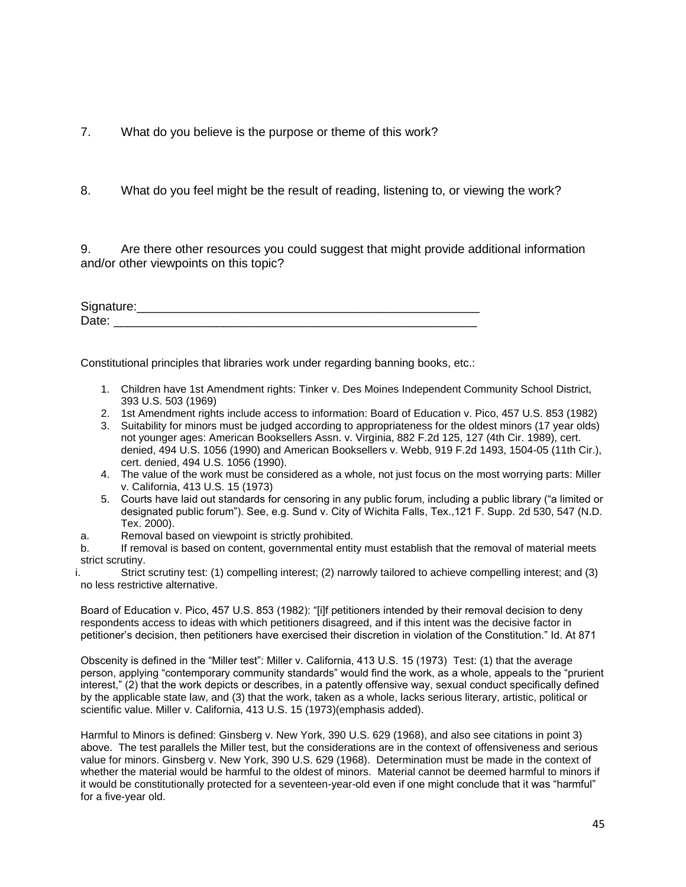7. What do you believe is the purpose or theme of this work?

8. What do you feel might be the result of reading, listening to, or viewing the work?

9. Are there other resources you could suggest that might provide additional information and/or other viewpoints on this topic?

Signature:\_\_\_\_\_\_\_\_\_\_\_\_\_\_\_\_\_\_\_\_\_\_\_\_\_\_\_\_\_\_\_\_\_\_\_\_\_\_\_\_\_\_\_\_\_\_\_\_\_\_
Date: \_\_\_\_\_\_\_\_\_\_\_\_\_\_\_\_\_\_\_\_\_\_\_\_\_\_\_\_\_\_\_\_\_\_\_\_\_\_\_\_\_\_\_\_\_\_\_\_\_\_\_\_\_

Constitutional principles that libraries work under regarding banning books, etc.:

1. Children have 1st Amendment rights: Tinker v. Des Moines Independent Community School District, 393 U.S. 503 (1969)
2. 1st Amendment rights include access to information: Board of Education v. Pico, 457 U.S. 853 (1982)
3. Suitability for minors must be judged according to appropriateness for the oldest minors (17 year olds) not younger ages: American Booksellers Assn. v. Virginia, 882 F.2d 125, 127 (4th Cir. 1989), cert. denied, 494 U.S. 1056 (1990) and American Booksellers v. Webb, 919 F.2d 1493, 1504-05 (11th Cir.), cert. denied, 494 U.S. 1056 (1990).
4. The value of the work must be considered as a whole, not just focus on the most worrying parts: Miller v. California, 413 U.S. 15 (1973)
5. Courts have laid out standards for censoring in any public forum, including a public library ("a limited or designated public forum"). See, e.g. Sund v. City of Wichita Falls, Tex.,121 F. Supp. 2d 530, 547 (N.D. Tex. 2000).

a. Removal based on viewpoint is strictly prohibited.

b. If removal is based on content, governmental entity must establish that the removal of material meets strict scrutiny.

i. Strict scrutiny test: (1) compelling interest; (2) narrowly tailored to achieve compelling interest; and (3) no less restrictive alternative.

Board of Education v. Pico, 457 U.S. 853 (1982): "[i]f petitioners intended by their removal decision to deny respondents access to ideas with which petitioners disagreed, and if this intent was the decisive factor in petitioner's decision, then petitioners have exercised their discretion in violation of the Constitution." Id. At 871

Obscenity is defined in the "Miller test": Miller v. California, 413 U.S. 15 (1973) Test: (1) that the average person, applying "contemporary community standards" would find the work, as a whole, appeals to the "prurient interest," (2) that the work depicts or describes, in a patently offensive way, sexual conduct specifically defined by the applicable state law, and (3) that the work, taken as a whole, lacks serious literary, artistic, political or scientific value. Miller v. California, 413 U.S. 15 (1973)(emphasis added).

Harmful to Minors is defined: Ginsberg v. New York, 390 U.S. 629 (1968), and also see citations in point 3) above. The test parallels the Miller test, but the considerations are in the context of offensiveness and serious value for minors. Ginsberg v. New York, 390 U.S. 629 (1968). Determination must be made in the context of whether the material would be harmful to the oldest of minors. Material cannot be deemed harmful to minors if it would be constitutionally protected for a seventeen-year-old even if one might conclude that it was "harmful" for a five-year old.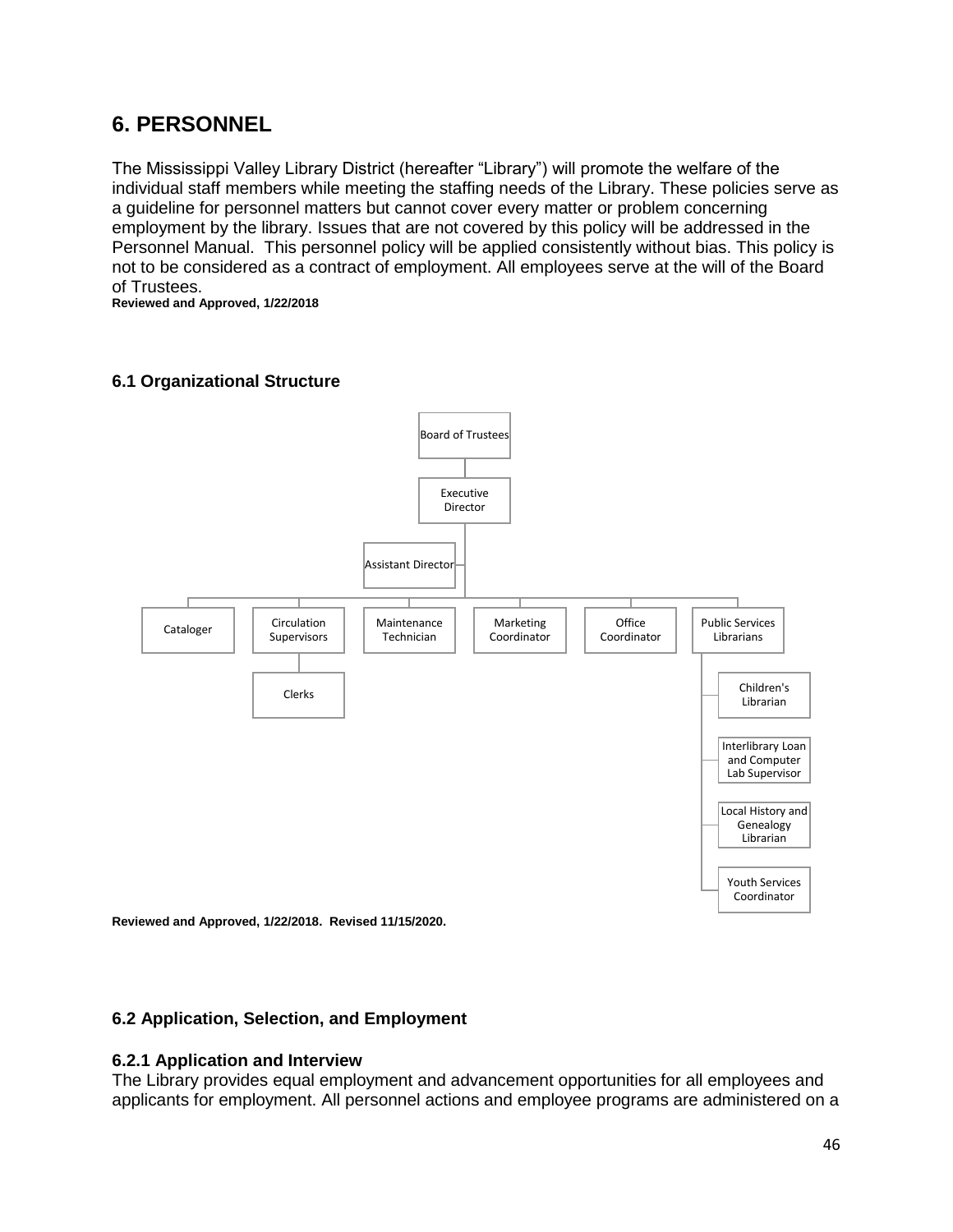# 6. PERSONNEL

The Mississippi Valley Library District (hereafter "Library") will promote the welfare of the individual staff members while meeting the staffing needs of the Library. These policies serve as a guideline for personnel matters but cannot cover every matter or problem concerning employment by the library. Issues that are not covered by this policy will be addressed in the Personnel Manual. This personnel policy will be applied consistently without bias. This policy is not to be considered as a contract of employment. All employees serve at the will of the Board of Trustees.

**Reviewed and Approved, 1/22/2018**

## 6.1 Organizational Structure

- Board of Trustees
  - Executive Director
    - Assistant Director
    - Cataloger
    - Circulation Supervisors
      - Clerks
    - Maintenance Technician
    - Marketing Coordinator
    - Office Coordinator
    - Public Services Librarians
      - Children's Librarian
      - Interlibrary Loan and Computer Lab Supervisor
      - Local History and Genealogy Librarian
      - Youth Services Coordinator

**Reviewed and Approved, 1/22/2018. Revised 11/15/2020.**

## 6.2 Application, Selection, and Employment

### 6.2.1 Application and Interview

The Library provides equal employment and advancement opportunities for all employees and applicants for employment. All personnel actions and employee programs are administered on a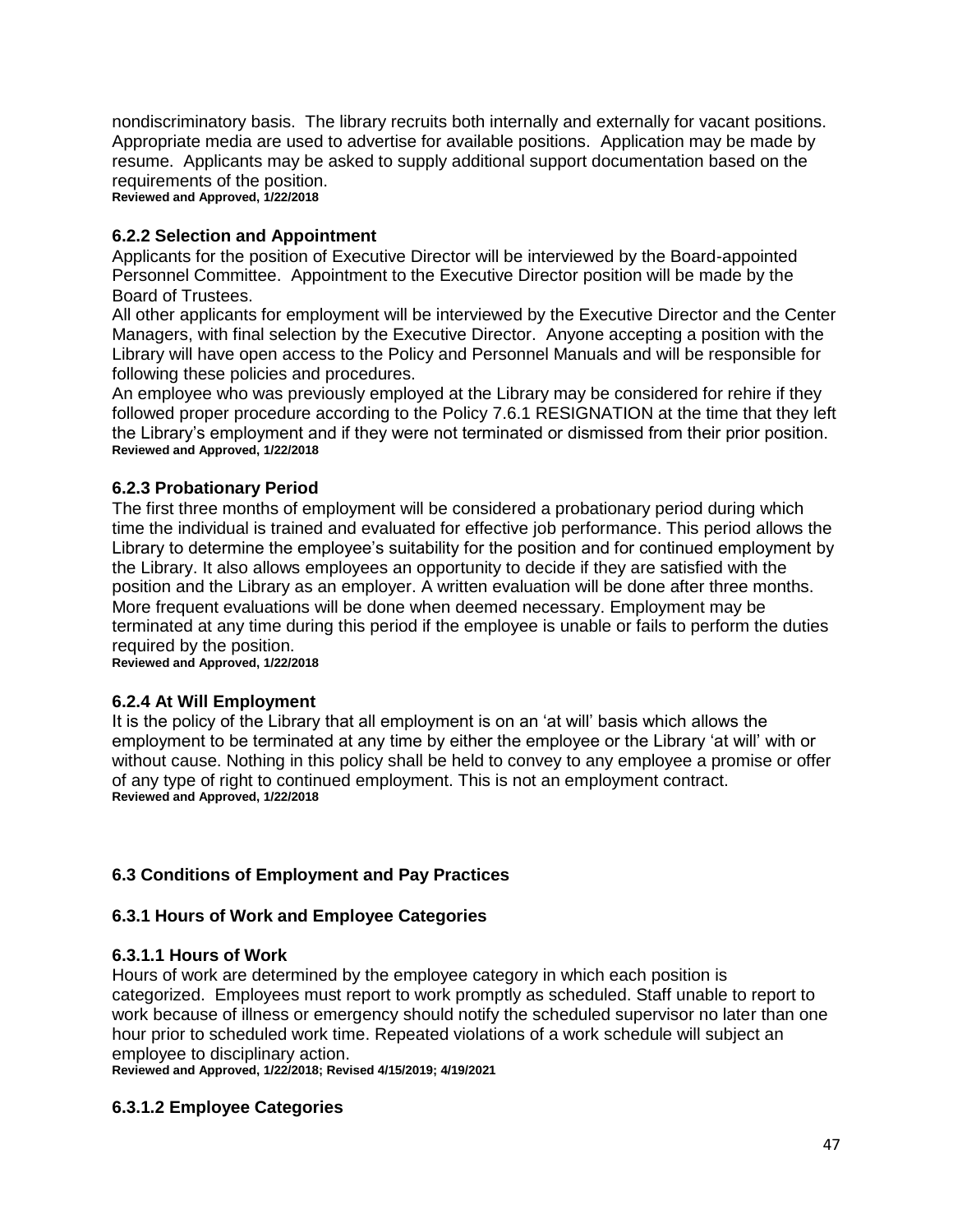nondiscriminatory basis. The library recruits both internally and externally for vacant positions. Appropriate media are used to advertise for available positions. Application may be made by resume. Applicants may be asked to supply additional support documentation based on the requirements of the position.
**Reviewed and Approved, 1/22/2018**

### 6.2.2 Selection and Appointment

Applicants for the position of Executive Director will be interviewed by the Board-appointed Personnel Committee. Appointment to the Executive Director position will be made by the Board of Trustees.

All other applicants for employment will be interviewed by the Executive Director and the Center Managers, with final selection by the Executive Director. Anyone accepting a position with the Library will have open access to the Policy and Personnel Manuals and will be responsible for following these policies and procedures.

An employee who was previously employed at the Library may be considered for rehire if they followed proper procedure according to the Policy 7.6.1 RESIGNATION at the time that they left the Library's employment and if they were not terminated or dismissed from their prior position.
**Reviewed and Approved, 1/22/2018**

### 6.2.3 Probationary Period

The first three months of employment will be considered a probationary period during which time the individual is trained and evaluated for effective job performance. This period allows the Library to determine the employee's suitability for the position and for continued employment by the Library. It also allows employees an opportunity to decide if they are satisfied with the position and the Library as an employer. A written evaluation will be done after three months. More frequent evaluations will be done when deemed necessary. Employment may be terminated at any time during this period if the employee is unable or fails to perform the duties required by the position.
**Reviewed and Approved, 1/22/2018**

### 6.2.4 At Will Employment

It is the policy of the Library that all employment is on an 'at will' basis which allows the employment to be terminated at any time by either the employee or the Library 'at will' with or without cause. Nothing in this policy shall be held to convey to any employee a promise or offer of any type of right to continued employment. This is not an employment contract.
**Reviewed and Approved, 1/22/2018**

## 6.3 Conditions of Employment and Pay Practices

### 6.3.1 Hours of Work and Employee Categories

#### 6.3.1.1 Hours of Work

Hours of work are determined by the employee category in which each position is categorized. Employees must report to work promptly as scheduled. Staff unable to report to work because of illness or emergency should notify the scheduled supervisor no later than one hour prior to scheduled work time. Repeated violations of a work schedule will subject an employee to disciplinary action.
**Reviewed and Approved, 1/22/2018; Revised 4/15/2019; 4/19/2021**

#### 6.3.1.2 Employee Categories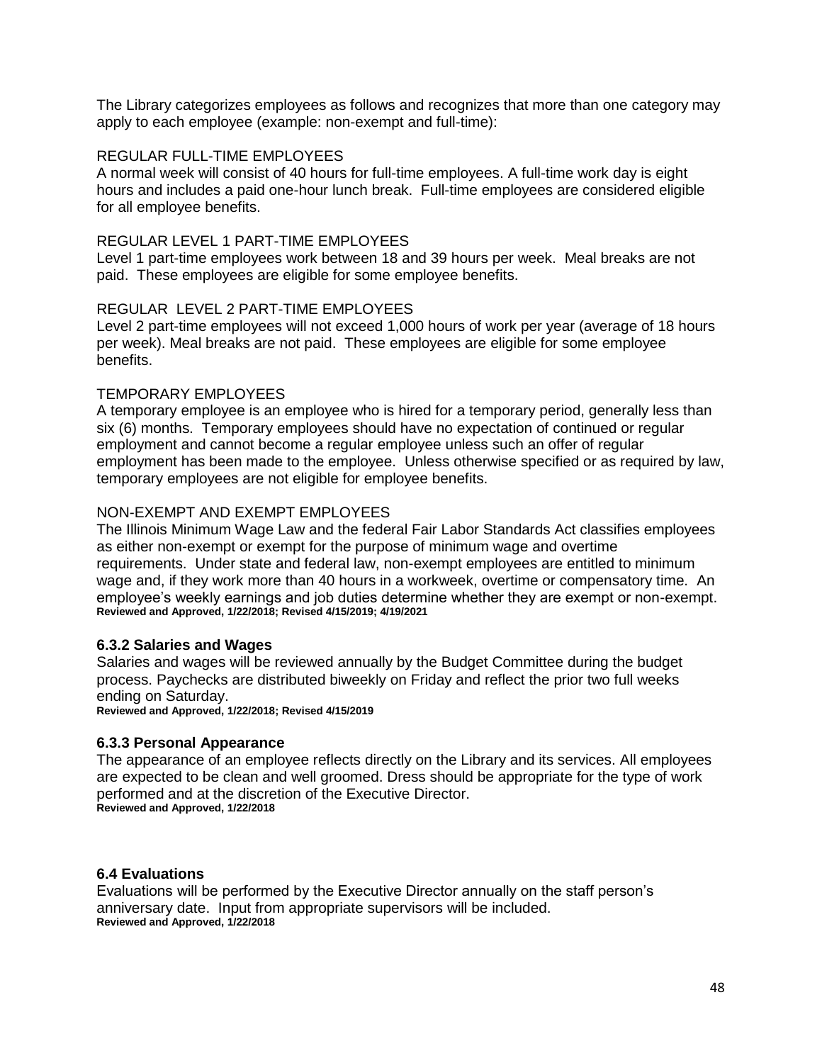The Library categorizes employees as follows and recognizes that more than one category may apply to each employee (example: non-exempt and full-time):

REGULAR FULL-TIME EMPLOYEES
A normal week will consist of 40 hours for full-time employees. A full-time work day is eight hours and includes a paid one-hour lunch break. Full-time employees are considered eligible for all employee benefits.

REGULAR LEVEL 1 PART-TIME EMPLOYEES
Level 1 part-time employees work between 18 and 39 hours per week. Meal breaks are not paid. These employees are eligible for some employee benefits.

REGULAR LEVEL 2 PART-TIME EMPLOYEES
Level 2 part-time employees will not exceed 1,000 hours of work per year (average of 18 hours per week). Meal breaks are not paid. These employees are eligible for some employee benefits.

TEMPORARY EMPLOYEES
A temporary employee is an employee who is hired for a temporary period, generally less than six (6) months. Temporary employees should have no expectation of continued or regular employment and cannot become a regular employee unless such an offer of regular employment has been made to the employee. Unless otherwise specified or as required by law, temporary employees are not eligible for employee benefits.

NON-EXEMPT AND EXEMPT EMPLOYEES
The Illinois Minimum Wage Law and the federal Fair Labor Standards Act classifies employees as either non-exempt or exempt for the purpose of minimum wage and overtime requirements. Under state and federal law, non-exempt employees are entitled to minimum wage and, if they work more than 40 hours in a workweek, overtime or compensatory time. An employee's weekly earnings and job duties determine whether they are exempt or non-exempt.
**Reviewed and Approved, 1/22/2018; Revised 4/15/2019; 4/19/2021**

### 6.3.2 Salaries and Wages

Salaries and wages will be reviewed annually by the Budget Committee during the budget process. Paychecks are distributed biweekly on Friday and reflect the prior two full weeks ending on Saturday.
**Reviewed and Approved, 1/22/2018; Revised 4/15/2019**

### 6.3.3 Personal Appearance

The appearance of an employee reflects directly on the Library and its services. All employees are expected to be clean and well groomed. Dress should be appropriate for the type of work performed and at the discretion of the Executive Director.
**Reviewed and Approved, 1/22/2018**

## 6.4 Evaluations

Evaluations will be performed by the Executive Director annually on the staff person's anniversary date. Input from appropriate supervisors will be included.
**Reviewed and Approved, 1/22/2018**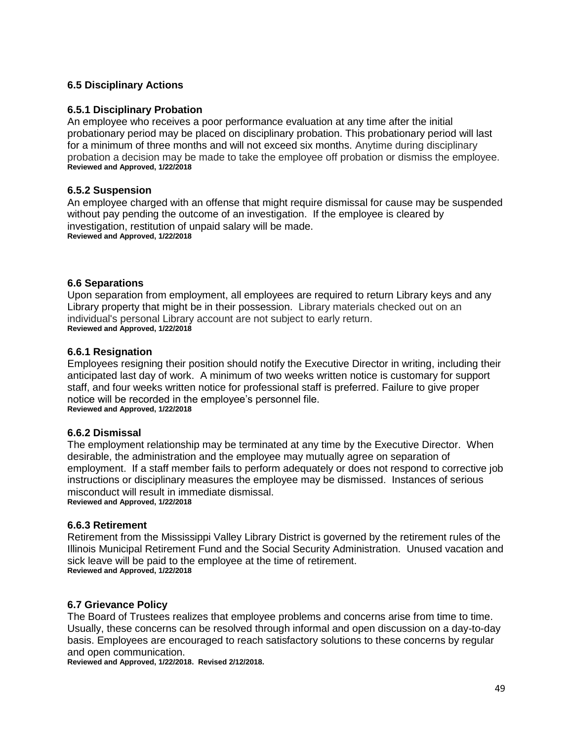### 6.5 Disciplinary Actions

#### 6.5.1 Disciplinary Probation

An employee who receives a poor performance evaluation at any time after the initial probationary period may be placed on disciplinary probation. This probationary period will last for a minimum of three months and will not exceed six months. Anytime during disciplinary probation a decision may be made to take the employee off probation or dismiss the employee.
**Reviewed and Approved, 1/22/2018**

#### 6.5.2 Suspension

An employee charged with an offense that might require dismissal for cause may be suspended without pay pending the outcome of an investigation. If the employee is cleared by investigation, restitution of unpaid salary will be made.
**Reviewed and Approved, 1/22/2018**

### 6.6 Separations

Upon separation from employment, all employees are required to return Library keys and any Library property that might be in their possession. Library materials checked out on an individual's personal Library account are not subject to early return.
**Reviewed and Approved, 1/22/2018**

#### 6.6.1 Resignation

Employees resigning their position should notify the Executive Director in writing, including their anticipated last day of work. A minimum of two weeks written notice is customary for support staff, and four weeks written notice for professional staff is preferred. Failure to give proper notice will be recorded in the employee's personnel file.
**Reviewed and Approved, 1/22/2018**

#### 6.6.2 Dismissal

The employment relationship may be terminated at any time by the Executive Director. When desirable, the administration and the employee may mutually agree on separation of employment. If a staff member fails to perform adequately or does not respond to corrective job instructions or disciplinary measures the employee may be dismissed. Instances of serious misconduct will result in immediate dismissal.
**Reviewed and Approved, 1/22/2018**

#### 6.6.3 Retirement

Retirement from the Mississippi Valley Library District is governed by the retirement rules of the Illinois Municipal Retirement Fund and the Social Security Administration. Unused vacation and sick leave will be paid to the employee at the time of retirement.
**Reviewed and Approved, 1/22/2018**

### 6.7 Grievance Policy

The Board of Trustees realizes that employee problems and concerns arise from time to time. Usually, these concerns can be resolved through informal and open discussion on a day-to-day basis. Employees are encouraged to reach satisfactory solutions to these concerns by regular and open communication.
**Reviewed and Approved, 1/22/2018. Revised 2/12/2018.**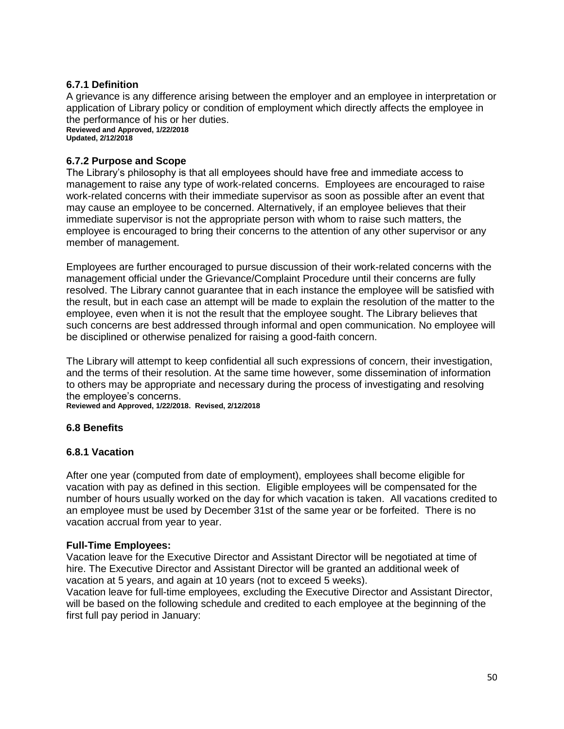### 6.7.1 Definition

A grievance is any difference arising between the employer and an employee in interpretation or application of Library policy or condition of employment which directly affects the employee in the performance of his or her duties.
**Reviewed and Approved, 1/22/2018**
**Updated, 2/12/2018**

### 6.7.2 Purpose and Scope

The Library's philosophy is that all employees should have free and immediate access to management to raise any type of work-related concerns. Employees are encouraged to raise work-related concerns with their immediate supervisor as soon as possible after an event that may cause an employee to be concerned. Alternatively, if an employee believes that their immediate supervisor is not the appropriate person with whom to raise such matters, the employee is encouraged to bring their concerns to the attention of any other supervisor or any member of management.

Employees are further encouraged to pursue discussion of their work-related concerns with the management official under the Grievance/Complaint Procedure until their concerns are fully resolved. The Library cannot guarantee that in each instance the employee will be satisfied with the result, but in each case an attempt will be made to explain the resolution of the matter to the employee, even when it is not the result that the employee sought. The Library believes that such concerns are best addressed through informal and open communication. No employee will be disciplined or otherwise penalized for raising a good-faith concern.

The Library will attempt to keep confidential all such expressions of concern, their investigation, and the terms of their resolution. At the same time however, some dissemination of information to others may be appropriate and necessary during the process of investigating and resolving the employee's concerns.
**Reviewed and Approved, 1/22/2018. Revised, 2/12/2018**

## 6.8 Benefits

### 6.8.1 Vacation

After one year (computed from date of employment), employees shall become eligible for vacation with pay as defined in this section. Eligible employees will be compensated for the number of hours usually worked on the day for which vacation is taken. All vacations credited to an employee must be used by December 31st of the same year or be forfeited. There is no vacation accrual from year to year.

**Full-Time Employees:**
Vacation leave for the Executive Director and Assistant Director will be negotiated at time of hire. The Executive Director and Assistant Director will be granted an additional week of vacation at 5 years, and again at 10 years (not to exceed 5 weeks).
Vacation leave for full-time employees, excluding the Executive Director and Assistant Director, will be based on the following schedule and credited to each employee at the beginning of the first full pay period in January: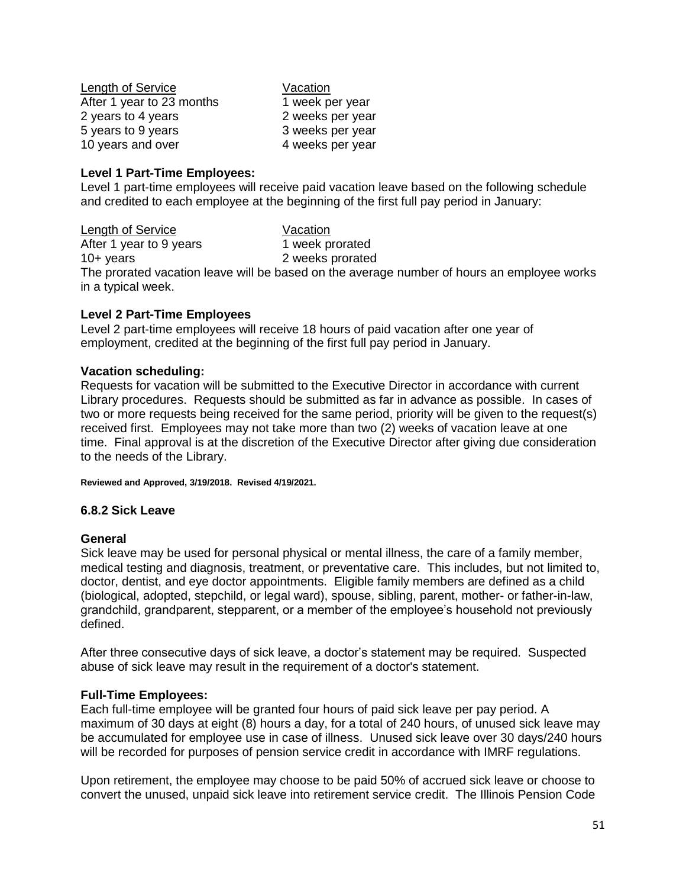| Length of Service | Vacation |
| --- | --- |
| After 1 year to 23 months | 1 week per year |
| 2 years to 4 years | 2 weeks per year |
| 5 years to 9 years | 3 weeks per year |
| 10 years and over | 4 weeks per year |

**Level 1 Part-Time Employees:**
Level 1 part-time employees will receive paid vacation leave based on the following schedule and credited to each employee at the beginning of the first full pay period in January:

| Length of Service | Vacation |
| --- | --- |
| After 1 year to 9 years | 1 week prorated |
| 10+ years | 2 weeks prorated |

The prorated vacation leave will be based on the average number of hours an employee works in a typical week.

**Level 2 Part-Time Employees**
Level 2 part-time employees will receive 18 hours of paid vacation after one year of employment, credited at the beginning of the first full pay period in January.

**Vacation scheduling:**
Requests for vacation will be submitted to the Executive Director in accordance with current Library procedures. Requests should be submitted as far in advance as possible. In cases of two or more requests being received for the same period, priority will be given to the request(s) received first. Employees may not take more than two (2) weeks of vacation leave at one time. Final approval is at the discretion of the Executive Director after giving due consideration to the needs of the Library.

**Reviewed and Approved, 3/19/2018. Revised 4/19/2021.**

### 6.8.2 Sick Leave

**General**
Sick leave may be used for personal physical or mental illness, the care of a family member, medical testing and diagnosis, treatment, or preventative care. This includes, but not limited to, doctor, dentist, and eye doctor appointments. Eligible family members are defined as a child (biological, adopted, stepchild, or legal ward), spouse, sibling, parent, mother- or father-in-law, grandchild, grandparent, stepparent, or a member of the employee's household not previously defined.

After three consecutive days of sick leave, a doctor's statement may be required. Suspected abuse of sick leave may result in the requirement of a doctor's statement.

**Full-Time Employees:**
Each full-time employee will be granted four hours of paid sick leave per pay period. A maximum of 30 days at eight (8) hours a day, for a total of 240 hours, of unused sick leave may be accumulated for employee use in case of illness. Unused sick leave over 30 days/240 hours will be recorded for purposes of pension service credit in accordance with IMRF regulations.

Upon retirement, the employee may choose to be paid 50% of accrued sick leave or choose to convert the unused, unpaid sick leave into retirement service credit. The Illinois Pension Code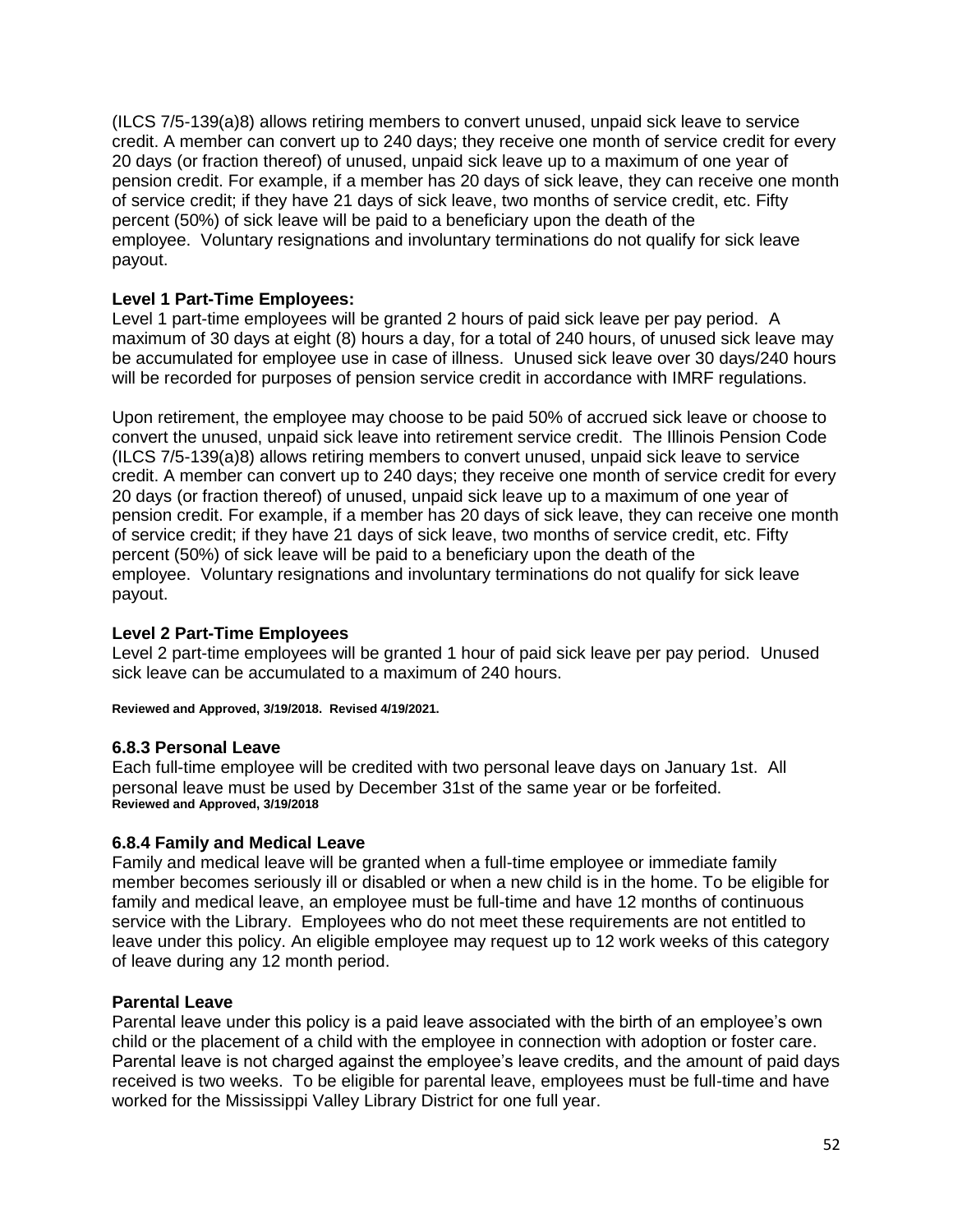(ILCS 7/5-139(a)8) allows retiring members to convert unused, unpaid sick leave to service credit. A member can convert up to 240 days; they receive one month of service credit for every 20 days (or fraction thereof) of unused, unpaid sick leave up to a maximum of one year of pension credit. For example, if a member has 20 days of sick leave, they can receive one month of service credit; if they have 21 days of sick leave, two months of service credit, etc. Fifty percent (50%) of sick leave will be paid to a beneficiary upon the death of the employee. Voluntary resignations and involuntary terminations do not qualify for sick leave payout.

**Level 1 Part-Time Employees:**

Level 1 part-time employees will be granted 2 hours of paid sick leave per pay period. A maximum of 30 days at eight (8) hours a day, for a total of 240 hours, of unused sick leave may be accumulated for employee use in case of illness. Unused sick leave over 30 days/240 hours will be recorded for purposes of pension service credit in accordance with IMRF regulations.

Upon retirement, the employee may choose to be paid 50% of accrued sick leave or choose to convert the unused, unpaid sick leave into retirement service credit. The Illinois Pension Code (ILCS 7/5-139(a)8) allows retiring members to convert unused, unpaid sick leave to service credit. A member can convert up to 240 days; they receive one month of service credit for every 20 days (or fraction thereof) of unused, unpaid sick leave up to a maximum of one year of pension credit. For example, if a member has 20 days of sick leave, they can receive one month of service credit; if they have 21 days of sick leave, two months of service credit, etc. Fifty percent (50%) of sick leave will be paid to a beneficiary upon the death of the employee. Voluntary resignations and involuntary terminations do not qualify for sick leave payout.

**Level 2 Part-Time Employees**

Level 2 part-time employees will be granted 1 hour of paid sick leave per pay period. Unused sick leave can be accumulated to a maximum of 240 hours.

**Reviewed and Approved, 3/19/2018. Revised 4/19/2021.**

### 6.8.3 Personal Leave

Each full-time employee will be credited with two personal leave days on January 1st. All personal leave must be used by December 31st of the same year or be forfeited.

**Reviewed and Approved, 3/19/2018**

### 6.8.4 Family and Medical Leave

Family and medical leave will be granted when a full-time employee or immediate family member becomes seriously ill or disabled or when a new child is in the home. To be eligible for family and medical leave, an employee must be full-time and have 12 months of continuous service with the Library. Employees who do not meet these requirements are not entitled to leave under this policy. An eligible employee may request up to 12 work weeks of this category of leave during any 12 month period.

**Parental Leave**

Parental leave under this policy is a paid leave associated with the birth of an employee's own child or the placement of a child with the employee in connection with adoption or foster care. Parental leave is not charged against the employee's leave credits, and the amount of paid days received is two weeks. To be eligible for parental leave, employees must be full-time and have worked for the Mississippi Valley Library District for one full year.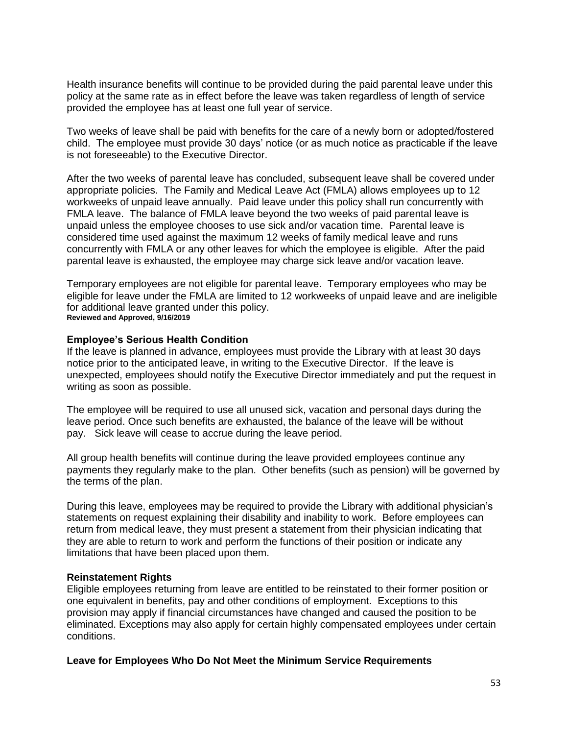Health insurance benefits will continue to be provided during the paid parental leave under this policy at the same rate as in effect before the leave was taken regardless of length of service provided the employee has at least one full year of service.

Two weeks of leave shall be paid with benefits for the care of a newly born or adopted/fostered child. The employee must provide 30 days' notice (or as much notice as practicable if the leave is not foreseeable) to the Executive Director.

After the two weeks of parental leave has concluded, subsequent leave shall be covered under appropriate policies. The Family and Medical Leave Act (FMLA) allows employees up to 12 workweeks of unpaid leave annually. Paid leave under this policy shall run concurrently with FMLA leave. The balance of FMLA leave beyond the two weeks of paid parental leave is unpaid unless the employee chooses to use sick and/or vacation time. Parental leave is considered time used against the maximum 12 weeks of family medical leave and runs concurrently with FMLA or any other leaves for which the employee is eligible. After the paid parental leave is exhausted, the employee may charge sick leave and/or vacation leave.

Temporary employees are not eligible for parental leave. Temporary employees who may be eligible for leave under the FMLA are limited to 12 workweeks of unpaid leave and are ineligible for additional leave granted under this policy.
**Reviewed and Approved, 9/16/2019**

**Employee's Serious Health Condition**
If the leave is planned in advance, employees must provide the Library with at least 30 days notice prior to the anticipated leave, in writing to the Executive Director. If the leave is unexpected, employees should notify the Executive Director immediately and put the request in writing as soon as possible.

The employee will be required to use all unused sick, vacation and personal days during the leave period. Once such benefits are exhausted, the balance of the leave will be without pay. Sick leave will cease to accrue during the leave period.

All group health benefits will continue during the leave provided employees continue any payments they regularly make to the plan. Other benefits (such as pension) will be governed by the terms of the plan.

During this leave, employees may be required to provide the Library with additional physician's statements on request explaining their disability and inability to work. Before employees can return from medical leave, they must present a statement from their physician indicating that they are able to return to work and perform the functions of their position or indicate any limitations that have been placed upon them.

**Reinstatement Rights**
Eligible employees returning from leave are entitled to be reinstated to their former position or one equivalent in benefits, pay and other conditions of employment. Exceptions to this provision may apply if financial circumstances have changed and caused the position to be eliminated. Exceptions may also apply for certain highly compensated employees under certain conditions.

**Leave for Employees Who Do Not Meet the Minimum Service Requirements**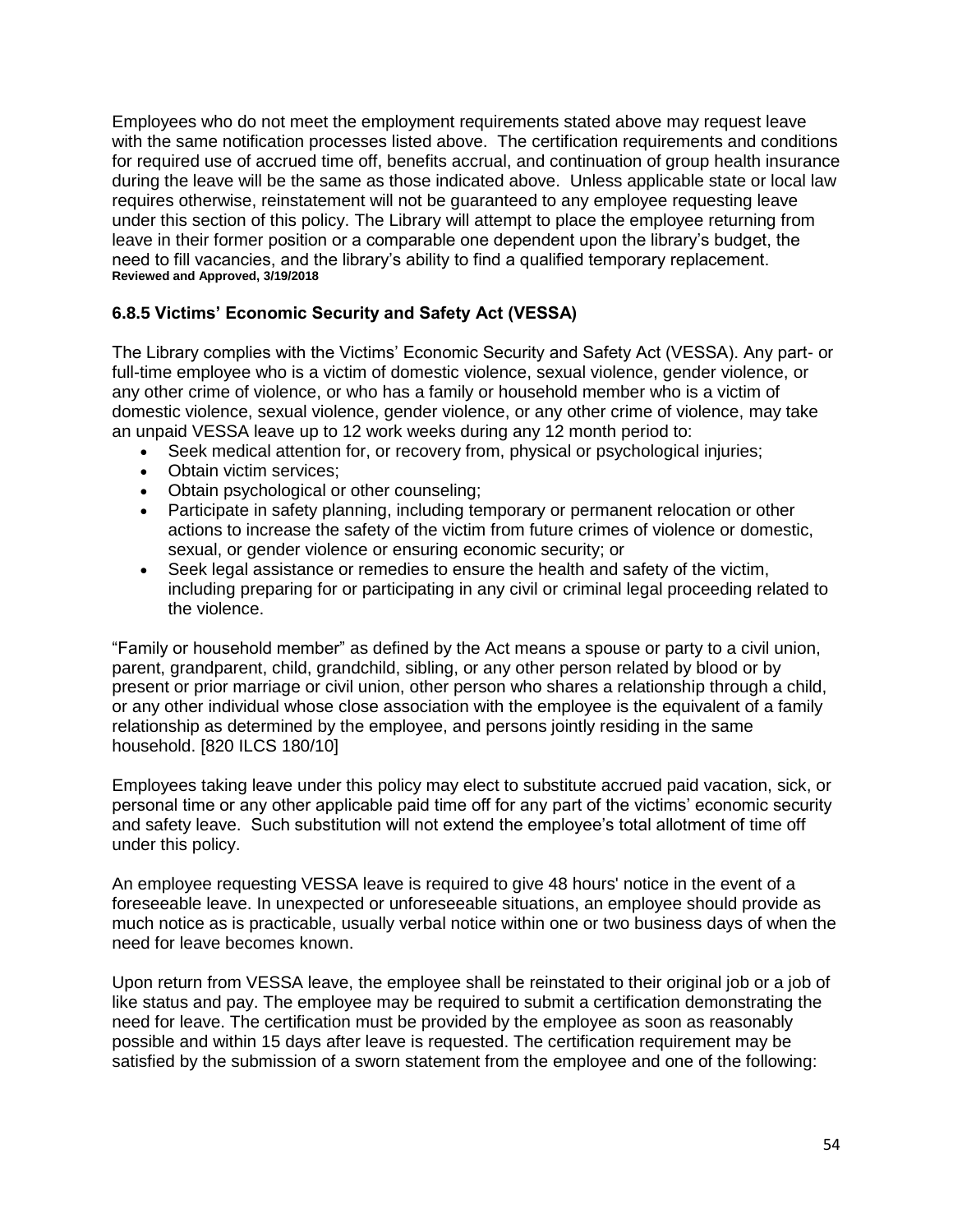Employees who do not meet the employment requirements stated above may request leave with the same notification processes listed above. The certification requirements and conditions for required use of accrued time off, benefits accrual, and continuation of group health insurance during the leave will be the same as those indicated above. Unless applicable state or local law requires otherwise, reinstatement will not be guaranteed to any employee requesting leave under this section of this policy. The Library will attempt to place the employee returning from leave in their former position or a comparable one dependent upon the library's budget, the need to fill vacancies, and the library's ability to find a qualified temporary replacement.
**Reviewed and Approved, 3/19/2018**

### 6.8.5 Victims' Economic Security and Safety Act (VESSA)

The Library complies with the Victims' Economic Security and Safety Act (VESSA). Any part- or full-time employee who is a victim of domestic violence, sexual violence, gender violence, or any other crime of violence, or who has a family or household member who is a victim of domestic violence, sexual violence, gender violence, or any other crime of violence, may take an unpaid VESSA leave up to 12 work weeks during any 12 month period to:

- Seek medical attention for, or recovery from, physical or psychological injuries;
- Obtain victim services;
- Obtain psychological or other counseling;
- Participate in safety planning, including temporary or permanent relocation or other actions to increase the safety of the victim from future crimes of violence or domestic, sexual, or gender violence or ensuring economic security; or
- Seek legal assistance or remedies to ensure the health and safety of the victim, including preparing for or participating in any civil or criminal legal proceeding related to the violence.

"Family or household member" as defined by the Act means a spouse or party to a civil union, parent, grandparent, child, grandchild, sibling, or any other person related by blood or by present or prior marriage or civil union, other person who shares a relationship through a child, or any other individual whose close association with the employee is the equivalent of a family relationship as determined by the employee, and persons jointly residing in the same household. [820 ILCS 180/10]

Employees taking leave under this policy may elect to substitute accrued paid vacation, sick, or personal time or any other applicable paid time off for any part of the victims' economic security and safety leave. Such substitution will not extend the employee's total allotment of time off under this policy.

An employee requesting VESSA leave is required to give 48 hours' notice in the event of a foreseeable leave. In unexpected or unforeseeable situations, an employee should provide as much notice as is practicable, usually verbal notice within one or two business days of when the need for leave becomes known.

Upon return from VESSA leave, the employee shall be reinstated to their original job or a job of like status and pay. The employee may be required to submit a certification demonstrating the need for leave. The certification must be provided by the employee as soon as reasonably possible and within 15 days after leave is requested. The certification requirement may be satisfied by the submission of a sworn statement from the employee and one of the following: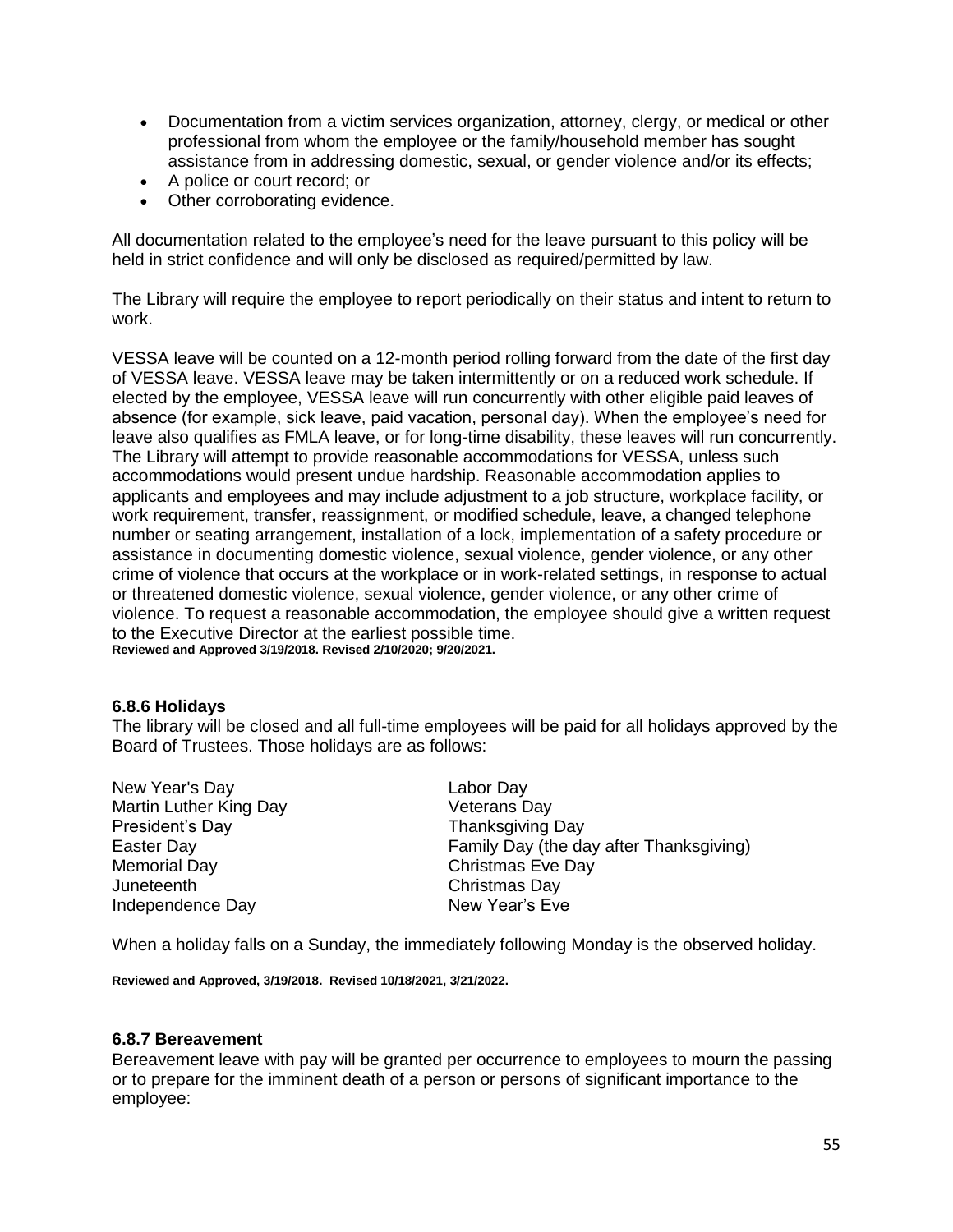- Documentation from a victim services organization, attorney, clergy, or medical or other professional from whom the employee or the family/household member has sought assistance from in addressing domestic, sexual, or gender violence and/or its effects;
- A police or court record; or
- Other corroborating evidence.

All documentation related to the employee's need for the leave pursuant to this policy will be held in strict confidence and will only be disclosed as required/permitted by law.

The Library will require the employee to report periodically on their status and intent to return to work.

VESSA leave will be counted on a 12-month period rolling forward from the date of the first day of VESSA leave. VESSA leave may be taken intermittently or on a reduced work schedule. If elected by the employee, VESSA leave will run concurrently with other eligible paid leaves of absence (for example, sick leave, paid vacation, personal day). When the employee's need for leave also qualifies as FMLA leave, or for long-time disability, these leaves will run concurrently. The Library will attempt to provide reasonable accommodations for VESSA, unless such accommodations would present undue hardship. Reasonable accommodation applies to applicants and employees and may include adjustment to a job structure, workplace facility, or work requirement, transfer, reassignment, or modified schedule, leave, a changed telephone number or seating arrangement, installation of a lock, implementation of a safety procedure or assistance in documenting domestic violence, sexual violence, gender violence, or any other crime of violence that occurs at the workplace or in work-related settings, in response to actual or threatened domestic violence, sexual violence, gender violence, or any other crime of violence. To request a reasonable accommodation, the employee should give a written request to the Executive Director at the earliest possible time.
**Reviewed and Approved 3/19/2018. Revised 2/10/2020; 9/20/2021.**

### 6.8.6 Holidays

The library will be closed and all full-time employees will be paid for all holidays approved by the Board of Trustees. Those holidays are as follows:

New Year's Day
Martin Luther King Day
President's Day
Easter Day
Memorial Day
Juneteenth
Independence Day
Labor Day
Veterans Day
Thanksgiving Day
Family Day (the day after Thanksgiving)
Christmas Eve Day
Christmas Day
New Year's Eve

When a holiday falls on a Sunday, the immediately following Monday is the observed holiday.

**Reviewed and Approved, 3/19/2018. Revised 10/18/2021, 3/21/2022.**

### 6.8.7 Bereavement

Bereavement leave with pay will be granted per occurrence to employees to mourn the passing or to prepare for the imminent death of a person or persons of significant importance to the employee: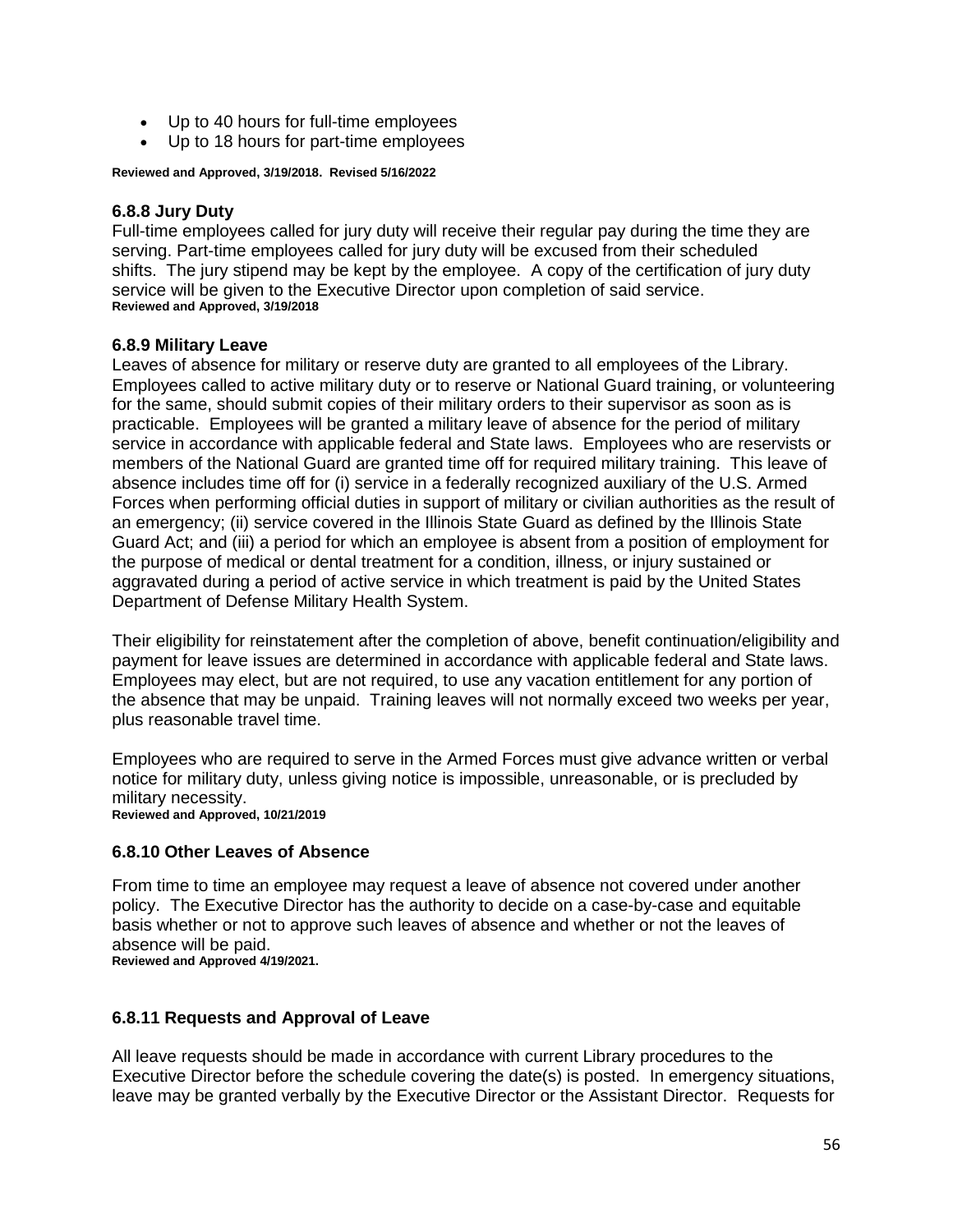- Up to 40 hours for full-time employees
- Up to 18 hours for part-time employees

**Reviewed and Approved, 3/19/2018. Revised 5/16/2022**

### 6.8.8 Jury Duty

Full-time employees called for jury duty will receive their regular pay during the time they are serving. Part-time employees called for jury duty will be excused from their scheduled shifts. The jury stipend may be kept by the employee. A copy of the certification of jury duty service will be given to the Executive Director upon completion of said service.
**Reviewed and Approved, 3/19/2018**

### 6.8.9 Military Leave

Leaves of absence for military or reserve duty are granted to all employees of the Library. Employees called to active military duty or to reserve or National Guard training, or volunteering for the same, should submit copies of their military orders to their supervisor as soon as is practicable. Employees will be granted a military leave of absence for the period of military service in accordance with applicable federal and State laws. Employees who are reservists or members of the National Guard are granted time off for required military training. This leave of absence includes time off for (i) service in a federally recognized auxiliary of the U.S. Armed Forces when performing official duties in support of military or civilian authorities as the result of an emergency; (ii) service covered in the Illinois State Guard as defined by the Illinois State Guard Act; and (iii) a period for which an employee is absent from a position of employment for the purpose of medical or dental treatment for a condition, illness, or injury sustained or aggravated during a period of active service in which treatment is paid by the United States Department of Defense Military Health System.

Their eligibility for reinstatement after the completion of above, benefit continuation/eligibility and payment for leave issues are determined in accordance with applicable federal and State laws. Employees may elect, but are not required, to use any vacation entitlement for any portion of the absence that may be unpaid. Training leaves will not normally exceed two weeks per year, plus reasonable travel time.

Employees who are required to serve in the Armed Forces must give advance written or verbal notice for military duty, unless giving notice is impossible, unreasonable, or is precluded by military necessity.
**Reviewed and Approved, 10/21/2019**

### 6.8.10 Other Leaves of Absence

From time to time an employee may request a leave of absence not covered under another policy. The Executive Director has the authority to decide on a case-by-case and equitable basis whether or not to approve such leaves of absence and whether or not the leaves of absence will be paid.
**Reviewed and Approved 4/19/2021.**

### 6.8.11 Requests and Approval of Leave

All leave requests should be made in accordance with current Library procedures to the Executive Director before the schedule covering the date(s) is posted. In emergency situations, leave may be granted verbally by the Executive Director or the Assistant Director. Requests for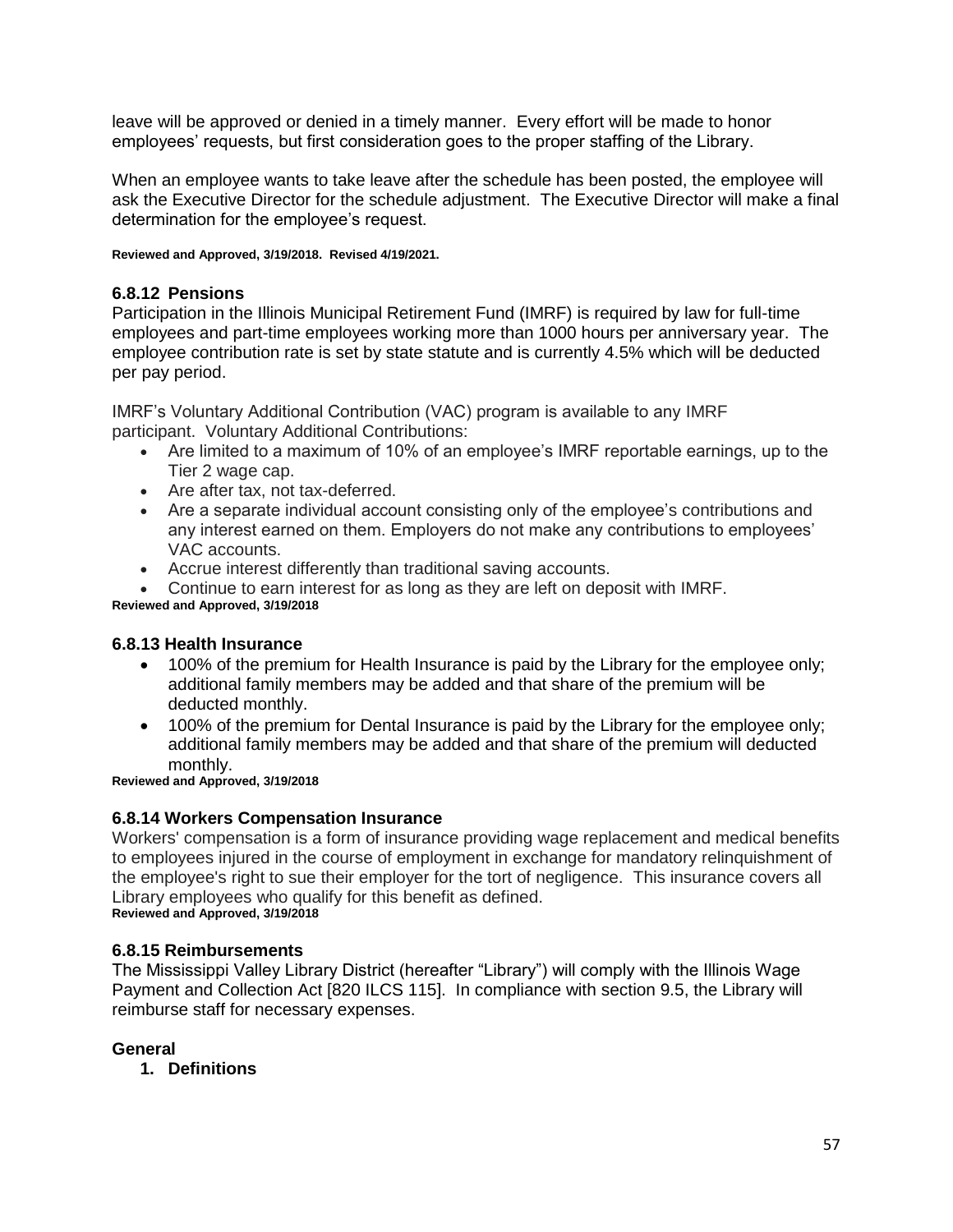leave will be approved or denied in a timely manner. Every effort will be made to honor employees' requests, but first consideration goes to the proper staffing of the Library.

When an employee wants to take leave after the schedule has been posted, the employee will ask the Executive Director for the schedule adjustment. The Executive Director will make a final determination for the employee's request.

**Reviewed and Approved, 3/19/2018. Revised 4/19/2021.**

### 6.8.12 Pensions

Participation in the Illinois Municipal Retirement Fund (IMRF) is required by law for full-time employees and part-time employees working more than 1000 hours per anniversary year. The employee contribution rate is set by state statute and is currently 4.5% which will be deducted per pay period.

IMRF's Voluntary Additional Contribution (VAC) program is available to any IMRF participant. Voluntary Additional Contributions:

- Are limited to a maximum of 10% of an employee's IMRF reportable earnings, up to the Tier 2 wage cap.
- Are after tax, not tax-deferred.
- Are a separate individual account consisting only of the employee's contributions and any interest earned on them. Employers do not make any contributions to employees' VAC accounts.
- Accrue interest differently than traditional saving accounts.
- Continue to earn interest for as long as they are left on deposit with IMRF.

**Reviewed and Approved, 3/19/2018**

### 6.8.13 Health Insurance

- 100% of the premium for Health Insurance is paid by the Library for the employee only; additional family members may be added and that share of the premium will be deducted monthly.
- 100% of the premium for Dental Insurance is paid by the Library for the employee only; additional family members may be added and that share of the premium will deducted monthly.

**Reviewed and Approved, 3/19/2018**

### 6.8.14 Workers Compensation Insurance

Workers' compensation is a form of insurance providing wage replacement and medical benefits to employees injured in the course of employment in exchange for mandatory relinquishment of the employee's right to sue their employer for the tort of negligence. This insurance covers all Library employees who qualify for this benefit as defined.

**Reviewed and Approved, 3/19/2018**

### 6.8.15 Reimbursements

The Mississippi Valley Library District (hereafter "Library") will comply with the Illinois Wage Payment and Collection Act [820 ILCS 115]. In compliance with section 9.5, the Library will reimburse staff for necessary expenses.

**General**

1. **Definitions**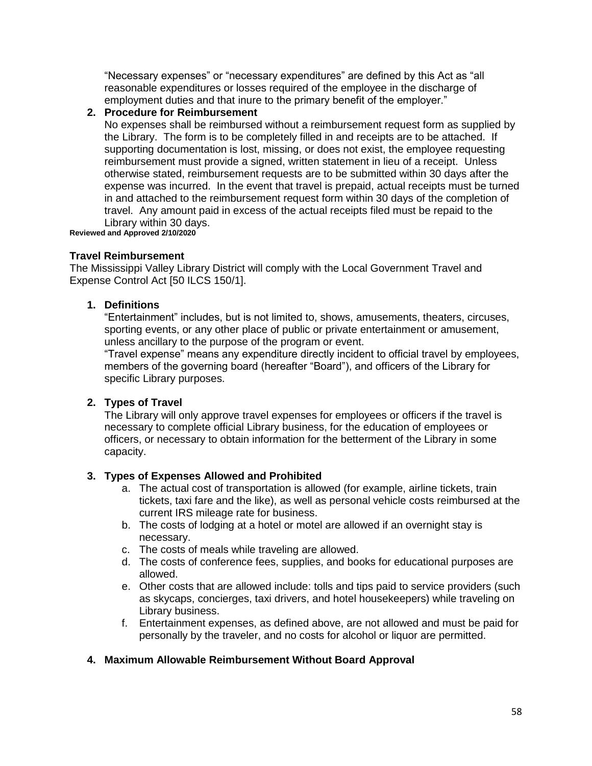"Necessary expenses" or "necessary expenditures" are defined by this Act as "all reasonable expenditures or losses required of the employee in the discharge of employment duties and that inure to the primary benefit of the employer."

2. **Procedure for Reimbursement**

   No expenses shall be reimbursed without a reimbursement request form as supplied by the Library. The form is to be completely filled in and receipts are to be attached. If supporting documentation is lost, missing, or does not exist, the employee requesting reimbursement must provide a signed, written statement in lieu of a receipt. Unless otherwise stated, reimbursement requests are to be submitted within 30 days after the expense was incurred. In the event that travel is prepaid, actual receipts must be turned in and attached to the reimbursement request form within 30 days of the completion of travel. Any amount paid in excess of the actual receipts filed must be repaid to the Library within 30 days.

**Reviewed and Approved 2/10/2020**

### Travel Reimbursement

The Mississippi Valley Library District will comply with the Local Government Travel and Expense Control Act [50 ILCS 150/1].

1. **Definitions**

   "Entertainment" includes, but is not limited to, shows, amusements, theaters, circuses, sporting events, or any other place of public or private entertainment or amusement, unless ancillary to the purpose of the program or event.

   "Travel expense" means any expenditure directly incident to official travel by employees, members of the governing board (hereafter "Board"), and officers of the Library for specific Library purposes.

2. **Types of Travel**

   The Library will only approve travel expenses for employees or officers if the travel is necessary to complete official Library business, for the education of employees or officers, or necessary to obtain information for the betterment of the Library in some capacity.

3. **Types of Expenses Allowed and Prohibited**

   a. The actual cost of transportation is allowed (for example, airline tickets, train tickets, taxi fare and the like), as well as personal vehicle costs reimbursed at the current IRS mileage rate for business.
   b. The costs of lodging at a hotel or motel are allowed if an overnight stay is necessary.
   c. The costs of meals while traveling are allowed.
   d. The costs of conference fees, supplies, and books for educational purposes are allowed.
   e. Other costs that are allowed include: tolls and tips paid to service providers (such as skycaps, concierges, taxi drivers, and hotel housekeepers) while traveling on Library business.
   f. Entertainment expenses, as defined above, are not allowed and must be paid for personally by the traveler, and no costs for alcohol or liquor are permitted.

4. **Maximum Allowable Reimbursement Without Board Approval**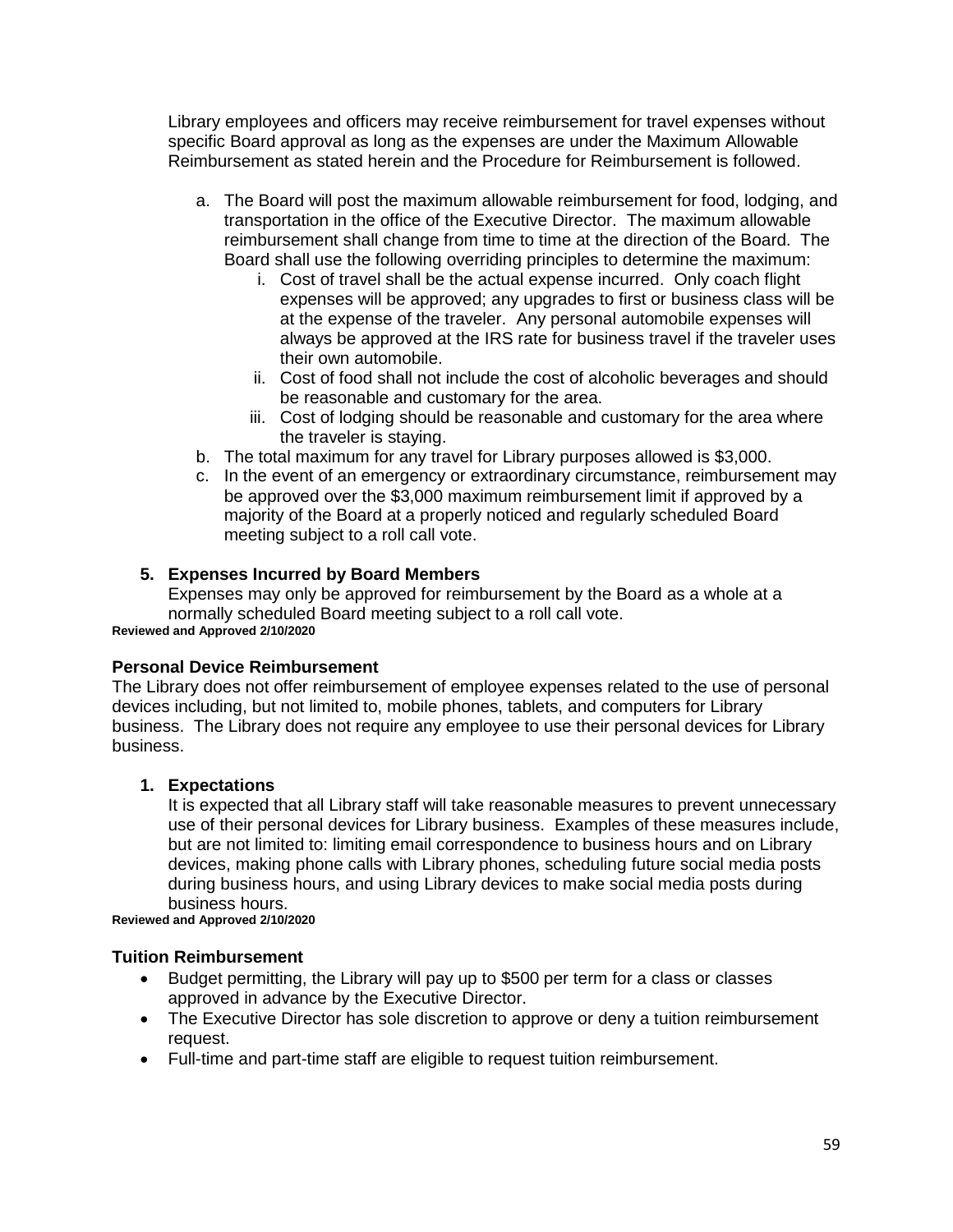Library employees and officers may receive reimbursement for travel expenses without specific Board approval as long as the expenses are under the Maximum Allowable Reimbursement as stated herein and the Procedure for Reimbursement is followed.

a. The Board will post the maximum allowable reimbursement for food, lodging, and transportation in the office of the Executive Director. The maximum allowable reimbursement shall change from time to time at the direction of the Board. The Board shall use the following overriding principles to determine the maximum:
    i. Cost of travel shall be the actual expense incurred. Only coach flight expenses will be approved; any upgrades to first or business class will be at the expense of the traveler. Any personal automobile expenses will always be approved at the IRS rate for business travel if the traveler uses their own automobile.
    ii. Cost of food shall not include the cost of alcoholic beverages and should be reasonable and customary for the area.
    iii. Cost of lodging should be reasonable and customary for the area where the traveler is staying.
b. The total maximum for any travel for Library purposes allowed is $3,000.
c. In the event of an emergency or extraordinary circumstance, reimbursement may be approved over the $3,000 maximum reimbursement limit if approved by a majority of the Board at a properly noticed and regularly scheduled Board meeting subject to a roll call vote.

**5. Expenses Incurred by Board Members**

Expenses may only be approved for reimbursement by the Board as a whole at a normally scheduled Board meeting subject to a roll call vote.

**Reviewed and Approved 2/10/2020**

### Personal Device Reimbursement

The Library does not offer reimbursement of employee expenses related to the use of personal devices including, but not limited to, mobile phones, tablets, and computers for Library business. The Library does not require any employee to use their personal devices for Library business.

**1. Expectations**

It is expected that all Library staff will take reasonable measures to prevent unnecessary use of their personal devices for Library business. Examples of these measures include, but are not limited to: limiting email correspondence to business hours and on Library devices, making phone calls with Library phones, scheduling future social media posts during business hours, and using Library devices to make social media posts during business hours.

**Reviewed and Approved 2/10/2020**

### Tuition Reimbursement

- Budget permitting, the Library will pay up to $500 per term for a class or classes approved in advance by the Executive Director.
- The Executive Director has sole discretion to approve or deny a tuition reimbursement request.
- Full-time and part-time staff are eligible to request tuition reimbursement.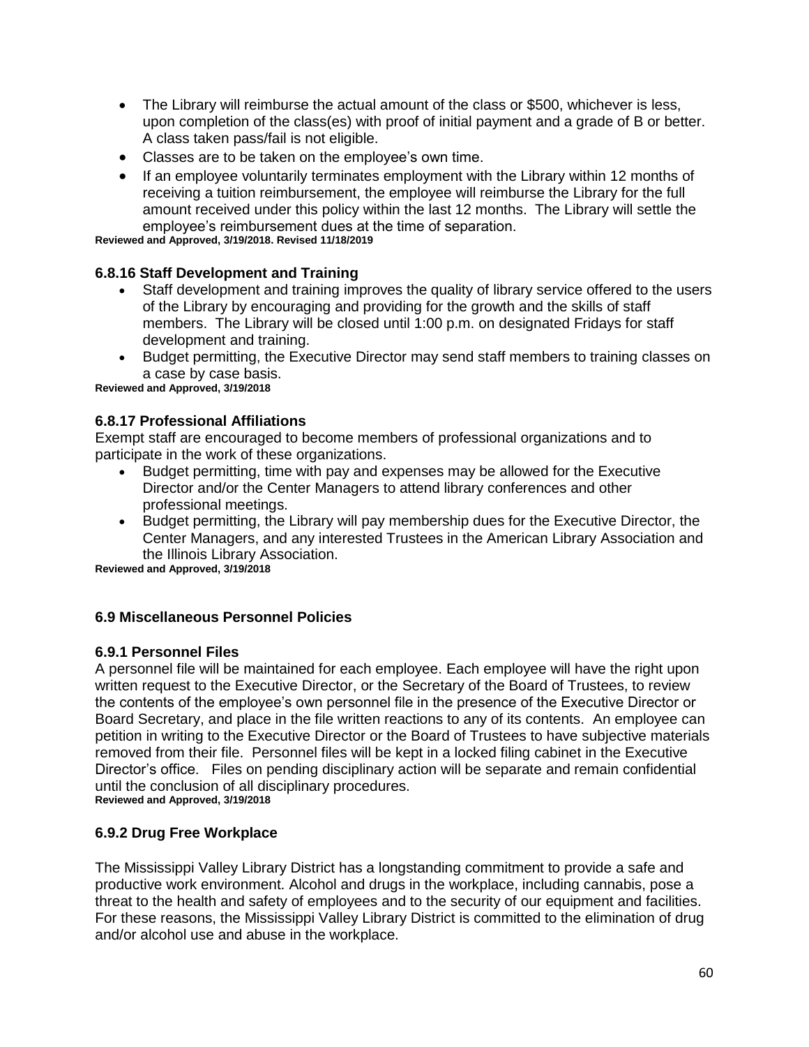- The Library will reimburse the actual amount of the class or $500, whichever is less, upon completion of the class(es) with proof of initial payment and a grade of B or better. A class taken pass/fail is not eligible.
- Classes are to be taken on the employee's own time.
- If an employee voluntarily terminates employment with the Library within 12 months of receiving a tuition reimbursement, the employee will reimburse the Library for the full amount received under this policy within the last 12 months. The Library will settle the employee's reimbursement dues at the time of separation.

**Reviewed and Approved, 3/19/2018. Revised 11/18/2019**

### 6.8.16 Staff Development and Training

- Staff development and training improves the quality of library service offered to the users of the Library by encouraging and providing for the growth and the skills of staff members. The Library will be closed until 1:00 p.m. on designated Fridays for staff development and training.
- Budget permitting, the Executive Director may send staff members to training classes on a case by case basis.

**Reviewed and Approved, 3/19/2018**

### 6.8.17 Professional Affiliations

Exempt staff are encouraged to become members of professional organizations and to participate in the work of these organizations.

- Budget permitting, time with pay and expenses may be allowed for the Executive Director and/or the Center Managers to attend library conferences and other professional meetings.
- Budget permitting, the Library will pay membership dues for the Executive Director, the Center Managers, and any interested Trustees in the American Library Association and the Illinois Library Association.

**Reviewed and Approved, 3/19/2018**

## 6.9 Miscellaneous Personnel Policies

### 6.9.1 Personnel Files

A personnel file will be maintained for each employee. Each employee will have the right upon written request to the Executive Director, or the Secretary of the Board of Trustees, to review the contents of the employee's own personnel file in the presence of the Executive Director or Board Secretary, and place in the file written reactions to any of its contents. An employee can petition in writing to the Executive Director or the Board of Trustees to have subjective materials removed from their file. Personnel files will be kept in a locked filing cabinet in the Executive Director's office. Files on pending disciplinary action will be separate and remain confidential until the conclusion of all disciplinary procedures.

**Reviewed and Approved, 3/19/2018**

### 6.9.2 Drug Free Workplace

The Mississippi Valley Library District has a longstanding commitment to provide a safe and productive work environment. Alcohol and drugs in the workplace, including cannabis, pose a threat to the health and safety of employees and to the security of our equipment and facilities. For these reasons, the Mississippi Valley Library District is committed to the elimination of drug and/or alcohol use and abuse in the workplace.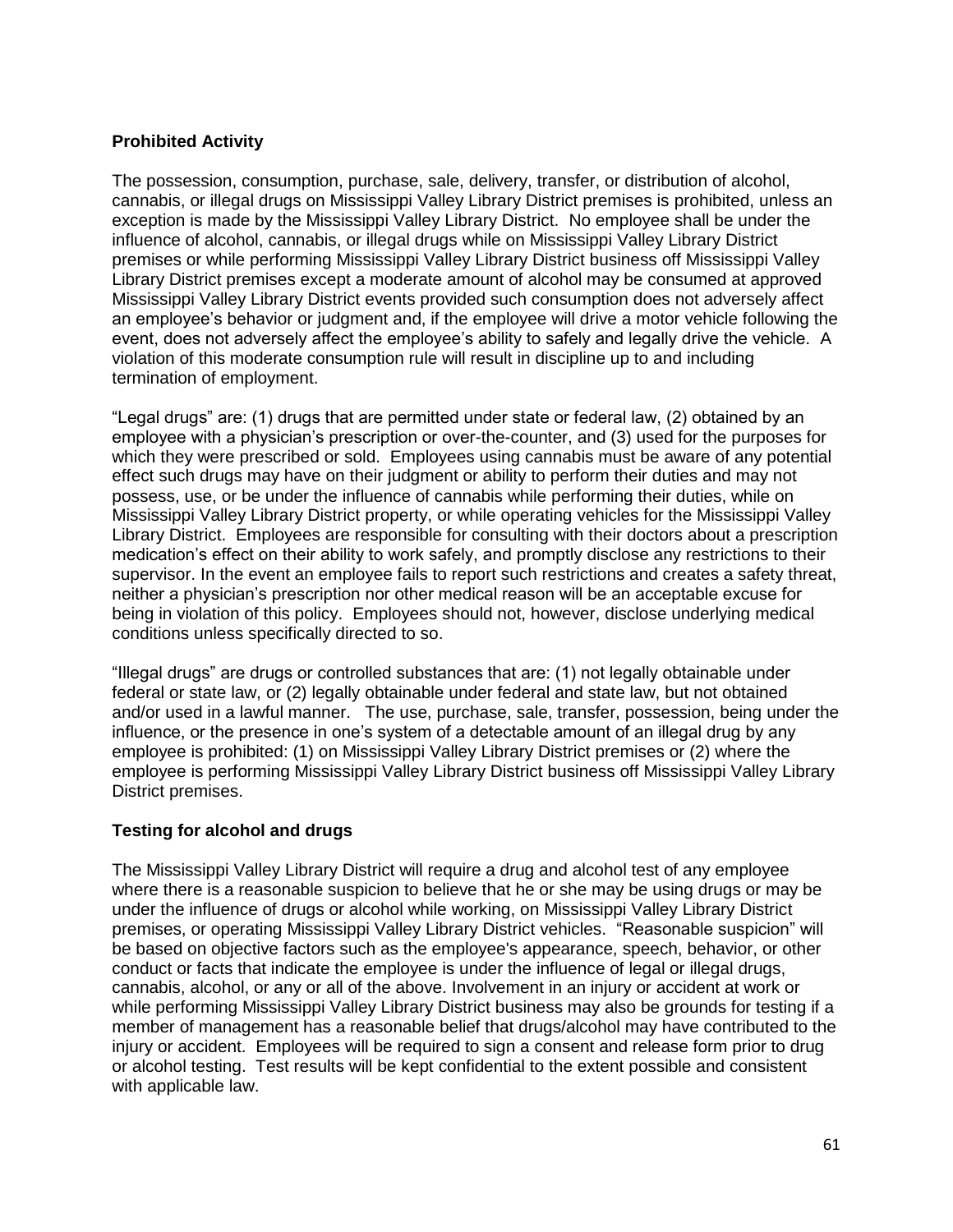**Prohibited Activity**

The possession, consumption, purchase, sale, delivery, transfer, or distribution of alcohol, cannabis, or illegal drugs on Mississippi Valley Library District premises is prohibited, unless an exception is made by the Mississippi Valley Library District. No employee shall be under the influence of alcohol, cannabis, or illegal drugs while on Mississippi Valley Library District premises or while performing Mississippi Valley Library District business off Mississippi Valley Library District premises except a moderate amount of alcohol may be consumed at approved Mississippi Valley Library District events provided such consumption does not adversely affect an employee's behavior or judgment and, if the employee will drive a motor vehicle following the event, does not adversely affect the employee's ability to safely and legally drive the vehicle. A violation of this moderate consumption rule will result in discipline up to and including termination of employment.

"Legal drugs" are: (1) drugs that are permitted under state or federal law, (2) obtained by an employee with a physician's prescription or over-the-counter, and (3) used for the purposes for which they were prescribed or sold. Employees using cannabis must be aware of any potential effect such drugs may have on their judgment or ability to perform their duties and may not possess, use, or be under the influence of cannabis while performing their duties, while on Mississippi Valley Library District property, or while operating vehicles for the Mississippi Valley Library District. Employees are responsible for consulting with their doctors about a prescription medication's effect on their ability to work safely, and promptly disclose any restrictions to their supervisor. In the event an employee fails to report such restrictions and creates a safety threat, neither a physician's prescription nor other medical reason will be an acceptable excuse for being in violation of this policy. Employees should not, however, disclose underlying medical conditions unless specifically directed to so.

"Illegal drugs" are drugs or controlled substances that are: (1) not legally obtainable under federal or state law, or (2) legally obtainable under federal and state law, but not obtained and/or used in a lawful manner. The use, purchase, sale, transfer, possession, being under the influence, or the presence in one's system of a detectable amount of an illegal drug by any employee is prohibited: (1) on Mississippi Valley Library District premises or (2) where the employee is performing Mississippi Valley Library District business off Mississippi Valley Library District premises.

**Testing for alcohol and drugs**

The Mississippi Valley Library District will require a drug and alcohol test of any employee where there is a reasonable suspicion to believe that he or she may be using drugs or may be under the influence of drugs or alcohol while working, on Mississippi Valley Library District premises, or operating Mississippi Valley Library District vehicles. "Reasonable suspicion" will be based on objective factors such as the employee's appearance, speech, behavior, or other conduct or facts that indicate the employee is under the influence of legal or illegal drugs, cannabis, alcohol, or any or all of the above. Involvement in an injury or accident at work or while performing Mississippi Valley Library District business may also be grounds for testing if a member of management has a reasonable belief that drugs/alcohol may have contributed to the injury or accident. Employees will be required to sign a consent and release form prior to drug or alcohol testing. Test results will be kept confidential to the extent possible and consistent with applicable law.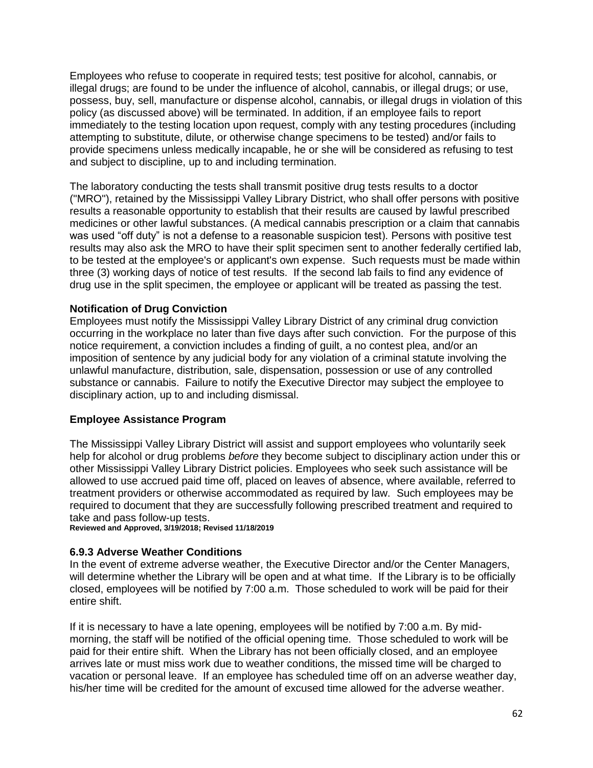Employees who refuse to cooperate in required tests; test positive for alcohol, cannabis, or illegal drugs; are found to be under the influence of alcohol, cannabis, or illegal drugs; or use, possess, buy, sell, manufacture or dispense alcohol, cannabis, or illegal drugs in violation of this policy (as discussed above) will be terminated. In addition, if an employee fails to report immediately to the testing location upon request, comply with any testing procedures (including attempting to substitute, dilute, or otherwise change specimens to be tested) and/or fails to provide specimens unless medically incapable, he or she will be considered as refusing to test and subject to discipline, up to and including termination.

The laboratory conducting the tests shall transmit positive drug tests results to a doctor ("MRO"), retained by the Mississippi Valley Library District, who shall offer persons with positive results a reasonable opportunity to establish that their results are caused by lawful prescribed medicines or other lawful substances. (A medical cannabis prescription or a claim that cannabis was used "off duty" is not a defense to a reasonable suspicion test). Persons with positive test results may also ask the MRO to have their split specimen sent to another federally certified lab, to be tested at the employee's or applicant's own expense. Such requests must be made within three (3) working days of notice of test results. If the second lab fails to find any evidence of drug use in the split specimen, the employee or applicant will be treated as passing the test.

**Notification of Drug Conviction**

Employees must notify the Mississippi Valley Library District of any criminal drug conviction occurring in the workplace no later than five days after such conviction. For the purpose of this notice requirement, a conviction includes a finding of guilt, a no contest plea, and/or an imposition of sentence by any judicial body for any violation of a criminal statute involving the unlawful manufacture, distribution, sale, dispensation, possession or use of any controlled substance or cannabis. Failure to notify the Executive Director may subject the employee to disciplinary action, up to and including dismissal.

**Employee Assistance Program**

The Mississippi Valley Library District will assist and support employees who voluntarily seek help for alcohol or drug problems *before* they become subject to disciplinary action under this or other Mississippi Valley Library District policies. Employees who seek such assistance will be allowed to use accrued paid time off, placed on leaves of absence, where available, referred to treatment providers or otherwise accommodated as required by law. Such employees may be required to document that they are successfully following prescribed treatment and required to take and pass follow-up tests.

**Reviewed and Approved, 3/19/2018; Revised 11/18/2019**

### 6.9.3 Adverse Weather Conditions

In the event of extreme adverse weather, the Executive Director and/or the Center Managers, will determine whether the Library will be open and at what time. If the Library is to be officially closed, employees will be notified by 7:00 a.m. Those scheduled to work will be paid for their entire shift.

If it is necessary to have a late opening, employees will be notified by 7:00 a.m. By mid-morning, the staff will be notified of the official opening time. Those scheduled to work will be paid for their entire shift. When the Library has not been officially closed, and an employee arrives late or must miss work due to weather conditions, the missed time will be charged to vacation or personal leave. If an employee has scheduled time off on an adverse weather day, his/her time will be credited for the amount of excused time allowed for the adverse weather.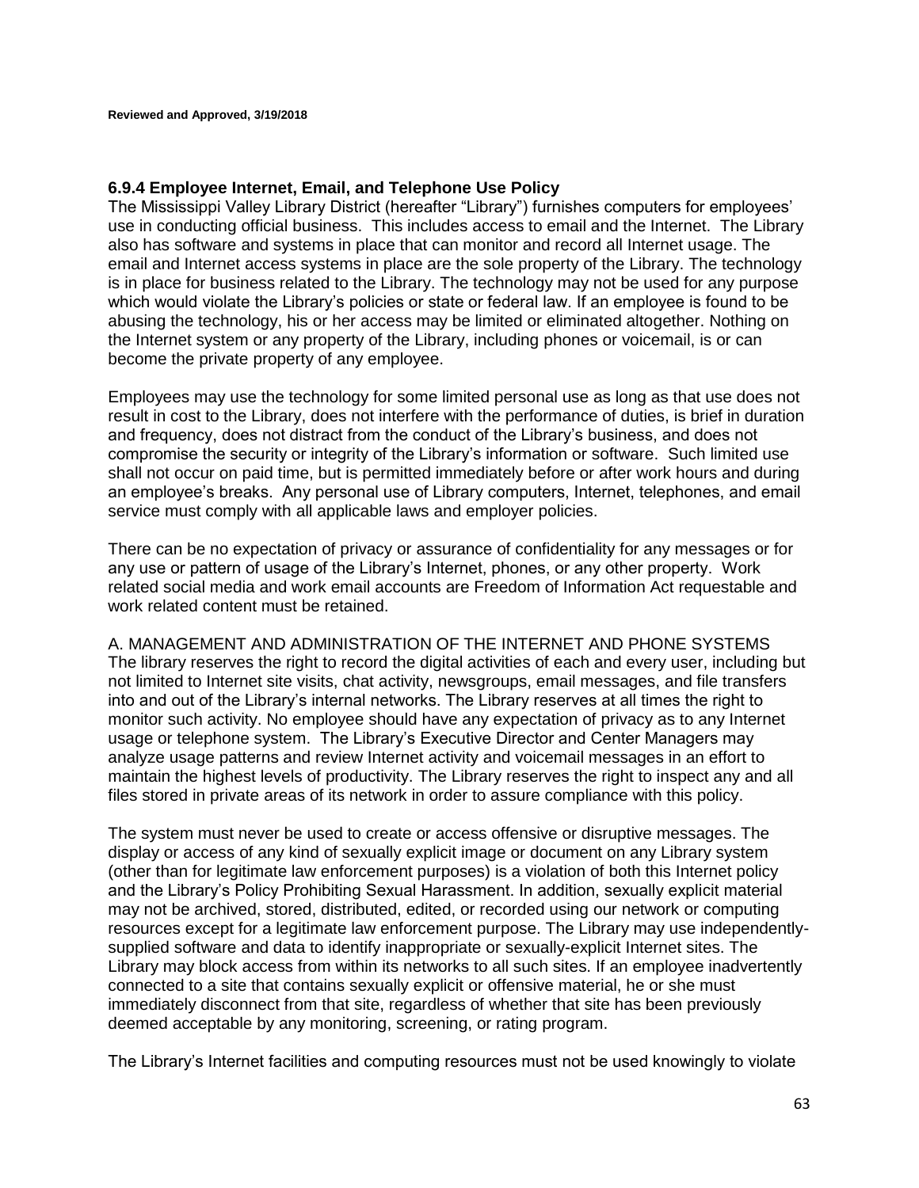**Reviewed and Approved, 3/19/2018**

### 6.9.4 Employee Internet, Email, and Telephone Use Policy

The Mississippi Valley Library District (hereafter "Library") furnishes computers for employees' use in conducting official business. This includes access to email and the Internet. The Library also has software and systems in place that can monitor and record all Internet usage. The email and Internet access systems in place are the sole property of the Library. The technology is in place for business related to the Library. The technology may not be used for any purpose which would violate the Library's policies or state or federal law. If an employee is found to be abusing the technology, his or her access may be limited or eliminated altogether. Nothing on the Internet system or any property of the Library, including phones or voicemail, is or can become the private property of any employee.

Employees may use the technology for some limited personal use as long as that use does not result in cost to the Library, does not interfere with the performance of duties, is brief in duration and frequency, does not distract from the conduct of the Library's business, and does not compromise the security or integrity of the Library's information or software. Such limited use shall not occur on paid time, but is permitted immediately before or after work hours and during an employee's breaks. Any personal use of Library computers, Internet, telephones, and email service must comply with all applicable laws and employer policies.

There can be no expectation of privacy or assurance of confidentiality for any messages or for any use or pattern of usage of the Library's Internet, phones, or any other property. Work related social media and work email accounts are Freedom of Information Act requestable and work related content must be retained.

A. MANAGEMENT AND ADMINISTRATION OF THE INTERNET AND PHONE SYSTEMS
The library reserves the right to record the digital activities of each and every user, including but not limited to Internet site visits, chat activity, newsgroups, email messages, and file transfers into and out of the Library's internal networks. The Library reserves at all times the right to monitor such activity. No employee should have any expectation of privacy as to any Internet usage or telephone system. The Library's Executive Director and Center Managers may analyze usage patterns and review Internet activity and voicemail messages in an effort to maintain the highest levels of productivity. The Library reserves the right to inspect any and all files stored in private areas of its network in order to assure compliance with this policy.

The system must never be used to create or access offensive or disruptive messages. The display or access of any kind of sexually explicit image or document on any Library system (other than for legitimate law enforcement purposes) is a violation of both this Internet policy and the Library's Policy Prohibiting Sexual Harassment. In addition, sexually explicit material may not be archived, stored, distributed, edited, or recorded using our network or computing resources except for a legitimate law enforcement purpose. The Library may use independently-supplied software and data to identify inappropriate or sexually-explicit Internet sites. The Library may block access from within its networks to all such sites. If an employee inadvertently connected to a site that contains sexually explicit or offensive material, he or she must immediately disconnect from that site, regardless of whether that site has been previously deemed acceptable by any monitoring, screening, or rating program.

The Library's Internet facilities and computing resources must not be used knowingly to violate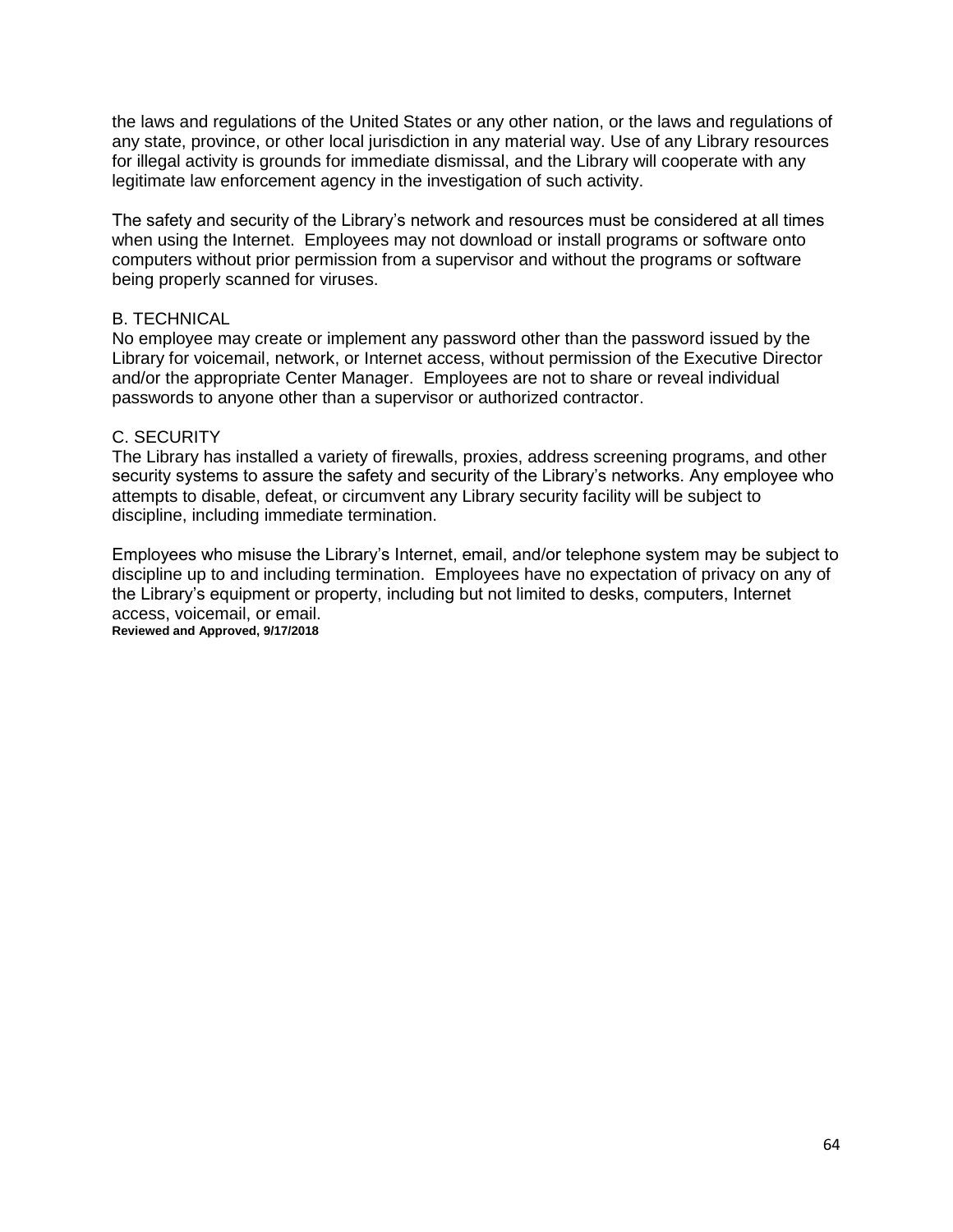the laws and regulations of the United States or any other nation, or the laws and regulations of any state, province, or other local jurisdiction in any material way. Use of any Library resources for illegal activity is grounds for immediate dismissal, and the Library will cooperate with any legitimate law enforcement agency in the investigation of such activity.

The safety and security of the Library's network and resources must be considered at all times when using the Internet. Employees may not download or install programs or software onto computers without prior permission from a supervisor and without the programs or software being properly scanned for viruses.

B. TECHNICAL

No employee may create or implement any password other than the password issued by the Library for voicemail, network, or Internet access, without permission of the Executive Director and/or the appropriate Center Manager. Employees are not to share or reveal individual passwords to anyone other than a supervisor or authorized contractor.

C. SECURITY

The Library has installed a variety of firewalls, proxies, address screening programs, and other security systems to assure the safety and security of the Library's networks. Any employee who attempts to disable, defeat, or circumvent any Library security facility will be subject to discipline, including immediate termination.

Employees who misuse the Library's Internet, email, and/or telephone system may be subject to discipline up to and including termination. Employees have no expectation of privacy on any of the Library's equipment or property, including but not limited to desks, computers, Internet access, voicemail, or email.

**Reviewed and Approved, 9/17/2018**